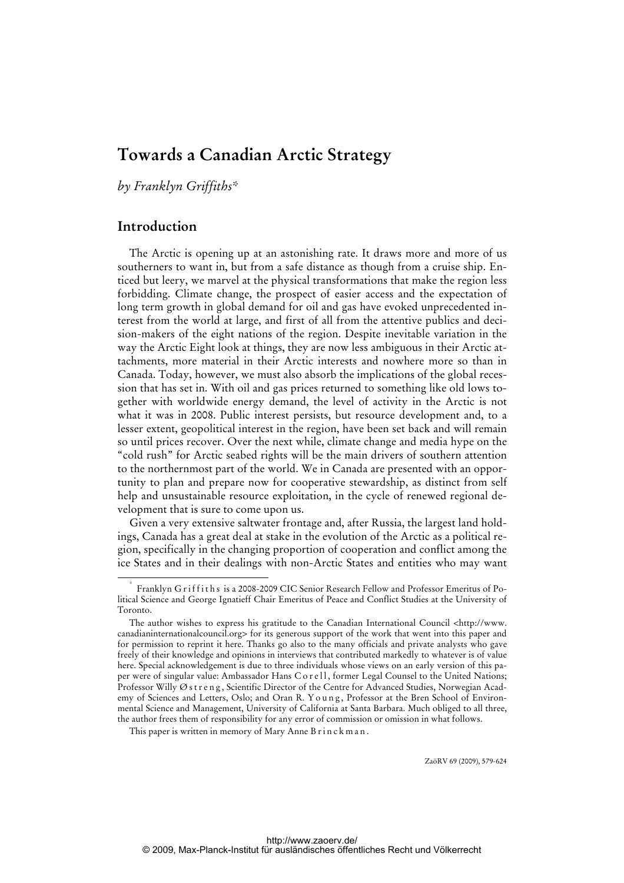# Towards a Canadian Arctic Strategy

*by Franklyn Griffiths*\*

## Introduction

The Arctic is opening up at an astonishing rate. It draws more and more of us southerners to want in, but from a safe distance as though from a cruise ship. Enticed but leery, we marvel at the physical transformations that make the region less forbidding. Climate change, the prospect of easier access and the expectation of long term growth in global demand for oil and gas have evoked unprecedented interest from the world at large, and first of all from the attentive publics and decision-makers of the eight nations of the region. Despite inevitable variation in the way the Arctic Eight look at things, they are now less ambiguous in their Arctic attachments, more material in their Arctic interests and nowhere more so than in Canada. Today, however, we must also absorb the implications of the global recession that has set in. With oil and gas prices returned to something like old lows together with worldwide energy demand, the level of activity in the Arctic is not what it was in 2008. Public interest persists, but resource development and, to a lesser extent, geopolitical interest in the region, have been set back and will remain so until prices recover. Over the next while, climate change and media hype on the "cold rush" for Arctic seabed rights will be the main drivers of southern attention to the northernmost part of the world. We in Canada are presented with an opportunity to plan and prepare now for cooperative stewardship, as distinct from self help and unsustainable resource exploitation, in the cycle of renewed regional development that is sure to come upon us.

Given a very extensive saltwater frontage and, after Russia, the largest land holdings, Canada has a great deal at stake in the evolution of the Arctic as a political region, specifically in the changing proportion of cooperation and conflict among the ice States and in their dealings with non-Arctic States and entities who may want

---

\* Franklyn Griffiths is a 2008-2009 CIC Senior Research Fellow and Professor Emeritus of Political Science and George Ignatieff Chair Emeritus of Peace and Conflict Studies at the University of Toronto.

The author wishes to express his gratitude to the Canadian International Council <http://www.canadianinternationalcouncil.org> for its generous support of the work that went into this paper and for permission to reprint it here. Thanks go also to the many officials and private analysts who gave freely of their knowledge and opinions in interviews that contributed markedly to whatever is of value here. Special acknowledgement is due to three individuals whose views on an early version of this paper were of singular value: Ambassador Hans Corell, former Legal Counsel to the United Nations; Professor Willy Østreng, Scientific Director of the Centre for Advanced Studies, Norwegian Academy of Sciences and Letters, Oslo; and Oran R. Young, Professor at the Bren School of Environmental Science and Management, University of California at Santa Barbara. Much obliged to all three, the author frees them of responsibility for any error of commission or omission in what follows.

This paper is written in memory of Mary Anne Brinckman.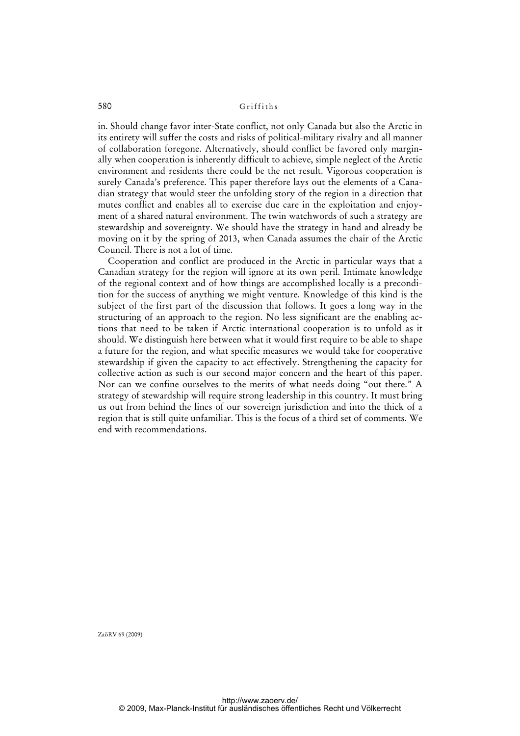in. Should change favor inter-State conflict, not only Canada but also the Arctic in its entirety will suffer the costs and risks of political-military rivalry and all manner of collaboration foregone. Alternatively, should conflict be favored only marginally when cooperation is inherently difficult to achieve, simple neglect of the Arctic environment and residents there could be the net result. Vigorous cooperation is surely Canada's preference. This paper therefore lays out the elements of a Canadian strategy that would steer the unfolding story of the region in a direction that mutes conflict and enables all to exercise due care in the exploitation and enjoyment of a shared natural environment. The twin watchwords of such a strategy are stewardship and sovereignty. We should have the strategy in hand and already be moving on it by the spring of 2013, when Canada assumes the chair of the Arctic Council. There is not a lot of time.

Cooperation and conflict are produced in the Arctic in particular ways that a Canadian strategy for the region will ignore at its own peril. Intimate knowledge of the regional context and of how things are accomplished locally is a precondition for the success of anything we might venture. Knowledge of this kind is the subject of the first part of the discussion that follows. It goes a long way in the structuring of an approach to the region. No less significant are the enabling actions that need to be taken if Arctic international cooperation is to unfold as it should. We distinguish here between what it would first require to be able to shape a future for the region, and what specific measures we would take for cooperative stewardship if given the capacity to act effectively. Strengthening the capacity for collective action as such is our second major concern and the heart of this paper. Nor can we confine ourselves to the merits of what needs doing "out there." A strategy of stewardship will require strong leadership in this country. It must bring us out from behind the lines of our sovereign jurisdiction and into the thick of a region that is still quite unfamiliar. This is the focus of a third set of comments. We end with recommendations.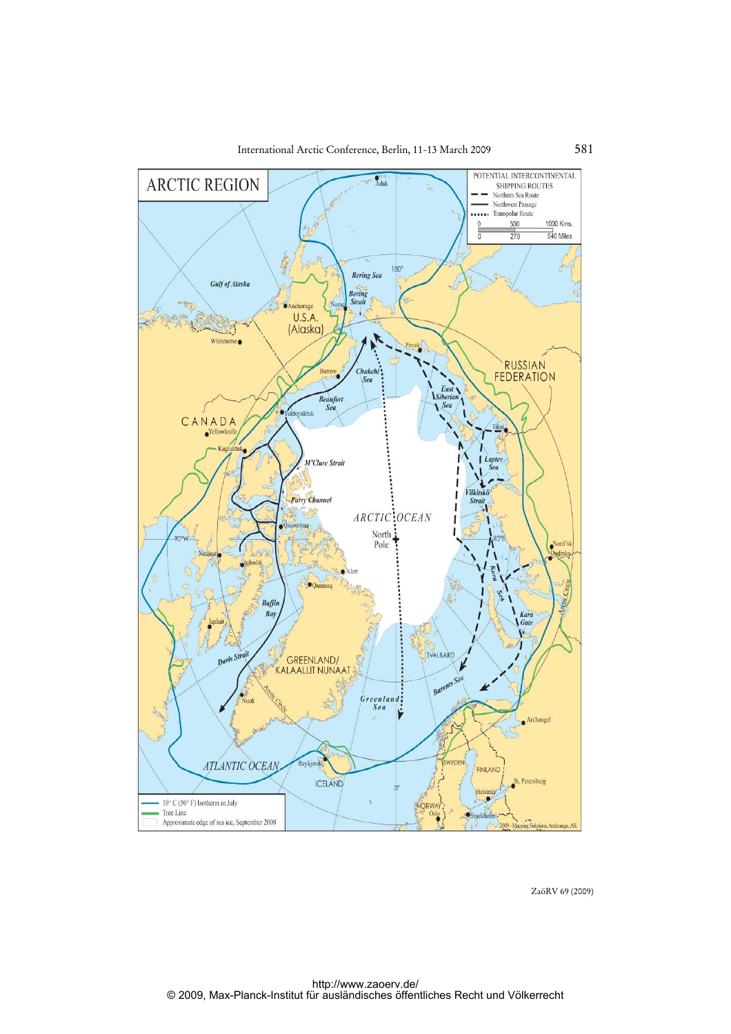# ARCTIC REGION

POTENTIAL INTERCONTINENTAL SHIPPING ROUTES

- Northern Sea Route
- Northwest Passage
- Transpolar Route

0 — 500 — 1000 Kms.
0 — 270 — 540 Miles

- 10° C (50° F) Isotherm in July
- Tree Line
- Approximate edge of sea ice, September 2008

2009 - Mapping Solutions, Anchorage, AK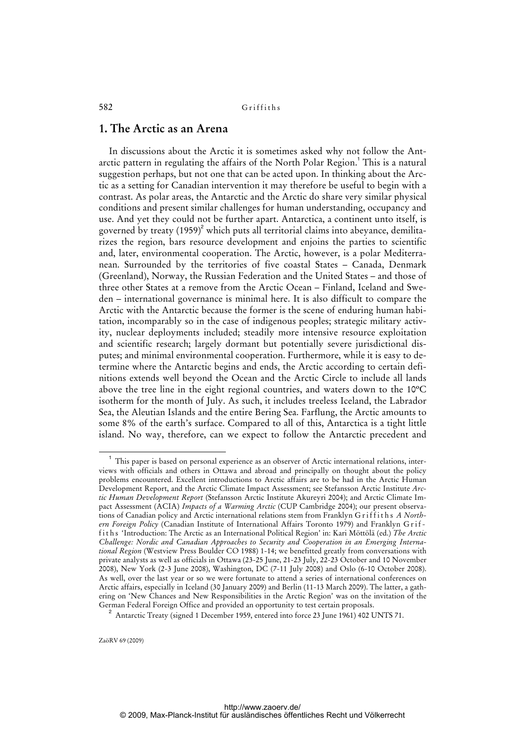## 1. The Arctic as an Arena

In discussions about the Arctic it is sometimes asked why not follow the Antarctic pattern in regulating the affairs of the North Polar Region.[1] This is a natural suggestion perhaps, but not one that can be acted upon. In thinking about the Arctic as a setting for Canadian intervention it may therefore be useful to begin with a contrast. As polar areas, the Antarctic and the Arctic do share very similar physical conditions and present similar challenges for human understanding, occupancy and use. And yet they could not be further apart. Antarctica, a continent unto itself, is governed by treaty (1959)[2] which puts all territorial claims into abeyance, demilitarizes the region, bars resource development and enjoins the parties to scientific and, later, environmental cooperation. The Arctic, however, is a polar Mediterranean. Surrounded by the territories of five coastal States – Canada, Denmark (Greenland), Norway, the Russian Federation and the United States – and those of three other States at a remove from the Arctic Ocean – Finland, Iceland and Sweden – international governance is minimal here. It is also difficult to compare the Arctic with the Antarctic because the former is the scene of enduring human habitation, incomparably so in the case of indigenous peoples; strategic military activity, nuclear deployments included; steadily more intensive resource exploitation and scientific research; largely dormant but potentially severe jurisdictional disputes; and minimal environmental cooperation. Furthermore, while it is easy to determine where the Antarctic begins and ends, the Arctic according to certain definitions extends well beyond the Ocean and the Arctic Circle to include all lands above the tree line in the eight regional countries, and waters down to the 10ºC isotherm for the month of July. As such, it includes treeless Iceland, the Labrador Sea, the Aleutian Islands and the entire Bering Sea. Farflung, the Arctic amounts to some 8% of the earth's surface. Compared to all of this, Antarctica is a tight little island. No way, therefore, can we expect to follow the Antarctic precedent and

[1] This paper is based on personal experience as an observer of Arctic international relations, interviews with officials and others in Ottawa and abroad and principally on thought about the policy problems encountered. Excellent introductions to Arctic affairs are to be had in the Arctic Human Development Report, and the Arctic Climate Impact Assessment; see Stefansson Arctic Institute *Arctic Human Development Report* (Stefansson Arctic Institute Akureyri 2004); and Arctic Climate Impact Assessment (ACIA) *Impacts of a Warming Arctic* (CUP Cambridge 2004); our present observations of Canadian policy and Arctic international relations stem from Franklyn Griffiths *A Northern Foreign Policy* (Canadian Institute of International Affairs Toronto 1979) and Franklyn Griffiths 'Introduction: The Arctic as an International Political Region' in: Kari Möttölä (ed.) *The Arctic Challenge: Nordic and Canadian Approaches to Security and Cooperation in an Emerging International Region* (Westview Press Boulder CO 1988) 1-14; we benefitted greatly from conversations with private analysts as well as officials in Ottawa (23-25 June, 21-23 July, 22-23 October and 10 November 2008), New York (2-3 June 2008), Washington, DC (7-11 July 2008) and Oslo (6-10 October 2008). As well, over the last year or so we were fortunate to attend a series of international conferences on Arctic affairs, especially in Iceland (30 January 2009) and Berlin (11-13 March 2009). The latter, a gathering on 'New Chances and New Responsibilities in the Arctic Region' was on the invitation of the German Federal Foreign Office and provided an opportunity to test certain proposals.

[2] Antarctic Treaty (signed 1 December 1959, entered into force 23 June 1961) 402 UNTS 71.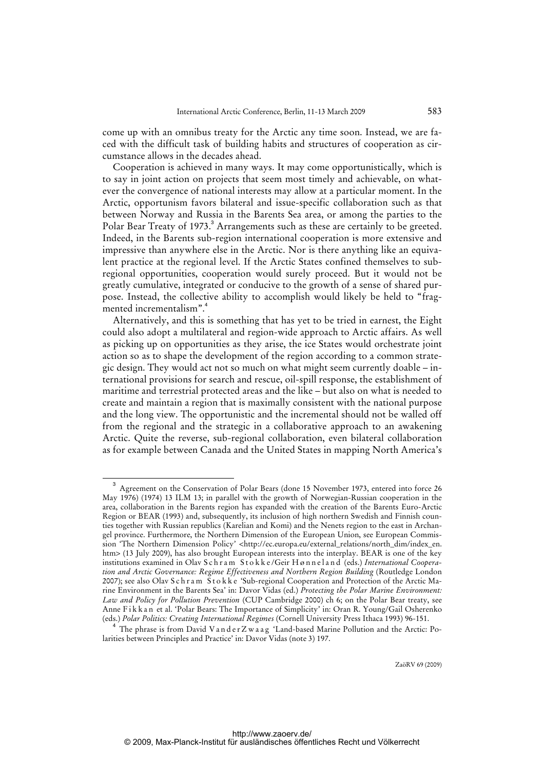come up with an omnibus treaty for the Arctic any time soon. Instead, we are faced with the difficult task of building habits and structures of cooperation as circumstance allows in the decades ahead.

Cooperation is achieved in many ways. It may come opportunistically, which is to say in joint action on projects that seem most timely and achievable, on whatever the convergence of national interests may allow at a particular moment. In the Arctic, opportunism favors bilateral and issue-specific collaboration such as that between Norway and Russia in the Barents Sea area, or among the parties to the Polar Bear Treaty of 1973.[3] Arrangements such as these are certainly to be greeted. Indeed, in the Barents sub-region international cooperation is more extensive and impressive than anywhere else in the Arctic. Nor is there anything like an equivalent practice at the regional level. If the Arctic States confined themselves to sub-regional opportunities, cooperation would surely proceed. But it would not be greatly cumulative, integrated or conducive to the growth of a sense of shared purpose. Instead, the collective ability to accomplish would likely be held to "fragmented incrementalism".[4]

Alternatively, and this is something that has yet to be tried in earnest, the Eight could also adopt a multilateral and region-wide approach to Arctic affairs. As well as picking up on opportunities as they arise, the ice States would orchestrate joint action so as to shape the development of the region according to a common strategic design. They would act not so much on what might seem currently doable – international provisions for search and rescue, oil-spill response, the establishment of maritime and terrestrial protected areas and the like – but also on what is needed to create and maintain a region that is maximally consistent with the national purpose and the long view. The opportunistic and the incremental should not be walled off from the regional and the strategic in a collaborative approach to an awakening Arctic. Quite the reverse, sub-regional collaboration, even bilateral collaboration as for example between Canada and the United States in mapping North America's

---

[3] Agreement on the Conservation of Polar Bears (done 15 November 1973, entered into force 26 May 1976) (1974) 13 ILM 13; in parallel with the growth of Norwegian-Russian cooperation in the area, collaboration in the Barents region has expanded with the creation of the Barents Euro-Arctic Region or BEAR (1993) and, subsequently, its inclusion of high northern Swedish and Finnish counties together with Russian republics (Karelian and Komi) and the Nenets region to the east in Archangel province. Furthermore, the Northern Dimension of the European Union, see European Commission 'The Northern Dimension Policy' <http://ec.europa.eu/external_relations/north_dim/index_en.htm> (13 July 2009), has also brought European interests into the interplay. BEAR is one of the key institutions examined in Olav Schram Stokke/Geir Hønneland (eds.) *International Cooperation and Arctic Governance: Regime Effectiveness and Northern Region Building* (Routledge London 2007); see also Olav Schram Stokke 'Sub-regional Cooperation and Protection of the Arctic Marine Environment in the Barents Sea' in: Davor Vidas (ed.) *Protecting the Polar Marine Environment: Law and Policy for Pollution Prevention* (CUP Cambridge 2000) ch 6; on the Polar Bear treaty, see Anne Fikkan et al. 'Polar Bears: The Importance of Simplicity' in: Oran R. Young/Gail Osherenko (eds.) *Polar Politics: Creating International Regimes* (Cornell University Press Ithaca 1993) 96-151.

[4] The phrase is from David VanderZwaag 'Land-based Marine Pollution and the Arctic: Polarities between Principles and Practice' in: Davor Vidas (note 3) 197.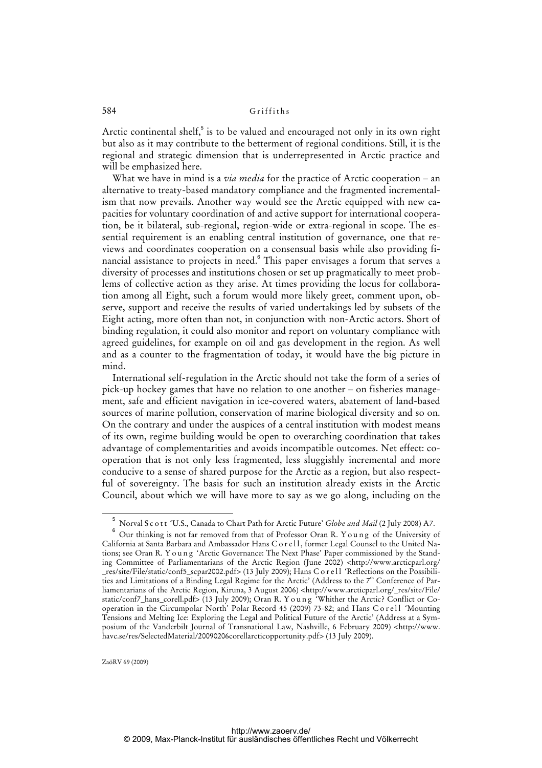Arctic continental shelf,[5] is to be valued and encouraged not only in its own right but also as it may contribute to the betterment of regional conditions. Still, it is the regional and strategic dimension that is underrepresented in Arctic practice and will be emphasized here.

What we have in mind is a *via media* for the practice of Arctic cooperation – an alternative to treaty-based mandatory compliance and the fragmented incrementalism that now prevails. Another way would see the Arctic equipped with new capacities for voluntary coordination of and active support for international cooperation, be it bilateral, sub-regional, region-wide or extra-regional in scope. The essential requirement is an enabling central institution of governance, one that reviews and coordinates cooperation on a consensual basis while also providing financial assistance to projects in need.[6] This paper envisages a forum that serves a diversity of processes and institutions chosen or set up pragmatically to meet problems of collective action as they arise. At times providing the locus for collaboration among all Eight, such a forum would more likely greet, comment upon, observe, support and receive the results of varied undertakings led by subsets of the Eight acting, more often than not, in conjunction with non-Arctic actors. Short of binding regulation, it could also monitor and report on voluntary compliance with agreed guidelines, for example on oil and gas development in the region. As well and as a counter to the fragmentation of today, it would have the big picture in mind.

International self-regulation in the Arctic should not take the form of a series of pick-up hockey games that have no relation to one another – on fisheries management, safe and efficient navigation in ice-covered waters, abatement of land-based sources of marine pollution, conservation of marine biological diversity and so on. On the contrary and under the auspices of a central institution with modest means of its own, regime building would be open to overarching coordination that takes advantage of complementarities and avoids incompatible outcomes. Net effect: cooperation that is not only less fragmented, less sluggishly incremental and more conducive to a sense of shared purpose for the Arctic as a region, but also respectful of sovereignty. The basis for such an institution already exists in the Arctic Council, about which we will have more to say as we go along, including on the

---

[5] Norval Scott 'U.S., Canada to Chart Path for Arctic Future' *Globe and Mail* (2 July 2008) A7.

[6] Our thinking is not far removed from that of Professor Oran R. Young of the University of California at Santa Barbara and Ambassador Hans Corell, former Legal Counsel to the United Nations; see Oran R. Young 'Arctic Governance: The Next Phase' Paper commissioned by the Standing Committee of Parliamentarians of the Arctic Region (June 2002) <http://www.arcticparl.org/_res/site/File/static/conf5_scpar2002.pdf> (13 July 2009); Hans Corell 'Reflections on the Possibilities and Limitations of a Binding Legal Regime for the Arctic' (Address to the 7th Conference of Parliamentarians of the Arctic Region, Kiruna, 3 August 2006) <http://www.arcticparl.org/_res/site/File/static/conf7_hans_corell.pdf> (13 July 2009); Oran R. Young 'Whither the Arctic? Conflict or Cooperation in the Circumpolar North' Polar Record 45 (2009) 73-82; and Hans Corell 'Mounting Tensions and Melting Ice: Exploring the Legal and Political Future of the Arctic' (Address at a Symposium of the Vanderbilt Journal of Transnational Law, Nashville, 6 February 2009) <http://www.havc.se/res/SelectedMaterial/20090206corellarcticopportunity.pdf> (13 July 2009).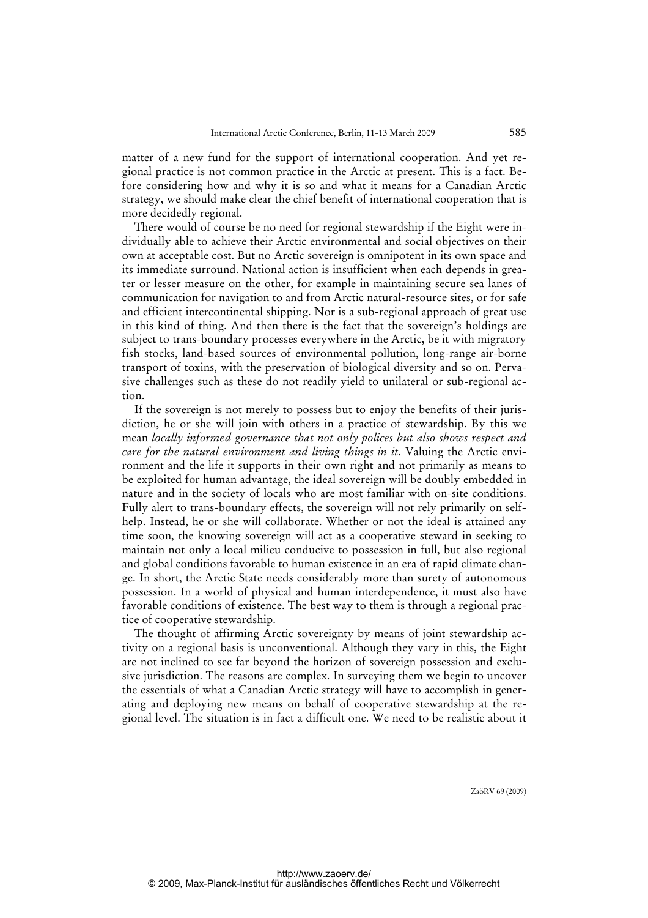matter of a new fund for the support of international cooperation. And yet regional practice is not common practice in the Arctic at present. This is a fact. Before considering how and why it is so and what it means for a Canadian Arctic strategy, we should make clear the chief benefit of international cooperation that is more decidedly regional.

There would of course be no need for regional stewardship if the Eight were individually able to achieve their Arctic environmental and social objectives on their own at acceptable cost. But no Arctic sovereign is omnipotent in its own space and its immediate surround. National action is insufficient when each depends in greater or lesser measure on the other, for example in maintaining secure sea lanes of communication for navigation to and from Arctic natural-resource sites, or for safe and efficient intercontinental shipping. Nor is a sub-regional approach of great use in this kind of thing. And then there is the fact that the sovereign's holdings are subject to trans-boundary processes everywhere in the Arctic, be it with migratory fish stocks, land-based sources of environmental pollution, long-range air-borne transport of toxins, with the preservation of biological diversity and so on. Pervasive challenges such as these do not readily yield to unilateral or sub-regional action.

If the sovereign is not merely to possess but to enjoy the benefits of their jurisdiction, he or she will join with others in a practice of stewardship. By this we mean *locally informed governance that not only polices but also shows respect and care for the natural environment and living things in it*. Valuing the Arctic environment and the life it supports in their own right and not primarily as means to be exploited for human advantage, the ideal sovereign will be doubly embedded in nature and in the society of locals who are most familiar with on-site conditions. Fully alert to trans-boundary effects, the sovereign will not rely primarily on self-help. Instead, he or she will collaborate. Whether or not the ideal is attained any time soon, the knowing sovereign will act as a cooperative steward in seeking to maintain not only a local milieu conducive to possession in full, but also regional and global conditions favorable to human existence in an era of rapid climate change. In short, the Arctic State needs considerably more than surety of autonomous possession. In a world of physical and human interdependence, it must also have favorable conditions of existence. The best way to them is through a regional practice of cooperative stewardship.

The thought of affirming Arctic sovereignty by means of joint stewardship activity on a regional basis is unconventional. Although they vary in this, the Eight are not inclined to see far beyond the horizon of sovereign possession and exclusive jurisdiction. The reasons are complex. In surveying them we begin to uncover the essentials of what a Canadian Arctic strategy will have to accomplish in generating and deploying new means on behalf of cooperative stewardship at the regional level. The situation is in fact a difficult one. We need to be realistic about it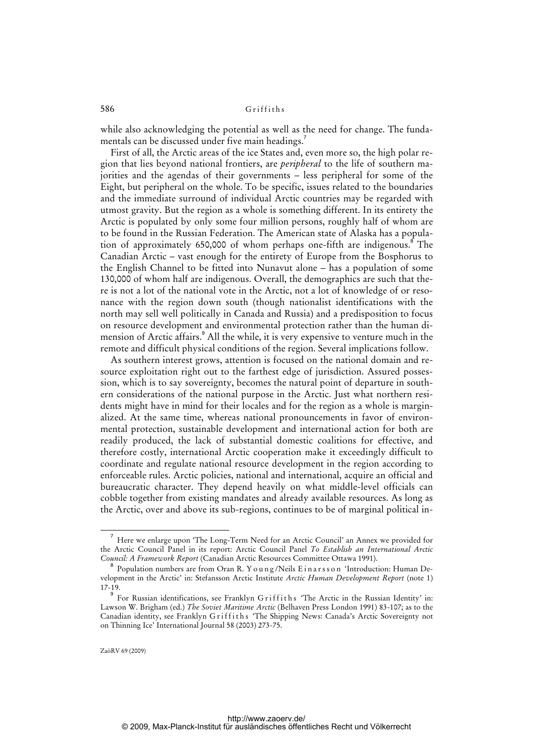while also acknowledging the potential as well as the need for change. The fundamentals can be discussed under five main headings.[7]

First of all, the Arctic areas of the ice States and, even more so, the high polar region that lies beyond national frontiers, are *peripheral* to the life of southern majorities and the agendas of their governments – less peripheral for some of the Eight, but peripheral on the whole. To be specific, issues related to the boundaries and the immediate surround of individual Arctic countries may be regarded with utmost gravity. But the region as a whole is something different. In its entirety the Arctic is populated by only some four million persons, roughly half of whom are to be found in the Russian Federation. The American state of Alaska has a population of approximately 650,000 of whom perhaps one-fifth are indigenous.[8] The Canadian Arctic – vast enough for the entirety of Europe from the Bosphorus to the English Channel to be fitted into Nunavut alone – has a population of some 130,000 of whom half are indigenous. Overall, the demographics are such that there is not a lot of the national vote in the Arctic, not a lot of knowledge of or resonance with the region down south (though nationalist identifications with the north may sell well politically in Canada and Russia) and a predisposition to focus on resource development and environmental protection rather than the human dimension of Arctic affairs.[9] All the while, it is very expensive to venture much in the remote and difficult physical conditions of the region. Several implications follow.

As southern interest grows, attention is focused on the national domain and resource exploitation right out to the farthest edge of jurisdiction. Assured possession, which is to say sovereignty, becomes the natural point of departure in southern considerations of the national purpose in the Arctic. Just what northern residents might have in mind for their locales and for the region as a whole is marginalized. At the same time, whereas national pronouncements in favor of environmental protection, sustainable development and international action for both are readily produced, the lack of substantial domestic coalitions for effective, and therefore costly, international Arctic cooperation make it exceedingly difficult to coordinate and regulate national resource development in the region according to enforceable rules. Arctic policies, national and international, acquire an official and bureaucratic character. They depend heavily on what middle-level officials can cobble together from existing mandates and already available resources. As long as the Arctic, over and above its sub-regions, continues to be of marginal political in-

---

[7] Here we enlarge upon 'The Long-Term Need for an Arctic Council' an Annex we provided for the Arctic Council Panel in its report: Arctic Council Panel *To Establish an International Arctic Council: A Framework Report* (Canadian Arctic Resources Committee Ottawa 1991).

[8] Population numbers are from Oran R. Young/Neils Einarsson 'Introduction: Human Development in the Arctic' in: Stefansson Arctic Institute *Arctic Human Development Report* (note 1) 17-19.

[9] For Russian identifications, see Franklyn Griffiths 'The Arctic in the Russian Identity' in: Lawson W. Brigham (ed.) *The Soviet Maritime Arctic* (Belhaven Press London 1991) 83-107; as to the Canadian identity, see Franklyn Griffiths 'The Shipping News: Canada's Arctic Sovereignty not on Thinning Ice' International Journal 58 (2003) 273-75.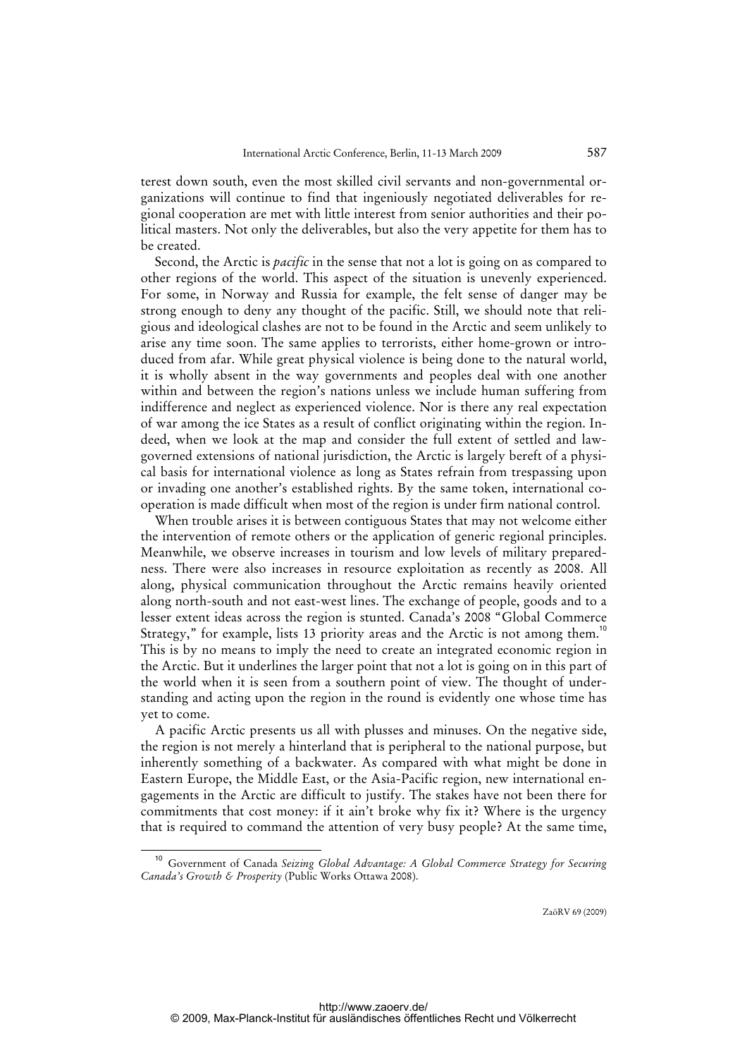terest down south, even the most skilled civil servants and non-governmental organizations will continue to find that ingeniously negotiated deliverables for regional cooperation are met with little interest from senior authorities and their political masters. Not only the deliverables, but also the very appetite for them has to be created.

Second, the Arctic is *pacific* in the sense that not a lot is going on as compared to other regions of the world. This aspect of the situation is unevenly experienced. For some, in Norway and Russia for example, the felt sense of danger may be strong enough to deny any thought of the pacific. Still, we should note that religious and ideological clashes are not to be found in the Arctic and seem unlikely to arise any time soon. The same applies to terrorists, either home-grown or introduced from afar. While great physical violence is being done to the natural world, it is wholly absent in the way governments and peoples deal with one another within and between the region's nations unless we include human suffering from indifference and neglect as experienced violence. Nor is there any real expectation of war among the ice States as a result of conflict originating within the region. Indeed, when we look at the map and consider the full extent of settled and law-governed extensions of national jurisdiction, the Arctic is largely bereft of a physical basis for international violence as long as States refrain from trespassing upon or invading one another's established rights. By the same token, international cooperation is made difficult when most of the region is under firm national control.

When trouble arises it is between contiguous States that may not welcome either the intervention of remote others or the application of generic regional principles. Meanwhile, we observe increases in tourism and low levels of military preparedness. There were also increases in resource exploitation as recently as 2008. All along, physical communication throughout the Arctic remains heavily oriented along north-south and not east-west lines. The exchange of people, goods and to a lesser extent ideas across the region is stunted. Canada's 2008 "Global Commerce Strategy," for example, lists 13 priority areas and the Arctic is not among them.[10] This is by no means to imply the need to create an integrated economic region in the Arctic. But it underlines the larger point that not a lot is going on in this part of the world when it is seen from a southern point of view. The thought of understanding and acting upon the region in the round is evidently one whose time has yet to come.

A pacific Arctic presents us all with plusses and minuses. On the negative side, the region is not merely a hinterland that is peripheral to the national purpose, but inherently something of a backwater. As compared with what might be done in Eastern Europe, the Middle East, or the Asia-Pacific region, new international engagements in the Arctic are difficult to justify. The stakes have not been there for commitments that cost money: if it ain't broke why fix it? Where is the urgency that is required to command the attention of very busy people? At the same time,

[10] Government of Canada *Seizing Global Advantage: A Global Commerce Strategy for Securing Canada's Growth & Prosperity* (Public Works Ottawa 2008).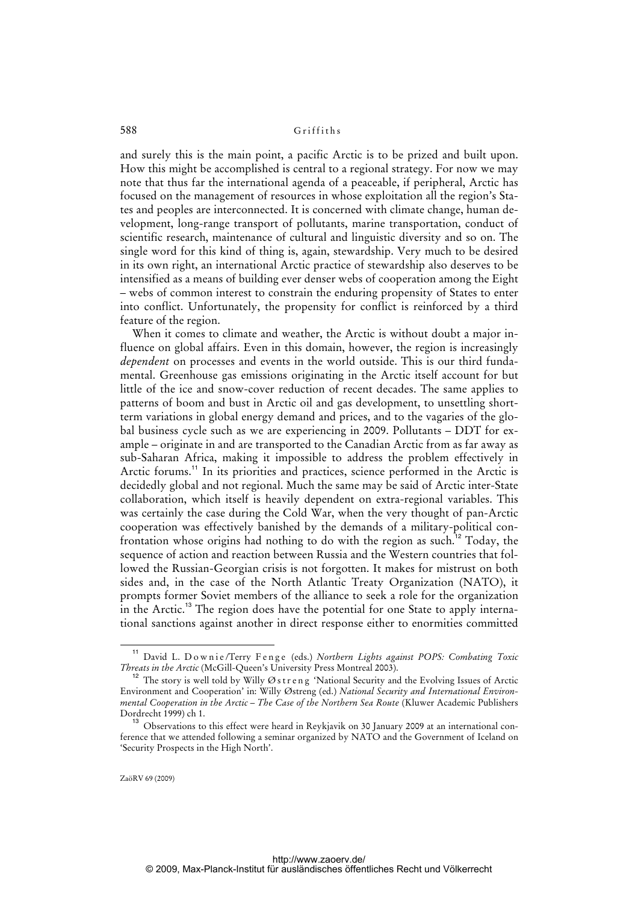and surely this is the main point, a pacific Arctic is to be prized and built upon. How this might be accomplished is central to a regional strategy. For now we may note that thus far the international agenda of a peaceable, if peripheral, Arctic has focused on the management of resources in whose exploitation all the region's States and peoples are interconnected. It is concerned with climate change, human development, long-range transport of pollutants, marine transportation, conduct of scientific research, maintenance of cultural and linguistic diversity and so on. The single word for this kind of thing is, again, stewardship. Very much to be desired in its own right, an international Arctic practice of stewardship also deserves to be intensified as a means of building ever denser webs of cooperation among the Eight – webs of common interest to constrain the enduring propensity of States to enter into conflict. Unfortunately, the propensity for conflict is reinforced by a third feature of the region.

When it comes to climate and weather, the Arctic is without doubt a major influence on global affairs. Even in this domain, however, the region is increasingly *dependent* on processes and events in the world outside. This is our third fundamental. Greenhouse gas emissions originating in the Arctic itself account for but little of the ice and snow-cover reduction of recent decades. The same applies to patterns of boom and bust in Arctic oil and gas development, to unsettling short-term variations in global energy demand and prices, and to the vagaries of the global business cycle such as we are experiencing in 2009. Pollutants – DDT for example – originate in and are transported to the Canadian Arctic from as far away as sub-Saharan Africa, making it impossible to address the problem effectively in Arctic forums.[11] In its priorities and practices, science performed in the Arctic is decidedly global and not regional. Much the same may be said of Arctic inter-State collaboration, which itself is heavily dependent on extra-regional variables. This was certainly the case during the Cold War, when the very thought of pan-Arctic cooperation was effectively banished by the demands of a military-political confrontation whose origins had nothing to do with the region as such.[12] Today, the sequence of action and reaction between Russia and the Western countries that followed the Russian-Georgian crisis is not forgotten. It makes for mistrust on both sides and, in the case of the North Atlantic Treaty Organization (NATO), it prompts former Soviet members of the alliance to seek a role for the organization in the Arctic.[13] The region does have the potential for one State to apply international sanctions against another in direct response either to enormities committed

---

[11] David L. Downie/Terry Fenge (eds.) *Northern Lights against POPS: Combating Toxic Threats in the Arctic* (McGill-Queen's University Press Montreal 2003).

[12] The story is well told by Willy Østreng 'National Security and the Evolving Issues of Arctic Environment and Cooperation' in: Willy Østreng (ed.) *National Security and International Environmental Cooperation in the Arctic – The Case of the Northern Sea Route* (Kluwer Academic Publishers Dordrecht 1999) ch 1.

[13] Observations to this effect were heard in Reykjavik on 30 January 2009 at an international conference that we attended following a seminar organized by NATO and the Government of Iceland on 'Security Prospects in the High North'.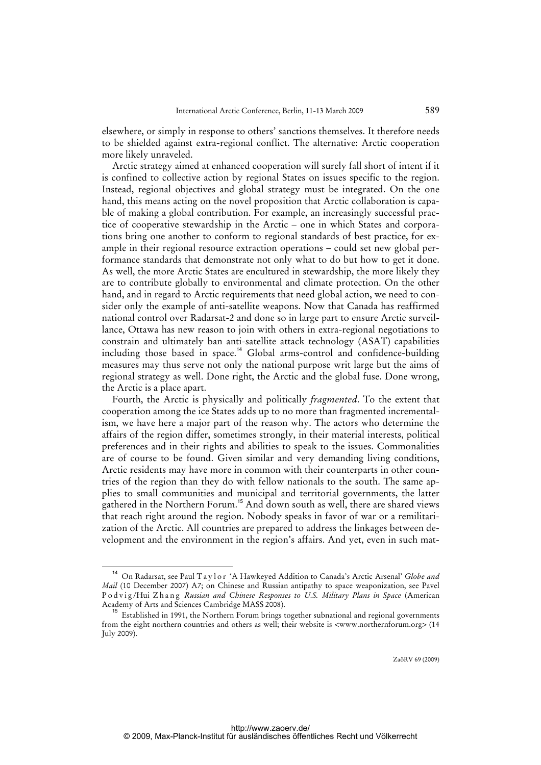elsewhere, or simply in response to others' sanctions themselves. It therefore needs to be shielded against extra-regional conflict. The alternative: Arctic cooperation more likely unraveled.

Arctic strategy aimed at enhanced cooperation will surely fall short of intent if it is confined to collective action by regional States on issues specific to the region. Instead, regional objectives and global strategy must be integrated. On the one hand, this means acting on the novel proposition that Arctic collaboration is capable of making a global contribution. For example, an increasingly successful practice of cooperative stewardship in the Arctic – one in which States and corporations bring one another to conform to regional standards of best practice, for example in their regional resource extraction operations – could set new global performance standards that demonstrate not only what to do but how to get it done. As well, the more Arctic States are encultured in stewardship, the more likely they are to contribute globally to environmental and climate protection. On the other hand, and in regard to Arctic requirements that need global action, we need to consider only the example of anti-satellite weapons. Now that Canada has reaffirmed national control over Radarsat-2 and done so in large part to ensure Arctic surveillance, Ottawa has new reason to join with others in extra-regional negotiations to constrain and ultimately ban anti-satellite attack technology (ASAT) capabilities including those based in space.[14] Global arms-control and confidence-building measures may thus serve not only the national purpose writ large but the aims of regional strategy as well. Done right, the Arctic and the global fuse. Done wrong, the Arctic is a place apart.

Fourth, the Arctic is physically and politically *fragmented*. To the extent that cooperation among the ice States adds up to no more than fragmented incrementalism, we have here a major part of the reason why. The actors who determine the affairs of the region differ, sometimes strongly, in their material interests, political preferences and in their rights and abilities to speak to the issues. Commonalities are of course to be found. Given similar and very demanding living conditions, Arctic residents may have more in common with their counterparts in other countries of the region than they do with fellow nationals to the south. The same applies to small communities and municipal and territorial governments, the latter gathered in the Northern Forum.[15] And down south as well, there are shared views that reach right around the region. Nobody speaks in favor of war or a remilitarization of the Arctic. All countries are prepared to address the linkages between development and the environment in the region's affairs. And yet, even in such mat-

---

[14] On Radarsat, see Paul Taylor 'A Hawkeyed Addition to Canada's Arctic Arsenal' *Globe and Mail* (10 December 2007) A7; on Chinese and Russian antipathy to space weaponization, see Pavel Podvig/Hui Zhang *Russian and Chinese Responses to U.S. Military Plans in Space* (American Academy of Arts and Sciences Cambridge MASS 2008).

[15] Established in 1991, the Northern Forum brings together subnational and regional governments from the eight northern countries and others as well; their website is <www.northernforum.org> (14 July 2009).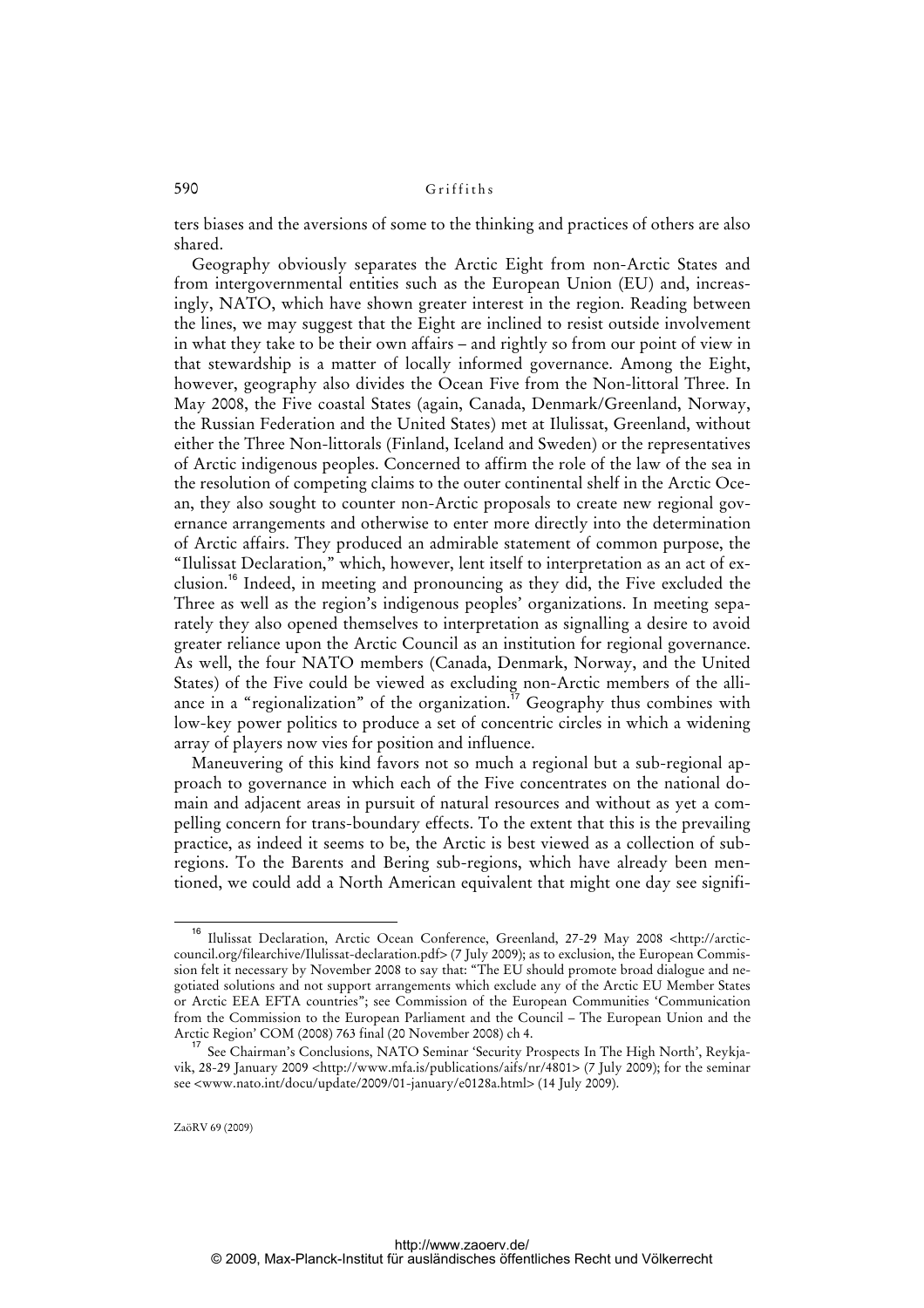ters biases and the aversions of some to the thinking and practices of others are also shared.

Geography obviously separates the Arctic Eight from non-Arctic States and from intergovernmental entities such as the European Union (EU) and, increasingly, NATO, which have shown greater interest in the region. Reading between the lines, we may suggest that the Eight are inclined to resist outside involvement in what they take to be their own affairs – and rightly so from our point of view in that stewardship is a matter of locally informed governance. Among the Eight, however, geography also divides the Ocean Five from the Non-littoral Three. In May 2008, the Five coastal States (again, Canada, Denmark/Greenland, Norway, the Russian Federation and the United States) met at Ilulissat, Greenland, without either the Three Non-littorals (Finland, Iceland and Sweden) or the representatives of Arctic indigenous peoples. Concerned to affirm the role of the law of the sea in the resolution of competing claims to the outer continental shelf in the Arctic Ocean, they also sought to counter non-Arctic proposals to create new regional governance arrangements and otherwise to enter more directly into the determination of Arctic affairs. They produced an admirable statement of common purpose, the "Ilulissat Declaration," which, however, lent itself to interpretation as an act of exclusion.[16] Indeed, in meeting and pronouncing as they did, the Five excluded the Three as well as the region's indigenous peoples' organizations. In meeting separately they also opened themselves to interpretation as signalling a desire to avoid greater reliance upon the Arctic Council as an institution for regional governance. As well, the four NATO members (Canada, Denmark, Norway, and the United States) of the Five could be viewed as excluding non-Arctic members of the alliance in a "regionalization" of the organization.[17] Geography thus combines with low-key power politics to produce a set of concentric circles in which a widening array of players now vies for position and influence.

Maneuvering of this kind favors not so much a regional but a sub-regional approach to governance in which each of the Five concentrates on the national domain and adjacent areas in pursuit of natural resources and without as yet a compelling concern for trans-boundary effects. To the extent that this is the prevailing practice, as indeed it seems to be, the Arctic is best viewed as a collection of sub-regions. To the Barents and Bering sub-regions, which have already been mentioned, we could add a North American equivalent that might one day see signifi-

[16] Ilulissat Declaration, Arctic Ocean Conference, Greenland, 27-29 May 2008 <http://arctic-council.org/filearchive/Ilulissat-declaration.pdf> (7 July 2009); as to exclusion, the European Commission felt it necessary by November 2008 to say that: "The EU should promote broad dialogue and negotiated solutions and not support arrangements which exclude any of the Arctic EU Member States or Arctic EEA EFTA countries"; see Commission of the European Communities 'Communication from the Commission to the European Parliament and the Council – The European Union and the Arctic Region' COM (2008) 763 final (20 November 2008) ch 4.

[17] See Chairman's Conclusions, NATO Seminar 'Security Prospects In The High North', Reykjavik, 28-29 January 2009 <http://www.mfa.is/publications/aifs/nr/4801> (7 July 2009); for the seminar see <www.nato.int/docu/update/2009/01-january/e0128a.html> (14 July 2009).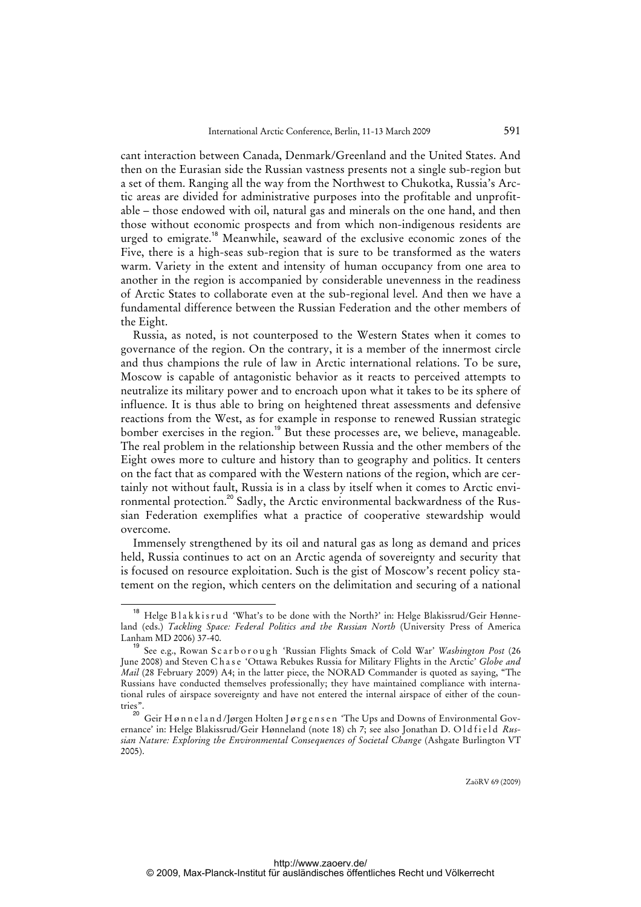cant interaction between Canada, Denmark/Greenland and the United States. And then on the Eurasian side the Russian vastness presents not a single sub-region but a set of them. Ranging all the way from the Northwest to Chukotka, Russia's Arctic areas are divided for administrative purposes into the profitable and unprofitable – those endowed with oil, natural gas and minerals on the one hand, and then those without economic prospects and from which non-indigenous residents are urged to emigrate.[18] Meanwhile, seaward of the exclusive economic zones of the Five, there is a high-seas sub-region that is sure to be transformed as the waters warm. Variety in the extent and intensity of human occupancy from one area to another in the region is accompanied by considerable unevenness in the readiness of Arctic States to collaborate even at the sub-regional level. And then we have a fundamental difference between the Russian Federation and the other members of the Eight.

Russia, as noted, is not counterposed to the Western States when it comes to governance of the region. On the contrary, it is a member of the innermost circle and thus champions the rule of law in Arctic international relations. To be sure, Moscow is capable of antagonistic behavior as it reacts to perceived attempts to neutralize its military power and to encroach upon what it takes to be its sphere of influence. It is thus able to bring on heightened threat assessments and defensive reactions from the West, as for example in response to renewed Russian strategic bomber exercises in the region.[19] But these processes are, we believe, manageable. The real problem in the relationship between Russia and the other members of the Eight owes more to culture and history than to geography and politics. It centers on the fact that as compared with the Western nations of the region, which are certainly not without fault, Russia is in a class by itself when it comes to Arctic environmental protection.[20] Sadly, the Arctic environmental backwardness of the Russian Federation exemplifies what a practice of cooperative stewardship would overcome.

Immensely strengthened by its oil and natural gas as long as demand and prices held, Russia continues to act on an Arctic agenda of sovereignty and security that is focused on resource exploitation. Such is the gist of Moscow's recent policy statement on the region, which centers on the delimitation and securing of a national

---

[18] Helge Blakkisrud 'What's to be done with the North?' in: Helge Blakissrud/Geir Hønneland (eds.) *Tackling Space: Federal Politics and the Russian North* (University Press of America Lanham MD 2006) 37-40.

[19] See e.g., Rowan Scarborough 'Russian Flights Smack of Cold War' *Washington Post* (26 June 2008) and Steven Chase 'Ottawa Rebukes Russia for Military Flights in the Arctic' *Globe and Mail* (28 February 2009) A4; in the latter piece, the NORAD Commander is quoted as saying, "The Russians have conducted themselves professionally; they have maintained compliance with international rules of airspace sovereignty and have not entered the internal airspace of either of the countries".

[20] Geir Hønneland/Jørgen Holten Jørgensen 'The Ups and Downs of Environmental Governance' in: Helge Blakissrud/Geir Hønneland (note 18) ch 7; see also Jonathan D. Oldfield *Russian Nature: Exploring the Environmental Consequences of Societal Change* (Ashgate Burlington VT 2005).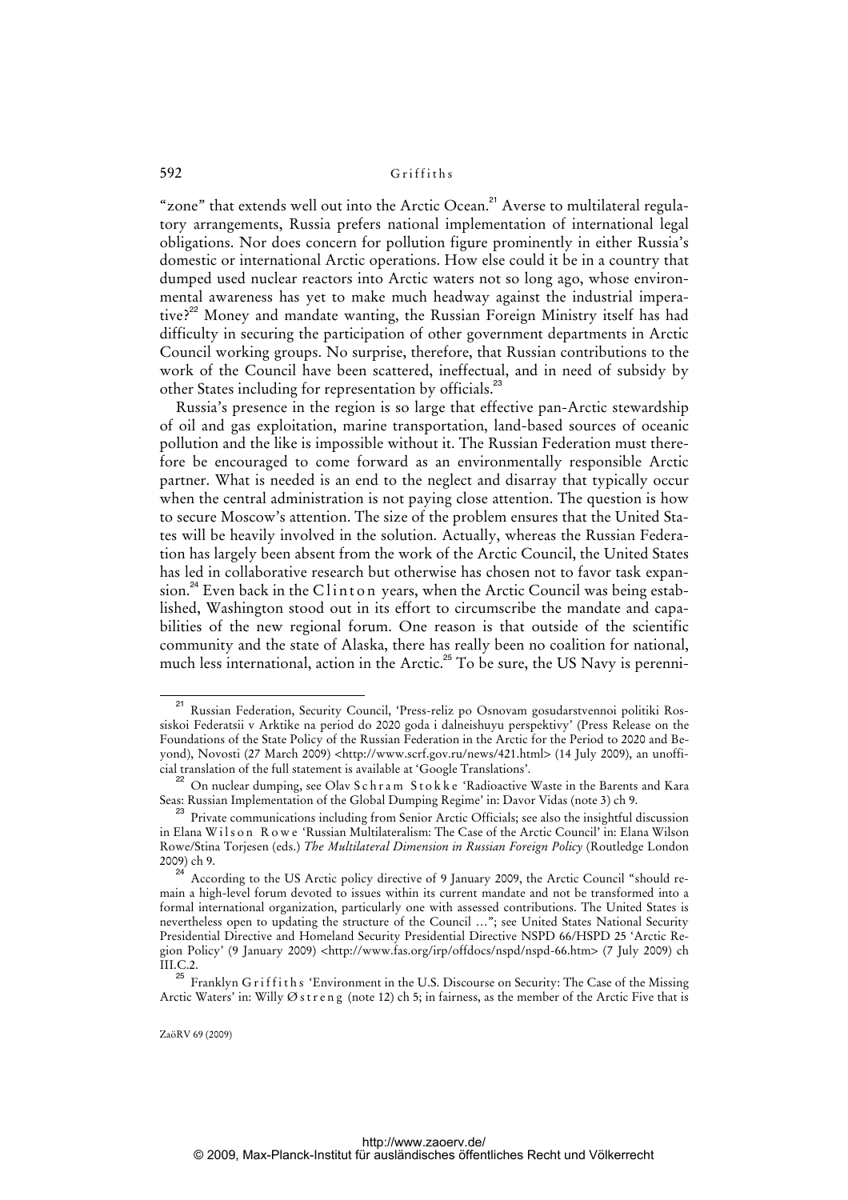"zone" that extends well out into the Arctic Ocean.[21] Averse to multilateral regulatory arrangements, Russia prefers national implementation of international legal obligations. Nor does concern for pollution figure prominently in either Russia's domestic or international Arctic operations. How else could it be in a country that dumped used nuclear reactors into Arctic waters not so long ago, whose environmental awareness has yet to make much headway against the industrial imperative?[22] Money and mandate wanting, the Russian Foreign Ministry itself has had difficulty in securing the participation of other government departments in Arctic Council working groups. No surprise, therefore, that Russian contributions to the work of the Council have been scattered, ineffectual, and in need of subsidy by other States including for representation by officials.[23]

Russia's presence in the region is so large that effective pan-Arctic stewardship of oil and gas exploitation, marine transportation, land-based sources of oceanic pollution and the like is impossible without it. The Russian Federation must therefore be encouraged to come forward as an environmentally responsible Arctic partner. What is needed is an end to the neglect and disarray that typically occur when the central administration is not paying close attention. The question is how to secure Moscow's attention. The size of the problem ensures that the United States will be heavily involved in the solution. Actually, whereas the Russian Federation has largely been absent from the work of the Arctic Council, the United States has led in collaborative research but otherwise has chosen not to favor task expansion.[24] Even back in the Clinton years, when the Arctic Council was being established, Washington stood out in its effort to circumscribe the mandate and capabilities of the new regional forum. One reason is that outside of the scientific community and the state of Alaska, there has really been no coalition for national, much less international, action in the Arctic.[25] To be sure, the US Navy is perenni-

---

[21] Russian Federation, Security Council, 'Press-reliz po Osnovam gosudarstvennoi politiki Rossiskoi Federatsii v Arktike na period do 2020 goda i dalneishuyu perspektivy' (Press Release on the Foundations of the State Policy of the Russian Federation in the Arctic for the Period to 2020 and Beyond), Novosti (27 March 2009) <http://www.scrf.gov.ru/news/421.html> (14 July 2009), an unofficial translation of the full statement is available at 'Google Translations'.

[22] On nuclear dumping, see Olav Schram Stokke 'Radioactive Waste in the Barents and Kara Seas: Russian Implementation of the Global Dumping Regime' in: Davor Vidas (note 3) ch 9.

[23] Private communications including from Senior Arctic Officials; see also the insightful discussion in Elana Wilson Rowe 'Russian Multilateralism: The Case of the Arctic Council' in: Elana Wilson Rowe/Stina Torjesen (eds.) *The Multilateral Dimension in Russian Foreign Policy* (Routledge London 2009) ch 9.

[24] According to the US Arctic policy directive of 9 January 2009, the Arctic Council "should remain a high-level forum devoted to issues within its current mandate and not be transformed into a formal international organization, particularly one with assessed contributions. The United States is nevertheless open to updating the structure of the Council ..."; see United States National Security Presidential Directive and Homeland Security Presidential Directive NSPD 66/HSPD 25 'Arctic Region Policy' (9 January 2009) <http://www.fas.org/irp/offdocs/nspd/nspd-66.htm> (7 July 2009) ch III.C.2.

[25] Franklyn Griffiths 'Environment in the U.S. Discourse on Security: The Case of the Missing Arctic Waters' in: Willy Østreng (note 12) ch 5; in fairness, as the member of the Arctic Five that is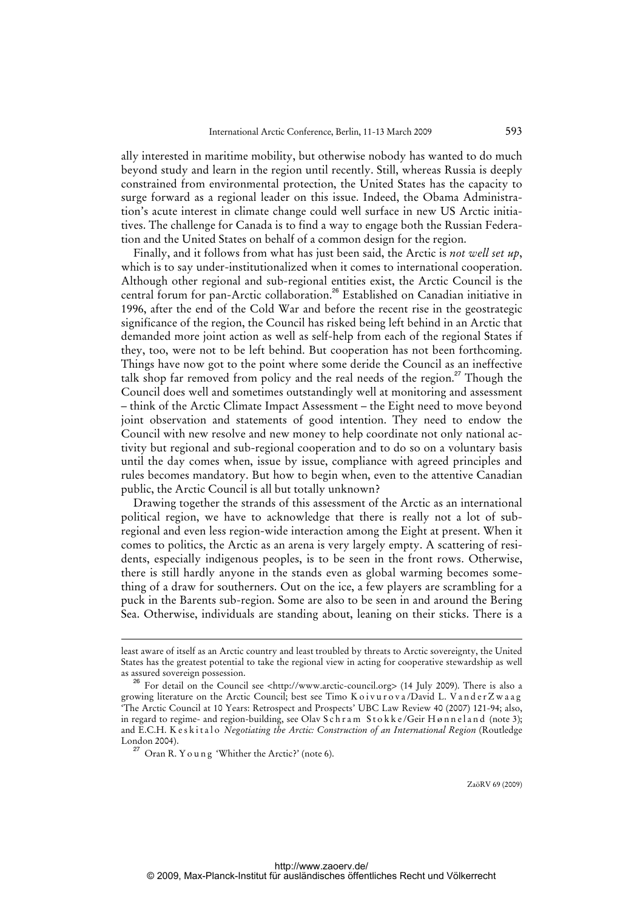ally interested in maritime mobility, but otherwise nobody has wanted to do much beyond study and learn in the region until recently. Still, whereas Russia is deeply constrained from environmental protection, the United States has the capacity to surge forward as a regional leader on this issue. Indeed, the Obama Administration's acute interest in climate change could well surface in new US Arctic initiatives. The challenge for Canada is to find a way to engage both the Russian Federation and the United States on behalf of a common design for the region.

Finally, and it follows from what has just been said, the Arctic is *not well set up*, which is to say under-institutionalized when it comes to international cooperation. Although other regional and sub-regional entities exist, the Arctic Council is the central forum for pan-Arctic collaboration.[26] Established on Canadian initiative in 1996, after the end of the Cold War and before the recent rise in the geostrategic significance of the region, the Council has risked being left behind in an Arctic that demanded more joint action as well as self-help from each of the regional States if they, too, were not to be left behind. But cooperation has not been forthcoming. Things have now got to the point where some deride the Council as an ineffective talk shop far removed from policy and the real needs of the region.[27] Though the Council does well and sometimes outstandingly well at monitoring and assessment – think of the Arctic Climate Impact Assessment – the Eight need to move beyond joint observation and statements of good intention. They need to endow the Council with new resolve and new money to help coordinate not only national activity but regional and sub-regional cooperation and to do so on a voluntary basis until the day comes when, issue by issue, compliance with agreed principles and rules becomes mandatory. But how to begin when, even to the attentive Canadian public, the Arctic Council is all but totally unknown?

Drawing together the strands of this assessment of the Arctic as an international political region, we have to acknowledge that there is really not a lot of sub-regional and even less region-wide interaction among the Eight at present. When it comes to politics, the Arctic as an arena is very largely empty. A scattering of residents, especially indigenous peoples, is to be seen in the front rows. Otherwise, there is still hardly anyone in the stands even as global warming becomes something of a draw for southerners. Out on the ice, a few players are scrambling for a puck in the Barents sub-region. Some are also to be seen in and around the Bering Sea. Otherwise, individuals are standing about, leaning on their sticks. There is a

---

least aware of itself as an Arctic country and least troubled by threats to Arctic sovereignty, the United States has the greatest potential to take the regional view in acting for cooperative stewardship as well as assured sovereign possession.

[26] For detail on the Council see <http://www.arctic-council.org> (14 July 2009). There is also a growing literature on the Arctic Council; best see Timo Koivurova/David L. VanderZwaag 'The Arctic Council at 10 Years: Retrospect and Prospects' UBC Law Review 40 (2007) 121-94; also, in regard to regime- and region-building, see Olav Schram Stokke/Geir Hønneland (note 3); and E.C.H. Keskitalo *Negotiating the Arctic: Construction of an International Region* (Routledge London 2004).

[27] Oran R. Young 'Whither the Arctic?' (note 6).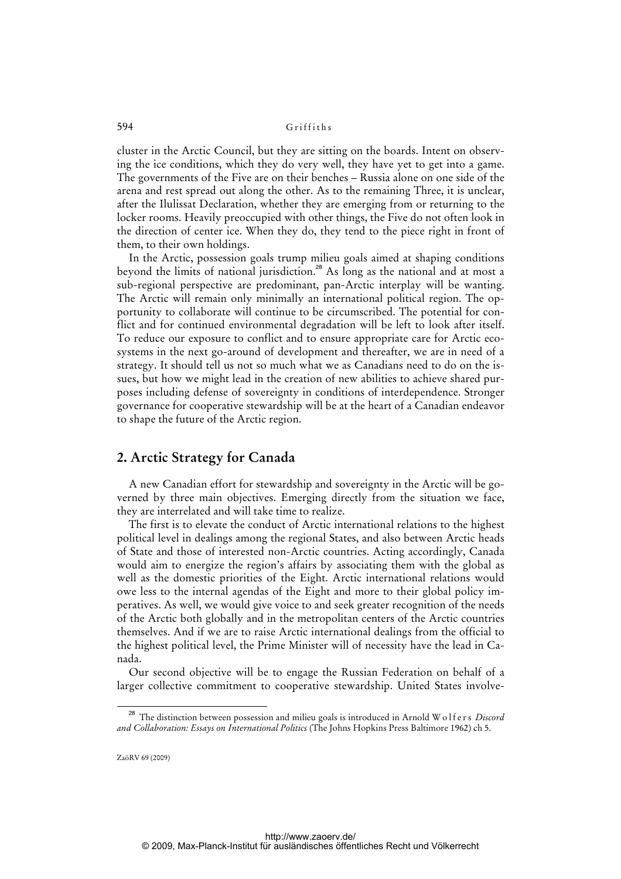cluster in the Arctic Council, but they are sitting on the boards. Intent on observing the ice conditions, which they do very well, they have yet to get into a game. The governments of the Five are on their benches – Russia alone on one side of the arena and rest spread out along the other. As to the remaining Three, it is unclear, after the Ilulissat Declaration, whether they are emerging from or returning to the locker rooms. Heavily preoccupied with other things, the Five do not often look in the direction of center ice. When they do, they tend to the piece right in front of them, to their own holdings.

In the Arctic, possession goals trump milieu goals aimed at shaping conditions beyond the limits of national jurisdiction.[28] As long as the national and at most a sub-regional perspective are predominant, pan-Arctic interplay will be wanting. The Arctic will remain only minimally an international political region. The opportunity to collaborate will continue to be circumscribed. The potential for conflict and for continued environmental degradation will be left to look after itself. To reduce our exposure to conflict and to ensure appropriate care for Arctic ecosystems in the next go-around of development and thereafter, we are in need of a strategy. It should tell us not so much what we as Canadians need to do on the issues, but how we might lead in the creation of new abilities to achieve shared purposes including defense of sovereignty in conditions of interdependence. Stronger governance for cooperative stewardship will be at the heart of a Canadian endeavor to shape the future of the Arctic region.

## 2. Arctic Strategy for Canada

A new Canadian effort for stewardship and sovereignty in the Arctic will be governed by three main objectives. Emerging directly from the situation we face, they are interrelated and will take time to realize.

The first is to elevate the conduct of Arctic international relations to the highest political level in dealings among the regional States, and also between Arctic heads of State and those of interested non-Arctic countries. Acting accordingly, Canada would aim to energize the region's affairs by associating them with the global as well as the domestic priorities of the Eight. Arctic international relations would owe less to the internal agendas of the Eight and more to their global policy imperatives. As well, we would give voice to and seek greater recognition of the needs of the Arctic both globally and in the metropolitan centers of the Arctic countries themselves. And if we are to raise Arctic international dealings from the official to the highest political level, the Prime Minister will of necessity have the lead in Canada.

Our second objective will be to engage the Russian Federation on behalf of a larger collective commitment to cooperative stewardship. United States involve-

[28] The distinction between possession and milieu goals is introduced in Arnold Wolfers *Discord and Collaboration: Essays on International Politics* (The Johns Hopkins Press Baltimore 1962) ch 5.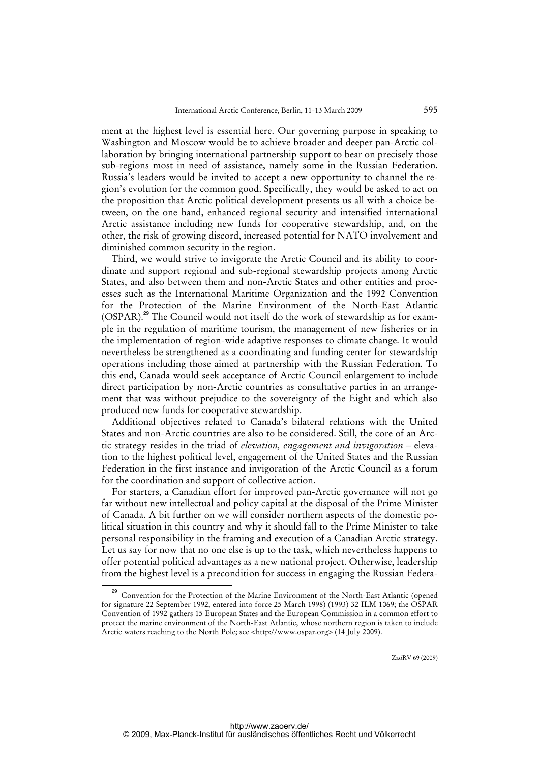ment at the highest level is essential here. Our governing purpose in speaking to Washington and Moscow would be to achieve broader and deeper pan-Arctic collaboration by bringing international partnership support to bear on precisely those sub-regions most in need of assistance, namely some in the Russian Federation. Russia's leaders would be invited to accept a new opportunity to channel the region's evolution for the common good. Specifically, they would be asked to act on the proposition that Arctic political development presents us all with a choice between, on the one hand, enhanced regional security and intensified international Arctic assistance including new funds for cooperative stewardship, and, on the other, the risk of growing discord, increased potential for NATO involvement and diminished common security in the region.

Third, we would strive to invigorate the Arctic Council and its ability to coordinate and support regional and sub-regional stewardship projects among Arctic States, and also between them and non-Arctic States and other entities and processes such as the International Maritime Organization and the 1992 Convention for the Protection of the Marine Environment of the North-East Atlantic (OSPAR).[29] The Council would not itself do the work of stewardship as for example in the regulation of maritime tourism, the management of new fisheries or in the implementation of region-wide adaptive responses to climate change. It would nevertheless be strengthened as a coordinating and funding center for stewardship operations including those aimed at partnership with the Russian Federation. To this end, Canada would seek acceptance of Arctic Council enlargement to include direct participation by non-Arctic countries as consultative parties in an arrangement that was without prejudice to the sovereignty of the Eight and which also produced new funds for cooperative stewardship.

Additional objectives related to Canada's bilateral relations with the United States and non-Arctic countries are also to be considered. Still, the core of an Arctic strategy resides in the triad of *elevation, engagement and invigoration* – elevation to the highest political level, engagement of the United States and the Russian Federation in the first instance and invigoration of the Arctic Council as a forum for the coordination and support of collective action.

For starters, a Canadian effort for improved pan-Arctic governance will not go far without new intellectual and policy capital at the disposal of the Prime Minister of Canada. A bit further on we will consider northern aspects of the domestic political situation in this country and why it should fall to the Prime Minister to take personal responsibility in the framing and execution of a Canadian Arctic strategy. Let us say for now that no one else is up to the task, which nevertheless happens to offer potential political advantages as a new national project. Otherwise, leadership from the highest level is a precondition for success in engaging the Russian Federa-

---

[29] Convention for the Protection of the Marine Environment of the North-East Atlantic (opened for signature 22 September 1992, entered into force 25 March 1998) (1993) 32 ILM 1069; the OSPAR Convention of 1992 gathers 15 European States and the European Commission in a common effort to protect the marine environment of the North-East Atlantic, whose northern region is taken to include Arctic waters reaching to the North Pole; see <http://www.ospar.org> (14 July 2009).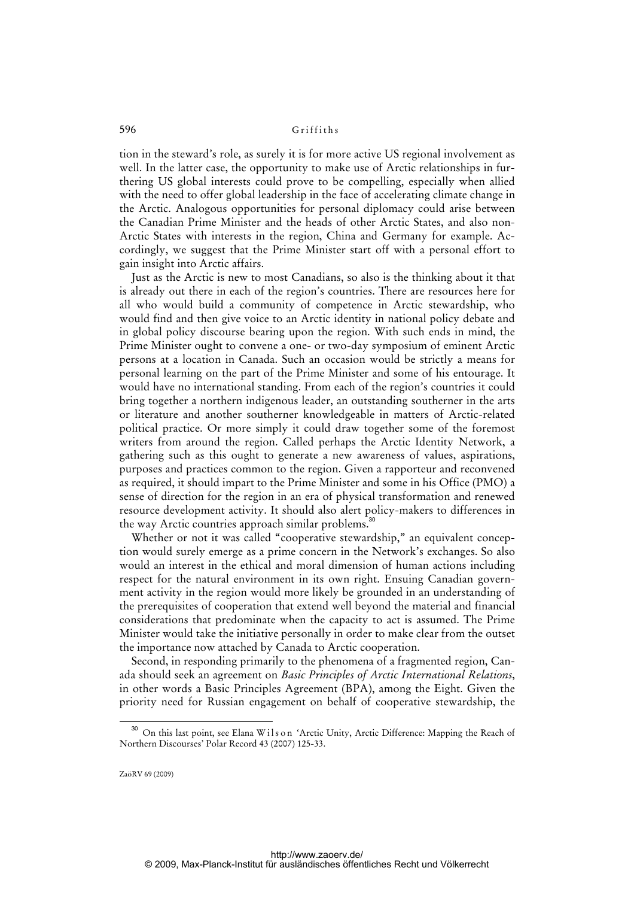tion in the steward's role, as surely it is for more active US regional involvement as well. In the latter case, the opportunity to make use of Arctic relationships in furthering US global interests could prove to be compelling, especially when allied with the need to offer global leadership in the face of accelerating climate change in the Arctic. Analogous opportunities for personal diplomacy could arise between the Canadian Prime Minister and the heads of other Arctic States, and also non-Arctic States with interests in the region, China and Germany for example. Accordingly, we suggest that the Prime Minister start off with a personal effort to gain insight into Arctic affairs.

Just as the Arctic is new to most Canadians, so also is the thinking about it that is already out there in each of the region's countries. There are resources here for all who would build a community of competence in Arctic stewardship, who would find and then give voice to an Arctic identity in national policy debate and in global policy discourse bearing upon the region. With such ends in mind, the Prime Minister ought to convene a one- or two-day symposium of eminent Arctic persons at a location in Canada. Such an occasion would be strictly a means for personal learning on the part of the Prime Minister and some of his entourage. It would have no international standing. From each of the region's countries it could bring together a northern indigenous leader, an outstanding southerner in the arts or literature and another southerner knowledgeable in matters of Arctic-related political practice. Or more simply it could draw together some of the foremost writers from around the region. Called perhaps the Arctic Identity Network, a gathering such as this ought to generate a new awareness of values, aspirations, purposes and practices common to the region. Given a rapporteur and reconvened as required, it should impart to the Prime Minister and some in his Office (PMO) a sense of direction for the region in an era of physical transformation and renewed resource development activity. It should also alert policy-makers to differences in the way Arctic countries approach similar problems.[30]

Whether or not it was called "cooperative stewardship," an equivalent conception would surely emerge as a prime concern in the Network's exchanges. So also would an interest in the ethical and moral dimension of human actions including respect for the natural environment in its own right. Ensuing Canadian government activity in the region would more likely be grounded in an understanding of the prerequisites of cooperation that extend well beyond the material and financial considerations that predominate when the capacity to act is assumed. The Prime Minister would take the initiative personally in order to make clear from the outset the importance now attached by Canada to Arctic cooperation.

Second, in responding primarily to the phenomena of a fragmented region, Canada should seek an agreement on *Basic Principles of Arctic International Relations*, in other words a Basic Principles Agreement (BPA), among the Eight. Given the priority need for Russian engagement on behalf of cooperative stewardship, the

---

[30] On this last point, see Elana Wilson 'Arctic Unity, Arctic Difference: Mapping the Reach of Northern Discourses' Polar Record 43 (2007) 125-33.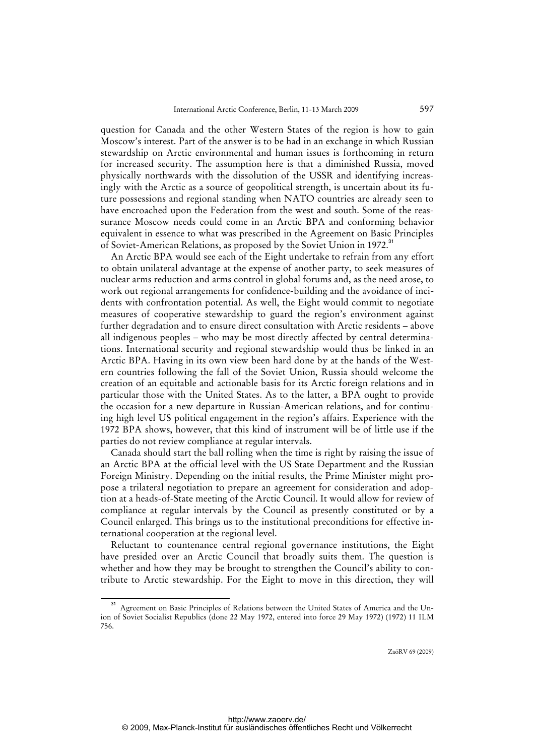question for Canada and the other Western States of the region is how to gain Moscow's interest. Part of the answer is to be had in an exchange in which Russian stewardship on Arctic environmental and human issues is forthcoming in return for increased security. The assumption here is that a diminished Russia, moved physically northwards with the dissolution of the USSR and identifying increasingly with the Arctic as a source of geopolitical strength, is uncertain about its future possessions and regional standing when NATO countries are already seen to have encroached upon the Federation from the west and south. Some of the reassurance Moscow needs could come in an Arctic BPA and conforming behavior equivalent in essence to what was prescribed in the Agreement on Basic Principles of Soviet-American Relations, as proposed by the Soviet Union in 1972.[31]

An Arctic BPA would see each of the Eight undertake to refrain from any effort to obtain unilateral advantage at the expense of another party, to seek measures of nuclear arms reduction and arms control in global forums and, as the need arose, to work out regional arrangements for confidence-building and the avoidance of incidents with confrontation potential. As well, the Eight would commit to negotiate measures of cooperative stewardship to guard the region's environment against further degradation and to ensure direct consultation with Arctic residents – above all indigenous peoples – who may be most directly affected by central determinations. International security and regional stewardship would thus be linked in an Arctic BPA. Having in its own view been hard done by at the hands of the Western countries following the fall of the Soviet Union, Russia should welcome the creation of an equitable and actionable basis for its Arctic foreign relations and in particular those with the United States. As to the latter, a BPA ought to provide the occasion for a new departure in Russian-American relations, and for continuing high level US political engagement in the region's affairs. Experience with the 1972 BPA shows, however, that this kind of instrument will be of little use if the parties do not review compliance at regular intervals.

Canada should start the ball rolling when the time is right by raising the issue of an Arctic BPA at the official level with the US State Department and the Russian Foreign Ministry. Depending on the initial results, the Prime Minister might propose a trilateral negotiation to prepare an agreement for consideration and adoption at a heads-of-State meeting of the Arctic Council. It would allow for review of compliance at regular intervals by the Council as presently constituted or by a Council enlarged. This brings us to the institutional preconditions for effective international cooperation at the regional level.

Reluctant to countenance central regional governance institutions, the Eight have presided over an Arctic Council that broadly suits them. The question is whether and how they may be brought to strengthen the Council's ability to contribute to Arctic stewardship. For the Eight to move in this direction, they will

[31] Agreement on Basic Principles of Relations between the United States of America and the Union of Soviet Socialist Republics (done 22 May 1972, entered into force 29 May 1972) (1972) 11 ILM 756.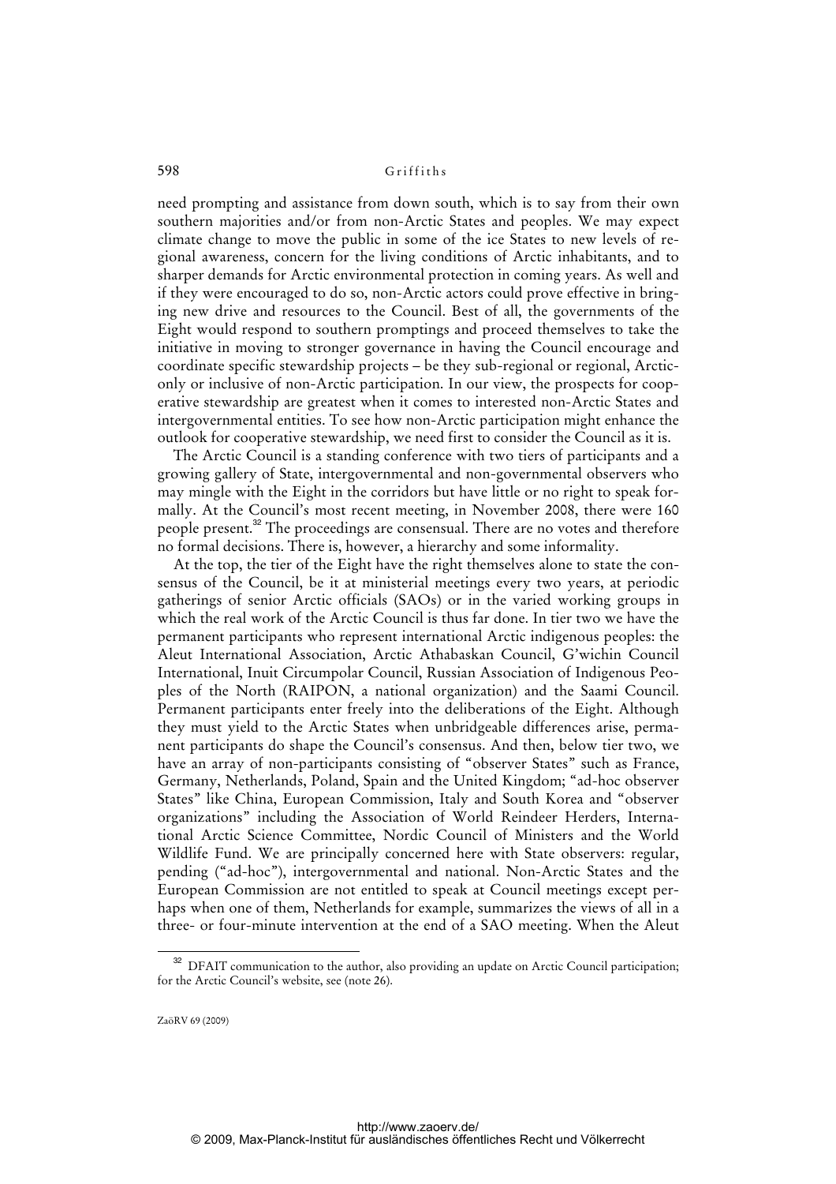need prompting and assistance from down south, which is to say from their own southern majorities and/or from non-Arctic States and peoples. We may expect climate change to move the public in some of the ice States to new levels of regional awareness, concern for the living conditions of Arctic inhabitants, and to sharper demands for Arctic environmental protection in coming years. As well and if they were encouraged to do so, non-Arctic actors could prove effective in bringing new drive and resources to the Council. Best of all, the governments of the Eight would respond to southern promptings and proceed themselves to take the initiative in moving to stronger governance in having the Council encourage and coordinate specific stewardship projects – be they sub-regional or regional, Arctic-only or inclusive of non-Arctic participation. In our view, the prospects for cooperative stewardship are greatest when it comes to interested non-Arctic States and intergovernmental entities. To see how non-Arctic participation might enhance the outlook for cooperative stewardship, we need first to consider the Council as it is.

The Arctic Council is a standing conference with two tiers of participants and a growing gallery of State, intergovernmental and non-governmental observers who may mingle with the Eight in the corridors but have little or no right to speak formally. At the Council's most recent meeting, in November 2008, there were 160 people present.[32] The proceedings are consensual. There are no votes and therefore no formal decisions. There is, however, a hierarchy and some informality.

At the top, the tier of the Eight have the right themselves alone to state the consensus of the Council, be it at ministerial meetings every two years, at periodic gatherings of senior Arctic officials (SAOs) or in the varied working groups in which the real work of the Arctic Council is thus far done. In tier two we have the permanent participants who represent international Arctic indigenous peoples: the Aleut International Association, Arctic Athabaskan Council, G'wichin Council International, Inuit Circumpolar Council, Russian Association of Indigenous Peoples of the North (RAIPON, a national organization) and the Saami Council. Permanent participants enter freely into the deliberations of the Eight. Although they must yield to the Arctic States when unbridgeable differences arise, permanent participants do shape the Council's consensus. And then, below tier two, we have an array of non-participants consisting of "observer States" such as France, Germany, Netherlands, Poland, Spain and the United Kingdom; "ad-hoc observer States" like China, European Commission, Italy and South Korea and "observer organizations" including the Association of World Reindeer Herders, International Arctic Science Committee, Nordic Council of Ministers and the World Wildlife Fund. We are principally concerned here with State observers: regular, pending ("ad-hoc"), intergovernmental and national. Non-Arctic States and the European Commission are not entitled to speak at Council meetings except perhaps when one of them, Netherlands for example, summarizes the views of all in a three- or four-minute intervention at the end of a SAO meeting. When the Aleut

[32] DFAIT communication to the author, also providing an update on Arctic Council participation; for the Arctic Council's website, see (note 26).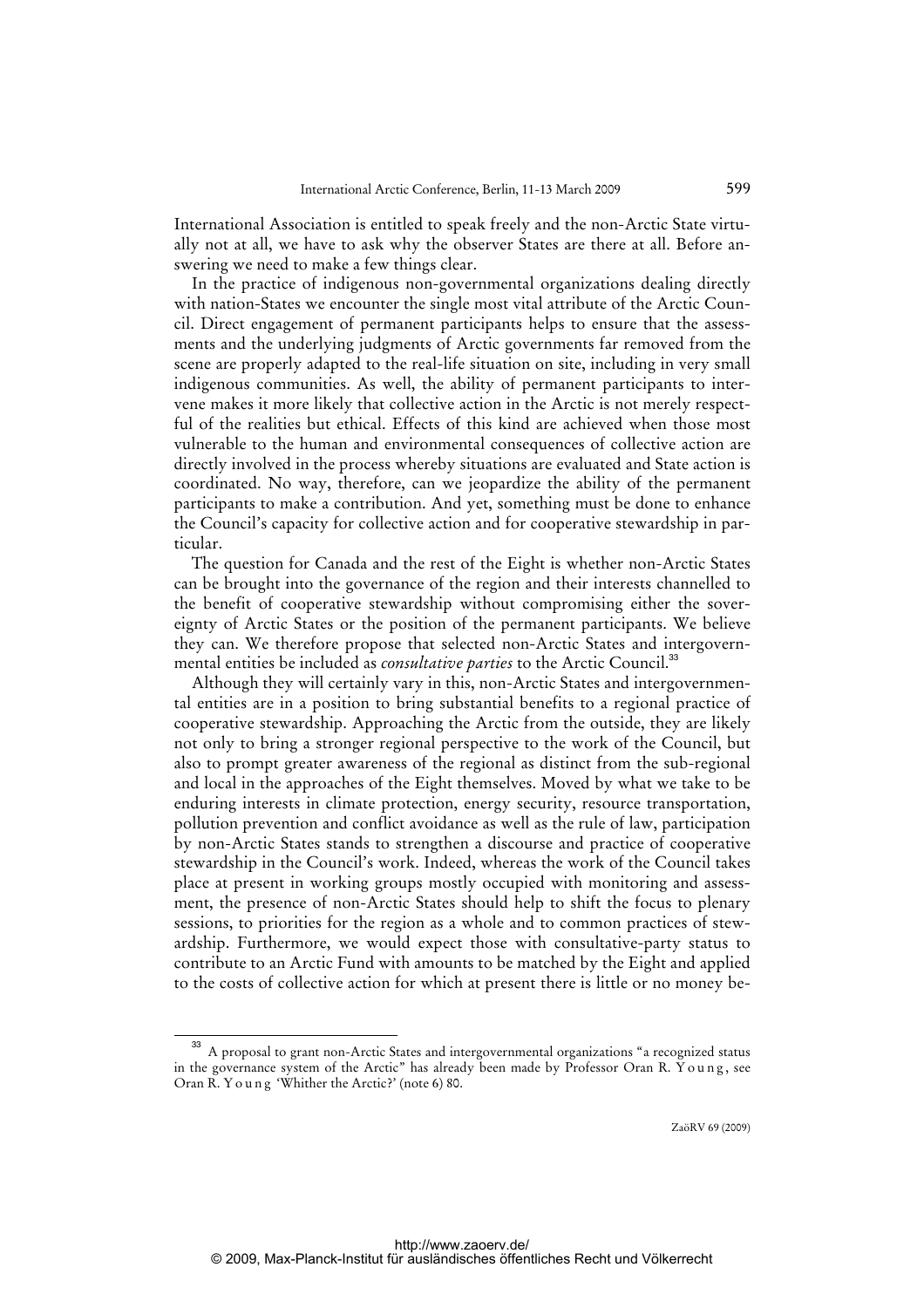International Association is entitled to speak freely and the non-Arctic State virtually not at all, we have to ask why the observer States are there at all. Before answering we need to make a few things clear.

In the practice of indigenous non-governmental organizations dealing directly with nation-States we encounter the single most vital attribute of the Arctic Council. Direct engagement of permanent participants helps to ensure that the assessments and the underlying judgments of Arctic governments far removed from the scene are properly adapted to the real-life situation on site, including in very small indigenous communities. As well, the ability of permanent participants to intervene makes it more likely that collective action in the Arctic is not merely respectful of the realities but ethical. Effects of this kind are achieved when those most vulnerable to the human and environmental consequences of collective action are directly involved in the process whereby situations are evaluated and State action is coordinated. No way, therefore, can we jeopardize the ability of the permanent participants to make a contribution. And yet, something must be done to enhance the Council's capacity for collective action and for cooperative stewardship in particular.

The question for Canada and the rest of the Eight is whether non-Arctic States can be brought into the governance of the region and their interests channelled to the benefit of cooperative stewardship without compromising either the sovereignty of Arctic States or the position of the permanent participants. We believe they can. We therefore propose that selected non-Arctic States and intergovernmental entities be included as *consultative parties* to the Arctic Council.[33]

Although they will certainly vary in this, non-Arctic States and intergovernmental entities are in a position to bring substantial benefits to a regional practice of cooperative stewardship. Approaching the Arctic from the outside, they are likely not only to bring a stronger regional perspective to the work of the Council, but also to prompt greater awareness of the regional as distinct from the sub-regional and local in the approaches of the Eight themselves. Moved by what we take to be enduring interests in climate protection, energy security, resource transportation, pollution prevention and conflict avoidance as well as the rule of law, participation by non-Arctic States stands to strengthen a discourse and practice of cooperative stewardship in the Council's work. Indeed, whereas the work of the Council takes place at present in working groups mostly occupied with monitoring and assessment, the presence of non-Arctic States should help to shift the focus to plenary sessions, to priorities for the region as a whole and to common practices of stewardship. Furthermore, we would expect those with consultative-party status to contribute to an Arctic Fund with amounts to be matched by the Eight and applied to the costs of collective action for which at present there is little or no money be-

[33] A proposal to grant non-Arctic States and intergovernmental organizations "a recognized status in the governance system of the Arctic" has already been made by Professor Oran R. Young, see Oran R. Young 'Whither the Arctic?' (note 6) 80.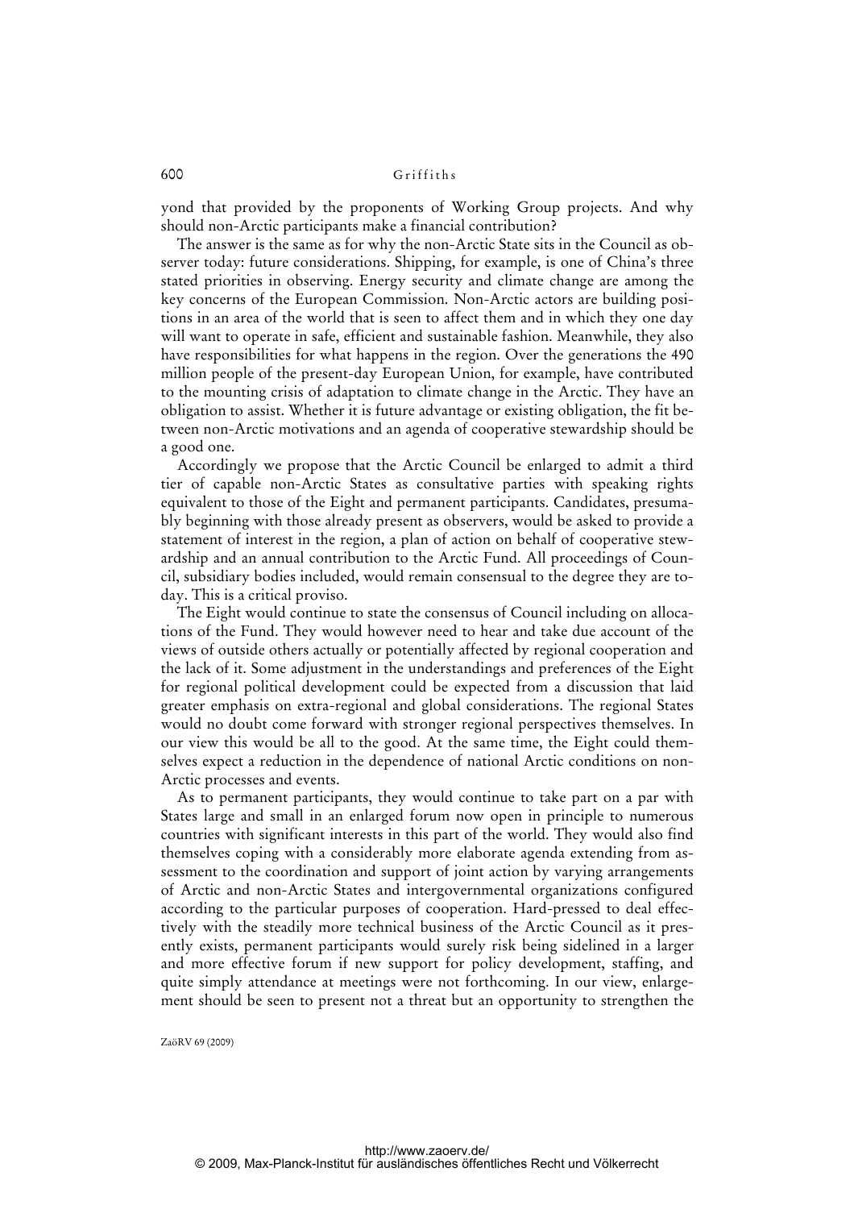yond that provided by the proponents of Working Group projects. And why should non-Arctic participants make a financial contribution?

The answer is the same as for why the non-Arctic State sits in the Council as observer today: future considerations. Shipping, for example, is one of China's three stated priorities in observing. Energy security and climate change are among the key concerns of the European Commission. Non-Arctic actors are building positions in an area of the world that is seen to affect them and in which they one day will want to operate in safe, efficient and sustainable fashion. Meanwhile, they also have responsibilities for what happens in the region. Over the generations the 490 million people of the present-day European Union, for example, have contributed to the mounting crisis of adaptation to climate change in the Arctic. They have an obligation to assist. Whether it is future advantage or existing obligation, the fit between non-Arctic motivations and an agenda of cooperative stewardship should be a good one.

Accordingly we propose that the Arctic Council be enlarged to admit a third tier of capable non-Arctic States as consultative parties with speaking rights equivalent to those of the Eight and permanent participants. Candidates, presumably beginning with those already present as observers, would be asked to provide a statement of interest in the region, a plan of action on behalf of cooperative stewardship and an annual contribution to the Arctic Fund. All proceedings of Council, subsidiary bodies included, would remain consensual to the degree they are today. This is a critical proviso.

The Eight would continue to state the consensus of Council including on allocations of the Fund. They would however need to hear and take due account of the views of outside others actually or potentially affected by regional cooperation and the lack of it. Some adjustment in the understandings and preferences of the Eight for regional political development could be expected from a discussion that laid greater emphasis on extra-regional and global considerations. The regional States would no doubt come forward with stronger regional perspectives themselves. In our view this would be all to the good. At the same time, the Eight could themselves expect a reduction in the dependence of national Arctic conditions on non-Arctic processes and events.

As to permanent participants, they would continue to take part on a par with States large and small in an enlarged forum now open in principle to numerous countries with significant interests in this part of the world. They would also find themselves coping with a considerably more elaborate agenda extending from assessment to the coordination and support of joint action by varying arrangements of Arctic and non-Arctic States and intergovernmental organizations configured according to the particular purposes of cooperation. Hard-pressed to deal effectively with the steadily more technical business of the Arctic Council as it presently exists, permanent participants would surely risk being sidelined in a larger and more effective forum if new support for policy development, staffing, and quite simply attendance at meetings were not forthcoming. In our view, enlargement should be seen to present not a threat but an opportunity to strengthen the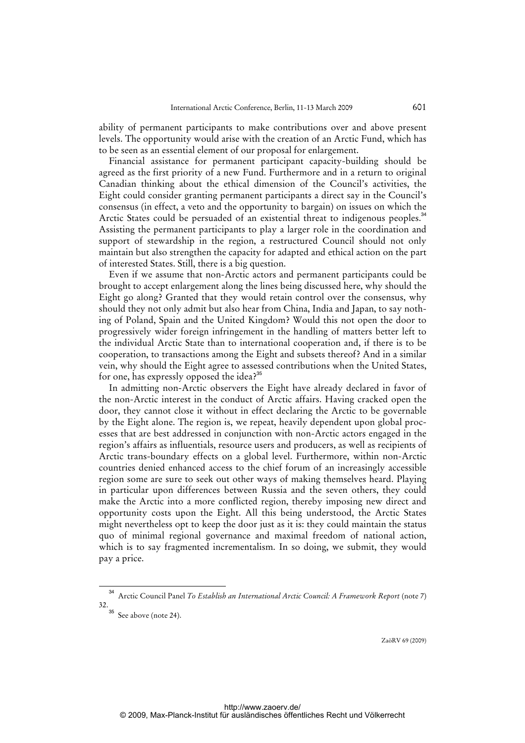ability of permanent participants to make contributions over and above present levels. The opportunity would arise with the creation of an Arctic Fund, which has to be seen as an essential element of our proposal for enlargement.

Financial assistance for permanent participant capacity-building should be agreed as the first priority of a new Fund. Furthermore and in a return to original Canadian thinking about the ethical dimension of the Council's activities, the Eight could consider granting permanent participants a direct say in the Council's consensus (in effect, a veto and the opportunity to bargain) on issues on which the Arctic States could be persuaded of an existential threat to indigenous peoples.[34] Assisting the permanent participants to play a larger role in the coordination and support of stewardship in the region, a restructured Council should not only maintain but also strengthen the capacity for adapted and ethical action on the part of interested States. Still, there is a big question.

Even if we assume that non-Arctic actors and permanent participants could be brought to accept enlargement along the lines being discussed here, why should the Eight go along? Granted that they would retain control over the consensus, why should they not only admit but also hear from China, India and Japan, to say nothing of Poland, Spain and the United Kingdom? Would this not open the door to progressively wider foreign infringement in the handling of matters better left to the individual Arctic State than to international cooperation and, if there is to be cooperation, to transactions among the Eight and subsets thereof? And in a similar vein, why should the Eight agree to assessed contributions when the United States, for one, has expressly opposed the idea?[35]

In admitting non-Arctic observers the Eight have already declared in favor of the non-Arctic interest in the conduct of Arctic affairs. Having cracked open the door, they cannot close it without in effect declaring the Arctic to be governable by the Eight alone. The region is, we repeat, heavily dependent upon global processes that are best addressed in conjunction with non-Arctic actors engaged in the region's affairs as influentials, resource users and producers, as well as recipients of Arctic trans-boundary effects on a global level. Furthermore, within non-Arctic countries denied enhanced access to the chief forum of an increasingly accessible region some are sure to seek out other ways of making themselves heard. Playing in particular upon differences between Russia and the seven others, they could make the Arctic into a more conflicted region, thereby imposing new direct and opportunity costs upon the Eight. All this being understood, the Arctic States might nevertheless opt to keep the door just as it is: they could maintain the status quo of minimal regional governance and maximal freedom of national action, which is to say fragmented incrementalism. In so doing, we submit, they would pay a price.

---

[34] Arctic Council Panel *To Establish an International Arctic Council: A Framework Report* (note 7) 32.

[35] See above (note 24).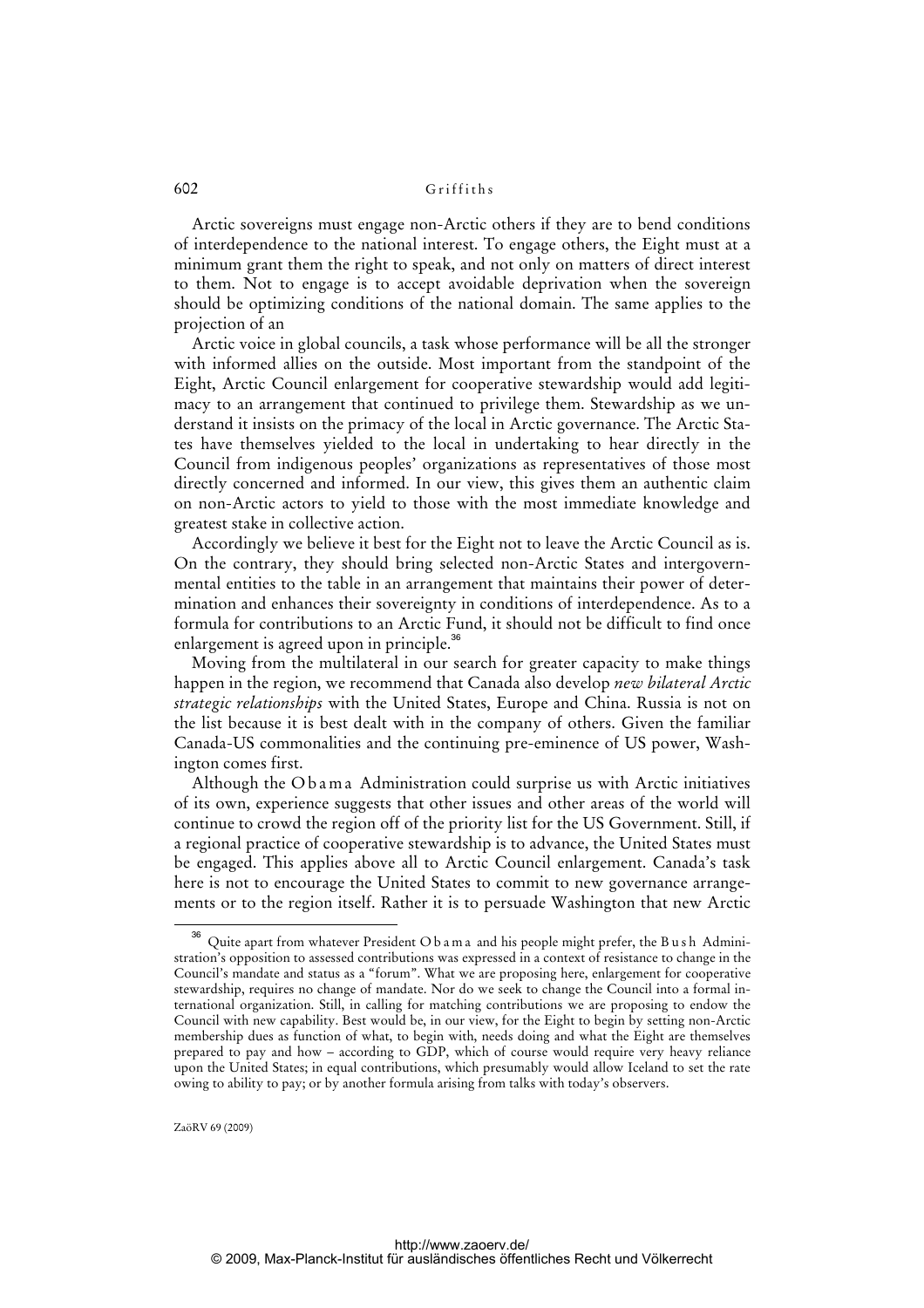Arctic sovereigns must engage non-Arctic others if they are to bend conditions of interdependence to the national interest. To engage others, the Eight must at a minimum grant them the right to speak, and not only on matters of direct interest to them. Not to engage is to accept avoidable deprivation when the sovereign should be optimizing conditions of the national domain. The same applies to the projection of an

Arctic voice in global councils, a task whose performance will be all the stronger with informed allies on the outside. Most important from the standpoint of the Eight, Arctic Council enlargement for cooperative stewardship would add legitimacy to an arrangement that continued to privilege them. Stewardship as we understand it insists on the primacy of the local in Arctic governance. The Arctic States have themselves yielded to the local in undertaking to hear directly in the Council from indigenous peoples' organizations as representatives of those most directly concerned and informed. In our view, this gives them an authentic claim on non-Arctic actors to yield to those with the most immediate knowledge and greatest stake in collective action.

Accordingly we believe it best for the Eight not to leave the Arctic Council as is. On the contrary, they should bring selected non-Arctic States and intergovernmental entities to the table in an arrangement that maintains their power of determination and enhances their sovereignty in conditions of interdependence. As to a formula for contributions to an Arctic Fund, it should not be difficult to find once enlargement is agreed upon in principle.[36]

Moving from the multilateral in our search for greater capacity to make things happen in the region, we recommend that Canada also develop *new bilateral Arctic strategic relationships* with the United States, Europe and China. Russia is not on the list because it is best dealt with in the company of others. Given the familiar Canada-US commonalities and the continuing pre-eminence of US power, Washington comes first.

Although the Obama Administration could surprise us with Arctic initiatives of its own, experience suggests that other issues and other areas of the world will continue to crowd the region off of the priority list for the US Government. Still, if a regional practice of cooperative stewardship is to advance, the United States must be engaged. This applies above all to Arctic Council enlargement. Canada's task here is not to encourage the United States to commit to new governance arrangements or to the region itself. Rather it is to persuade Washington that new Arctic

[36] Quite apart from whatever President Obama and his people might prefer, the Bush Administration's opposition to assessed contributions was expressed in a context of resistance to change in the Council's mandate and status as a "forum". What we are proposing here, enlargement for cooperative stewardship, requires no change of mandate. Nor do we seek to change the Council into a formal international organization. Still, in calling for matching contributions we are proposing to endow the Council with new capability. Best would be, in our view, for the Eight to begin by setting non-Arctic membership dues as function of what, to begin with, needs doing and what the Eight are themselves prepared to pay and how – according to GDP, which of course would require very heavy reliance upon the United States; in equal contributions, which presumably would allow Iceland to set the rate owing to ability to pay; or by another formula arising from talks with today's observers.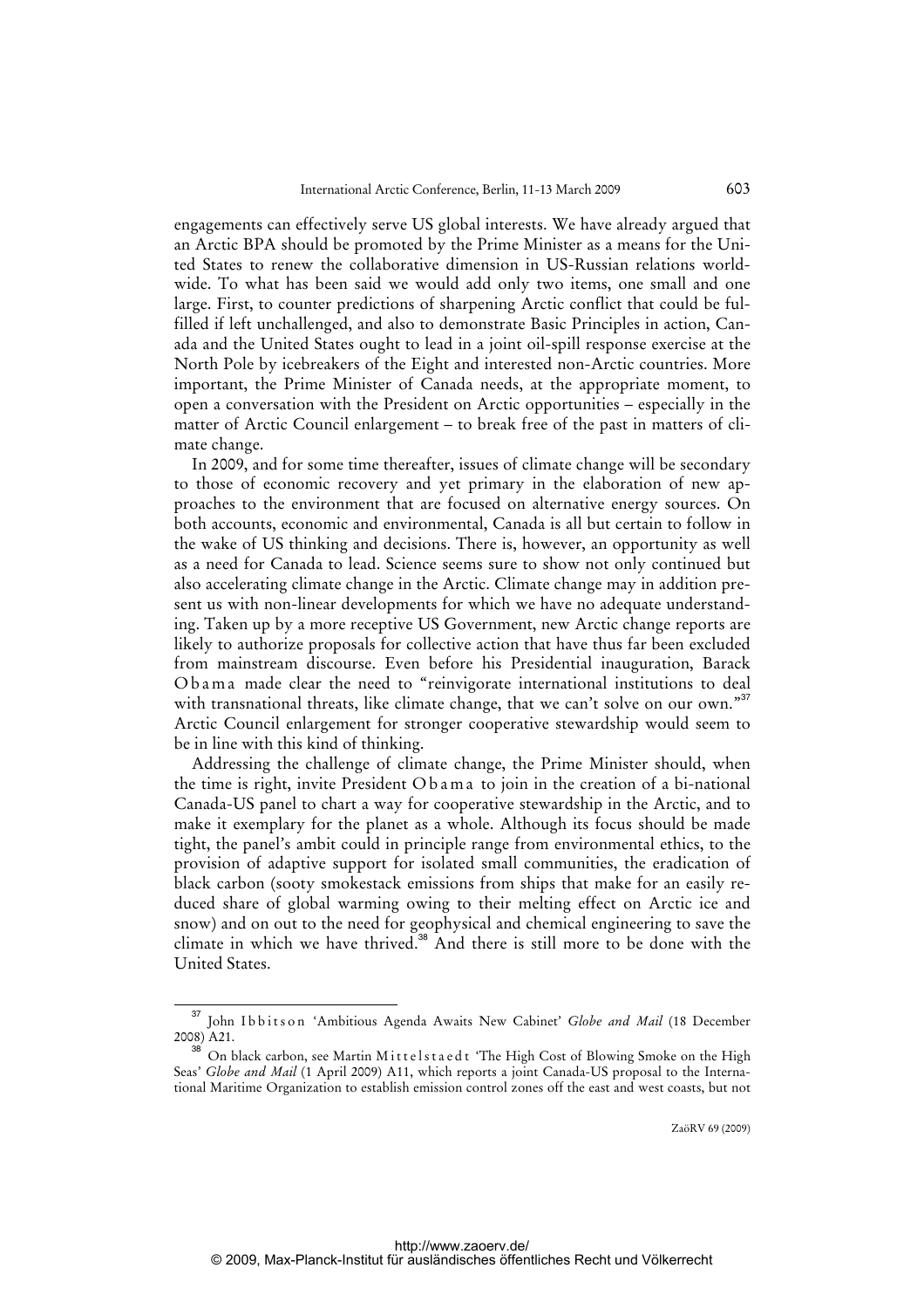engagements can effectively serve US global interests. We have already argued that an Arctic BPA should be promoted by the Prime Minister as a means for the United States to renew the collaborative dimension in US-Russian relations worldwide. To what has been said we would add only two items, one small and one large. First, to counter predictions of sharpening Arctic conflict that could be fulfilled if left unchallenged, and also to demonstrate Basic Principles in action, Canada and the United States ought to lead in a joint oil-spill response exercise at the North Pole by icebreakers of the Eight and interested non-Arctic countries. More important, the Prime Minister of Canada needs, at the appropriate moment, to open a conversation with the President on Arctic opportunities – especially in the matter of Arctic Council enlargement – to break free of the past in matters of climate change.

In 2009, and for some time thereafter, issues of climate change will be secondary to those of economic recovery and yet primary in the elaboration of new approaches to the environment that are focused on alternative energy sources. On both accounts, economic and environmental, Canada is all but certain to follow in the wake of US thinking and decisions. There is, however, an opportunity as well as a need for Canada to lead. Science seems sure to show not only continued but also accelerating climate change in the Arctic. Climate change may in addition present us with non-linear developments for which we have no adequate understanding. Taken up by a more receptive US Government, new Arctic change reports are likely to authorize proposals for collective action that have thus far been excluded from mainstream discourse. Even before his Presidential inauguration, Barack Obama made clear the need to "reinvigorate international institutions to deal with transnational threats, like climate change, that we can't solve on our own."[37] Arctic Council enlargement for stronger cooperative stewardship would seem to be in line with this kind of thinking.

Addressing the challenge of climate change, the Prime Minister should, when the time is right, invite President Obama to join in the creation of a bi-national Canada-US panel to chart a way for cooperative stewardship in the Arctic, and to make it exemplary for the planet as a whole. Although its focus should be made tight, the panel's ambit could in principle range from environmental ethics, to the provision of adaptive support for isolated small communities, the eradication of black carbon (sooty smokestack emissions from ships that make for an easily reduced share of global warming owing to their melting effect on Arctic ice and snow) and on out to the need for geophysical and chemical engineering to save the climate in which we have thrived.[38] And there is still more to be done with the United States.

---

[37] John Ibbitson 'Ambitious Agenda Awaits New Cabinet' *Globe and Mail* (18 December 2008) A21.

[38] On black carbon, see Martin Mittelstaedt 'The High Cost of Blowing Smoke on the High Seas' *Globe and Mail* (1 April 2009) A11, which reports a joint Canada-US proposal to the International Maritime Organization to establish emission control zones off the east and west coasts, but not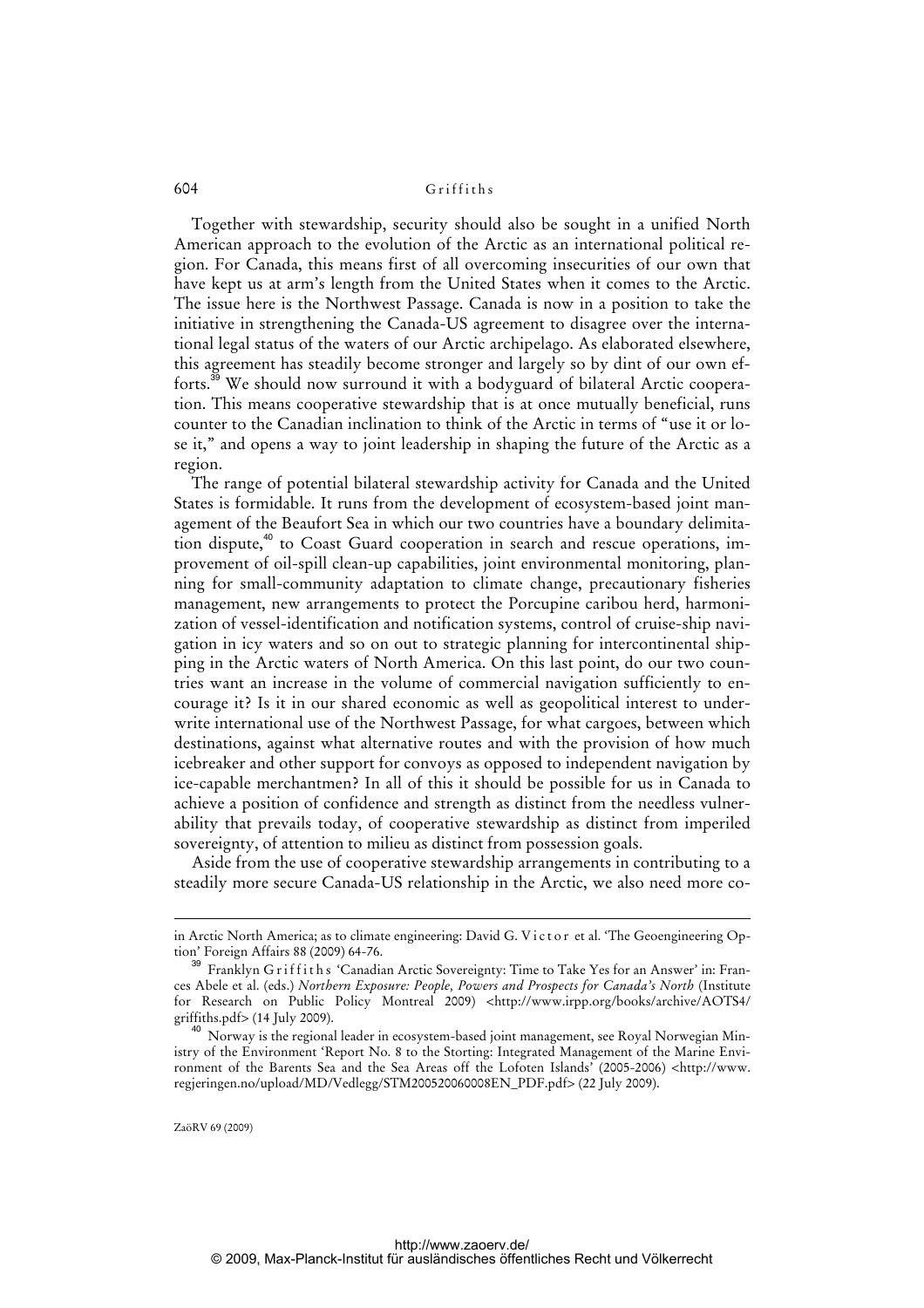Together with stewardship, security should also be sought in a unified North American approach to the evolution of the Arctic as an international political region. For Canada, this means first of all overcoming insecurities of our own that have kept us at arm's length from the United States when it comes to the Arctic. The issue here is the Northwest Passage. Canada is now in a position to take the initiative in strengthening the Canada-US agreement to disagree over the international legal status of the waters of our Arctic archipelago. As elaborated elsewhere, this agreement has steadily become stronger and largely so by dint of our own efforts.[39] We should now surround it with a bodyguard of bilateral Arctic cooperation. This means cooperative stewardship that is at once mutually beneficial, runs counter to the Canadian inclination to think of the Arctic in terms of "use it or lose it," and opens a way to joint leadership in shaping the future of the Arctic as a region.

The range of potential bilateral stewardship activity for Canada and the United States is formidable. It runs from the development of ecosystem-based joint management of the Beaufort Sea in which our two countries have a boundary delimitation dispute,[40] to Coast Guard cooperation in search and rescue operations, improvement of oil-spill clean-up capabilities, joint environmental monitoring, planning for small-community adaptation to climate change, precautionary fisheries management, new arrangements to protect the Porcupine caribou herd, harmonization of vessel-identification and notification systems, control of cruise-ship navigation in icy waters and so on out to strategic planning for intercontinental shipping in the Arctic waters of North America. On this last point, do our two countries want an increase in the volume of commercial navigation sufficiently to encourage it? Is it in our shared economic as well as geopolitical interest to underwrite international use of the Northwest Passage, for what cargoes, between which destinations, against what alternative routes and with the provision of how much icebreaker and other support for convoys as opposed to independent navigation by ice-capable merchantmen? In all of this it should be possible for us in Canada to achieve a position of confidence and strength as distinct from the needless vulnerability that prevails today, of cooperative stewardship as distinct from imperiled sovereignty, of attention to milieu as distinct from possession goals.

Aside from the use of cooperative stewardship arrangements in contributing to a steadily more secure Canada-US relationship in the Arctic, we also need more co-

---

in Arctic North America; as to climate engineering: David G. Victor et al. 'The Geoengineering Option' Foreign Affairs 88 (2009) 64-76.

[39] Franklyn Griffiths 'Canadian Arctic Sovereignty: Time to Take Yes for an Answer' in: Frances Abele et al. (eds.) *Northern Exposure: People, Powers and Prospects for Canada's North* (Institute for Research on Public Policy Montreal 2009) <http://www.irpp.org/books/archive/AOTS4/griffiths.pdf> (14 July 2009).

[40] Norway is the regional leader in ecosystem-based joint management, see Royal Norwegian Ministry of the Environment 'Report No. 8 to the Storting: Integrated Management of the Marine Environment of the Barents Sea and the Sea Areas off the Lofoten Islands' (2005-2006) <http://www.regjeringen.no/upload/MD/Vedlegg/STM200520060008EN_PDF.pdf> (22 July 2009).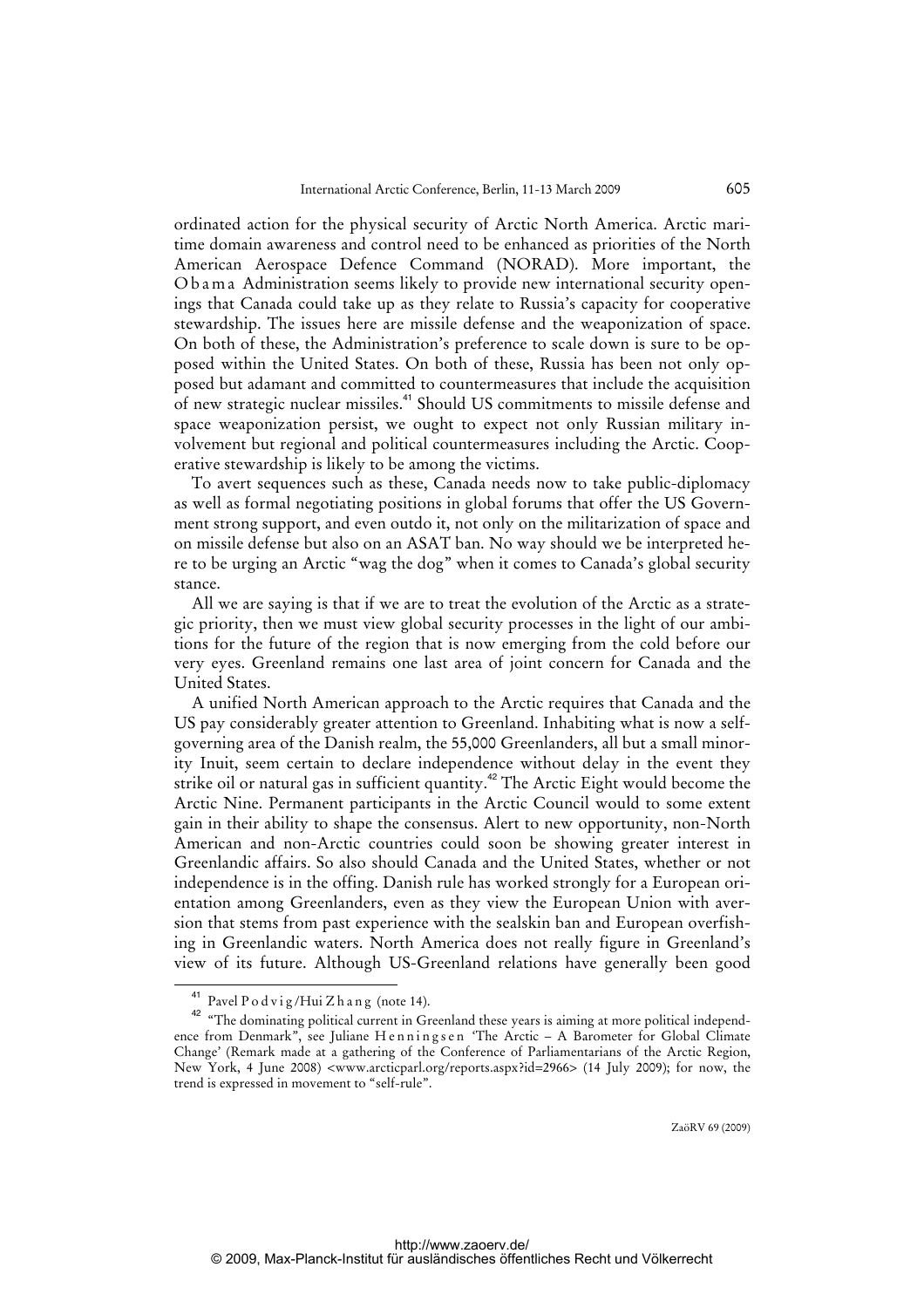ordinated action for the physical security of Arctic North America. Arctic maritime domain awareness and control need to be enhanced as priorities of the North American Aerospace Defence Command (NORAD). More important, the Obama Administration seems likely to provide new international security openings that Canada could take up as they relate to Russia's capacity for cooperative stewardship. The issues here are missile defense and the weaponization of space. On both of these, the Administration's preference to scale down is sure to be opposed within the United States. On both of these, Russia has been not only opposed but adamant and committed to countermeasures that include the acquisition of new strategic nuclear missiles.[41] Should US commitments to missile defense and space weaponization persist, we ought to expect not only Russian military involvement but regional and political countermeasures including the Arctic. Cooperative stewardship is likely to be among the victims.

To avert sequences such as these, Canada needs now to take public-diplomacy as well as formal negotiating positions in global forums that offer the US Government strong support, and even outdo it, not only on the militarization of space and on missile defense but also on an ASAT ban. No way should we be interpreted here to be urging an Arctic "wag the dog" when it comes to Canada's global security stance.

All we are saying is that if we are to treat the evolution of the Arctic as a strategic priority, then we must view global security processes in the light of our ambitions for the future of the region that is now emerging from the cold before our very eyes. Greenland remains one last area of joint concern for Canada and the United States.

A unified North American approach to the Arctic requires that Canada and the US pay considerably greater attention to Greenland. Inhabiting what is now a self-governing area of the Danish realm, the 55,000 Greenlanders, all but a small minority Inuit, seem certain to declare independence without delay in the event they strike oil or natural gas in sufficient quantity.[42] The Arctic Eight would become the Arctic Nine. Permanent participants in the Arctic Council would to some extent gain in their ability to shape the consensus. Alert to new opportunity, non-North American and non-Arctic countries could soon be showing greater interest in Greenlandic affairs. So also should Canada and the United States, whether or not independence is in the offing. Danish rule has worked strongly for a European orientation among Greenlanders, even as they view the European Union with aversion that stems from past experience with the sealskin ban and European overfishing in Greenlandic waters. North America does not really figure in Greenland's view of its future. Although US-Greenland relations have generally been good

---

[41] Pavel Podvig/Hui Zhang (note 14).

[42] "The dominating political current in Greenland these years is aiming at more political independence from Denmark", see Juliane Henningsen 'The Arctic – A Barometer for Global Climate Change' (Remark made at a gathering of the Conference of Parliamentarians of the Arctic Region, New York, 4 June 2008) <www.arcticparl.org/reports.aspx?id=2966> (14 July 2009); for now, the trend is expressed in movement to "self-rule".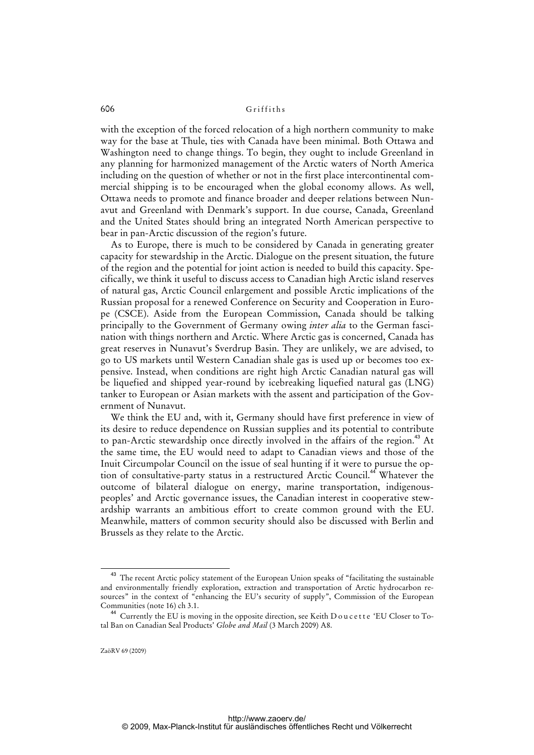with the exception of the forced relocation of a high northern community to make way for the base at Thule, ties with Canada have been minimal. Both Ottawa and Washington need to change things. To begin, they ought to include Greenland in any planning for harmonized management of the Arctic waters of North America including on the question of whether or not in the first place intercontinental commercial shipping is to be encouraged when the global economy allows. As well, Ottawa needs to promote and finance broader and deeper relations between Nunavut and Greenland with Denmark's support. In due course, Canada, Greenland and the United States should bring an integrated North American perspective to bear in pan-Arctic discussion of the region's future.

As to Europe, there is much to be considered by Canada in generating greater capacity for stewardship in the Arctic. Dialogue on the present situation, the future of the region and the potential for joint action is needed to build this capacity. Specifically, we think it useful to discuss access to Canadian high Arctic island reserves of natural gas, Arctic Council enlargement and possible Arctic implications of the Russian proposal for a renewed Conference on Security and Cooperation in Europe (CSCE). Aside from the European Commission, Canada should be talking principally to the Government of Germany owing *inter alia* to the German fascination with things northern and Arctic. Where Arctic gas is concerned, Canada has great reserves in Nunavut's Sverdrup Basin. They are unlikely, we are advised, to go to US markets until Western Canadian shale gas is used up or becomes too expensive. Instead, when conditions are right high Arctic Canadian natural gas will be liquefied and shipped year-round by icebreaking liquefied natural gas (LNG) tanker to European or Asian markets with the assent and participation of the Government of Nunavut.

We think the EU and, with it, Germany should have first preference in view of its desire to reduce dependence on Russian supplies and its potential to contribute to pan-Arctic stewardship once directly involved in the affairs of the region.[43] At the same time, the EU would need to adapt to Canadian views and those of the Inuit Circumpolar Council on the issue of seal hunting if it were to pursue the option of consultative-party status in a restructured Arctic Council.[44] Whatever the outcome of bilateral dialogue on energy, marine transportation, indigenous-peoples' and Arctic governance issues, the Canadian interest in cooperative stewardship warrants an ambitious effort to create common ground with the EU. Meanwhile, matters of common security should also be discussed with Berlin and Brussels as they relate to the Arctic.

---

[43] The recent Arctic policy statement of the European Union speaks of "facilitating the sustainable and environmentally friendly exploration, extraction and transportation of Arctic hydrocarbon resources" in the context of "enhancing the EU's security of supply", Commission of the European Communities (note 16) ch 3.1.

[44] Currently the EU is moving in the opposite direction, see Keith Doucette 'EU Closer to Total Ban on Canadian Seal Products' *Globe and Mail* (3 March 2009) A8.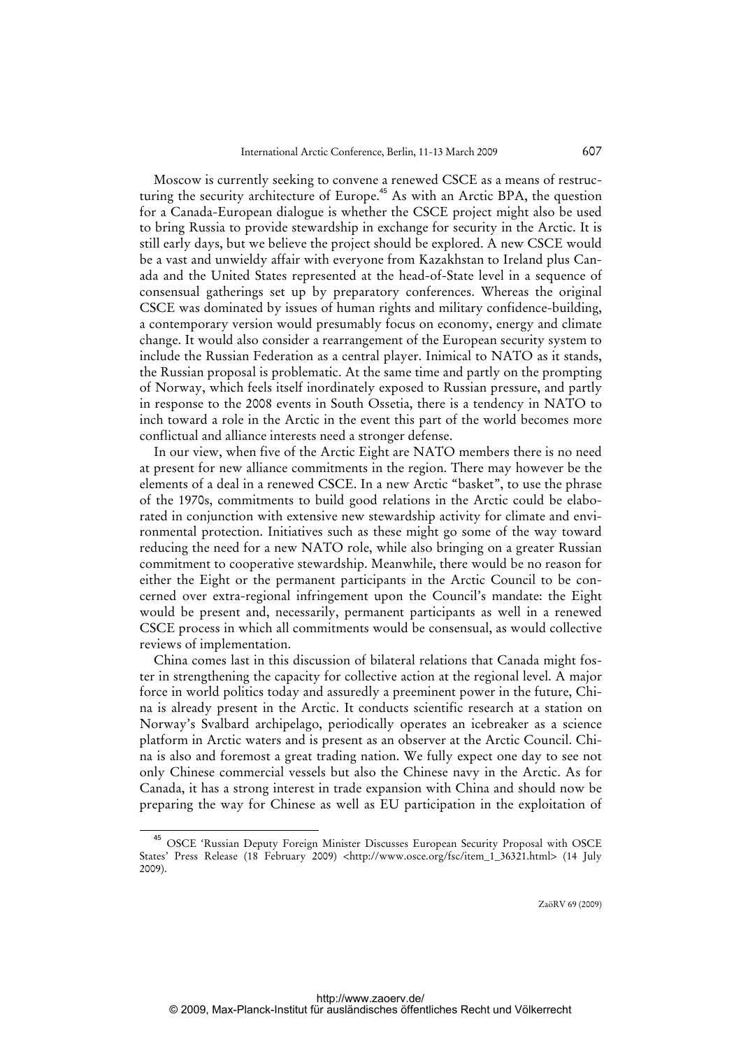Moscow is currently seeking to convene a renewed CSCE as a means of restructuring the security architecture of Europe.[45] As with an Arctic BPA, the question for a Canada-European dialogue is whether the CSCE project might also be used to bring Russia to provide stewardship in exchange for security in the Arctic. It is still early days, but we believe the project should be explored. A new CSCE would be a vast and unwieldy affair with everyone from Kazakhstan to Ireland plus Canada and the United States represented at the head-of-State level in a sequence of consensual gatherings set up by preparatory conferences. Whereas the original CSCE was dominated by issues of human rights and military confidence-building, a contemporary version would presumably focus on economy, energy and climate change. It would also consider a rearrangement of the European security system to include the Russian Federation as a central player. Inimical to NATO as it stands, the Russian proposal is problematic. At the same time and partly on the prompting of Norway, which feels itself inordinately exposed to Russian pressure, and partly in response to the 2008 events in South Ossetia, there is a tendency in NATO to inch toward a role in the Arctic in the event this part of the world becomes more conflictual and alliance interests need a stronger defense.

In our view, when five of the Arctic Eight are NATO members there is no need at present for new alliance commitments in the region. There may however be the elements of a deal in a renewed CSCE. In a new Arctic "basket", to use the phrase of the 1970s, commitments to build good relations in the Arctic could be elaborated in conjunction with extensive new stewardship activity for climate and environmental protection. Initiatives such as these might go some of the way toward reducing the need for a new NATO role, while also bringing on a greater Russian commitment to cooperative stewardship. Meanwhile, there would be no reason for either the Eight or the permanent participants in the Arctic Council to be concerned over extra-regional infringement upon the Council's mandate: the Eight would be present and, necessarily, permanent participants as well in a renewed CSCE process in which all commitments would be consensual, as would collective reviews of implementation.

China comes last in this discussion of bilateral relations that Canada might foster in strengthening the capacity for collective action at the regional level. A major force in world politics today and assuredly a preeminent power in the future, China is already present in the Arctic. It conducts scientific research at a station on Norway's Svalbard archipelago, periodically operates an icebreaker as a science platform in Arctic waters and is present as an observer at the Arctic Council. China is also and foremost a great trading nation. We fully expect one day to see not only Chinese commercial vessels but also the Chinese navy in the Arctic. As for Canada, it has a strong interest in trade expansion with China and should now be preparing the way for Chinese as well as EU participation in the exploitation of

[45] OSCE 'Russian Deputy Foreign Minister Discusses European Security Proposal with OSCE States' Press Release (18 February 2009) <http://www.osce.org/fsc/item_1_36321.html> (14 July 2009).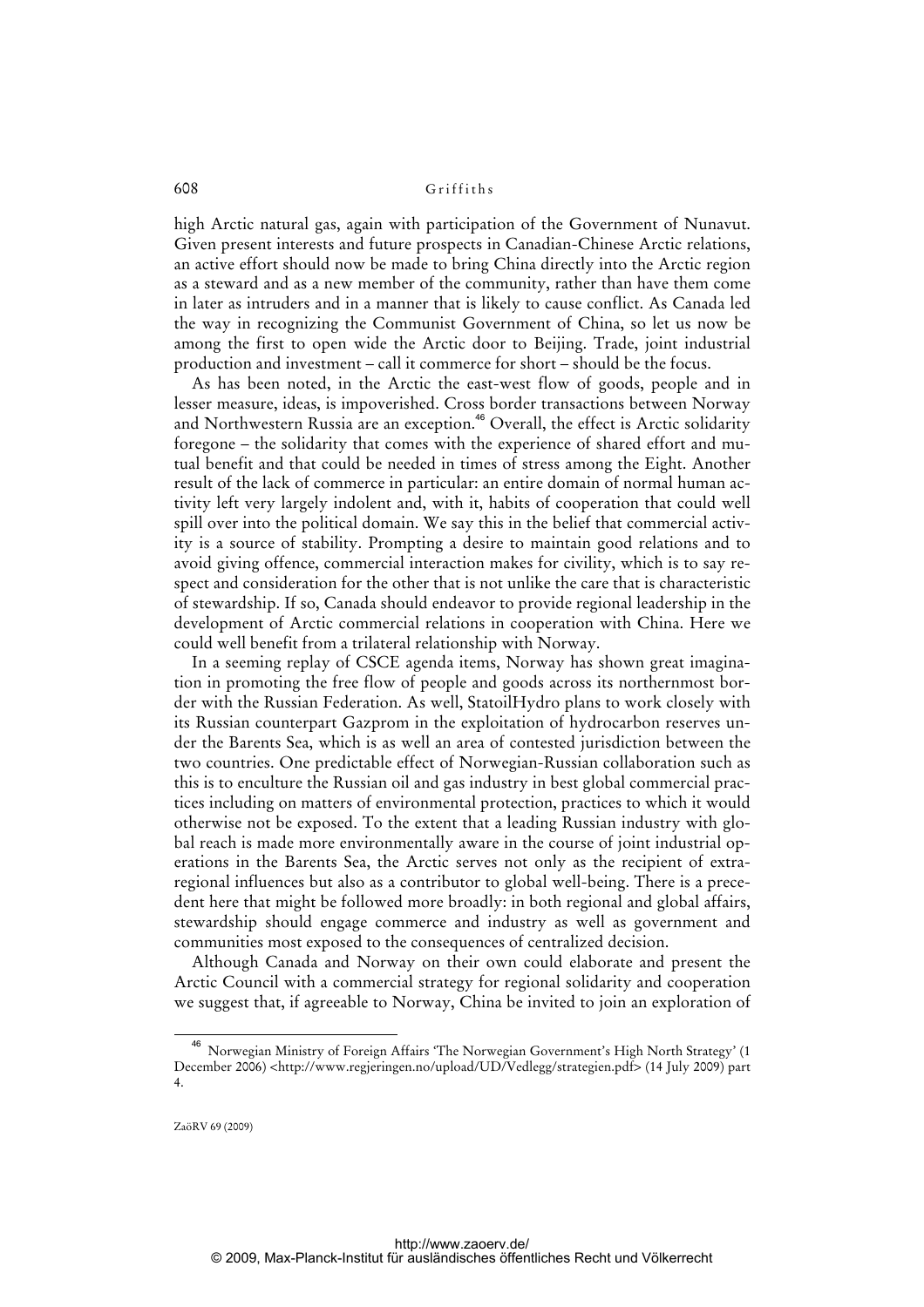high Arctic natural gas, again with participation of the Government of Nunavut. Given present interests and future prospects in Canadian-Chinese Arctic relations, an active effort should now be made to bring China directly into the Arctic region as a steward and as a new member of the community, rather than have them come in later as intruders and in a manner that is likely to cause conflict. As Canada led the way in recognizing the Communist Government of China, so let us now be among the first to open wide the Arctic door to Beijing. Trade, joint industrial production and investment – call it commerce for short – should be the focus.

As has been noted, in the Arctic the east-west flow of goods, people and in lesser measure, ideas, is impoverished. Cross border transactions between Norway and Northwestern Russia are an exception.[46] Overall, the effect is Arctic solidarity foregone – the solidarity that comes with the experience of shared effort and mutual benefit and that could be needed in times of stress among the Eight. Another result of the lack of commerce in particular: an entire domain of normal human activity left very largely indolent and, with it, habits of cooperation that could well spill over into the political domain. We say this in the belief that commercial activity is a source of stability. Prompting a desire to maintain good relations and to avoid giving offence, commercial interaction makes for civility, which is to say respect and consideration for the other that is not unlike the care that is characteristic of stewardship. If so, Canada should endeavor to provide regional leadership in the development of Arctic commercial relations in cooperation with China. Here we could well benefit from a trilateral relationship with Norway.

In a seeming replay of CSCE agenda items, Norway has shown great imagination in promoting the free flow of people and goods across its northernmost border with the Russian Federation. As well, StatoilHydro plans to work closely with its Russian counterpart Gazprom in the exploitation of hydrocarbon reserves under the Barents Sea, which is as well an area of contested jurisdiction between the two countries. One predictable effect of Norwegian-Russian collaboration such as this is to enculture the Russian oil and gas industry in best global commercial practices including on matters of environmental protection, practices to which it would otherwise not be exposed. To the extent that a leading Russian industry with global reach is made more environmentally aware in the course of joint industrial operations in the Barents Sea, the Arctic serves not only as the recipient of extra-regional influences but also as a contributor to global well-being. There is a precedent here that might be followed more broadly: in both regional and global affairs, stewardship should engage commerce and industry as well as government and communities most exposed to the consequences of centralized decision.

Although Canada and Norway on their own could elaborate and present the Arctic Council with a commercial strategy for regional solidarity and cooperation we suggest that, if agreeable to Norway, China be invited to join an exploration of

---

[46] Norwegian Ministry of Foreign Affairs 'The Norwegian Government's High North Strategy' (1 December 2006) <http://www.regjeringen.no/upload/UD/Vedlegg/strategien.pdf> (14 July 2009) part 4.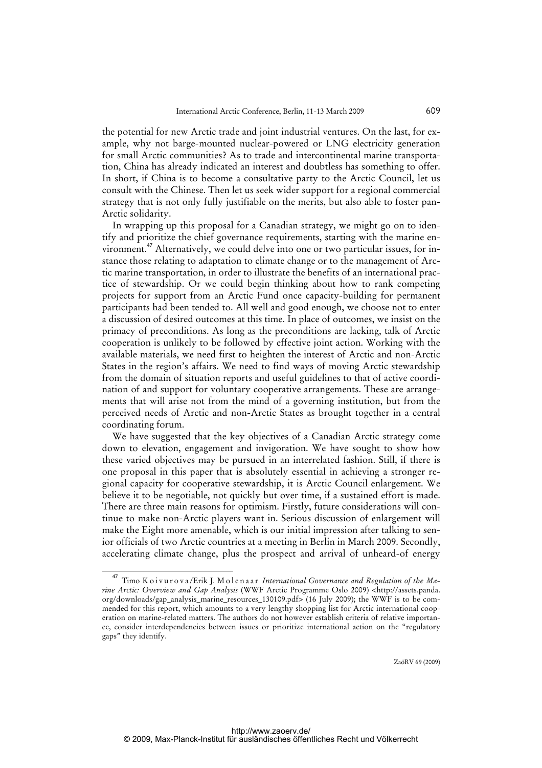the potential for new Arctic trade and joint industrial ventures. On the last, for example, why not barge-mounted nuclear-powered or LNG electricity generation for small Arctic communities? As to trade and intercontinental marine transportation, China has already indicated an interest and doubtless has something to offer. In short, if China is to become a consultative party to the Arctic Council, let us consult with the Chinese. Then let us seek wider support for a regional commercial strategy that is not only fully justifiable on the merits, but also able to foster pan-Arctic solidarity.

In wrapping up this proposal for a Canadian strategy, we might go on to identify and prioritize the chief governance requirements, starting with the marine environment.[47] Alternatively, we could delve into one or two particular issues, for instance those relating to adaptation to climate change or to the management of Arctic marine transportation, in order to illustrate the benefits of an international practice of stewardship. Or we could begin thinking about how to rank competing projects for support from an Arctic Fund once capacity-building for permanent participants had been tended to. All well and good enough, we choose not to enter a discussion of desired outcomes at this time. In place of outcomes, we insist on the primacy of preconditions. As long as the preconditions are lacking, talk of Arctic cooperation is unlikely to be followed by effective joint action. Working with the available materials, we need first to heighten the interest of Arctic and non-Arctic States in the region's affairs. We need to find ways of moving Arctic stewardship from the domain of situation reports and useful guidelines to that of active coordination of and support for voluntary cooperative arrangements. These are arrangements that will arise not from the mind of a governing institution, but from the perceived needs of Arctic and non-Arctic States as brought together in a central coordinating forum.

We have suggested that the key objectives of a Canadian Arctic strategy come down to elevation, engagement and invigoration. We have sought to show how these varied objectives may be pursued in an interrelated fashion. Still, if there is one proposal in this paper that is absolutely essential in achieving a stronger regional capacity for cooperative stewardship, it is Arctic Council enlargement. We believe it to be negotiable, not quickly but over time, if a sustained effort is made. There are three main reasons for optimism. Firstly, future considerations will continue to make non-Arctic players want in. Serious discussion of enlargement will make the Eight more amenable, which is our initial impression after talking to senior officials of two Arctic countries at a meeting in Berlin in March 2009. Secondly, accelerating climate change, plus the prospect and arrival of unheard-of energy

[47] Timo Koivurova/Erik J. Molenaar *International Governance and Regulation of the Marine Arctic: Overview and Gap Analysis* (WWF Arctic Programme Oslo 2009) <http://assets.panda.org/downloads/gap_analysis_marine_resources_130109.pdf> (16 July 2009); the WWF is to be commended for this report, which amounts to a very lengthy shopping list for Arctic international cooperation on marine-related matters. The authors do not however establish criteria of relative importance, consider interdependencies between issues or prioritize international action on the "regulatory gaps" they identify.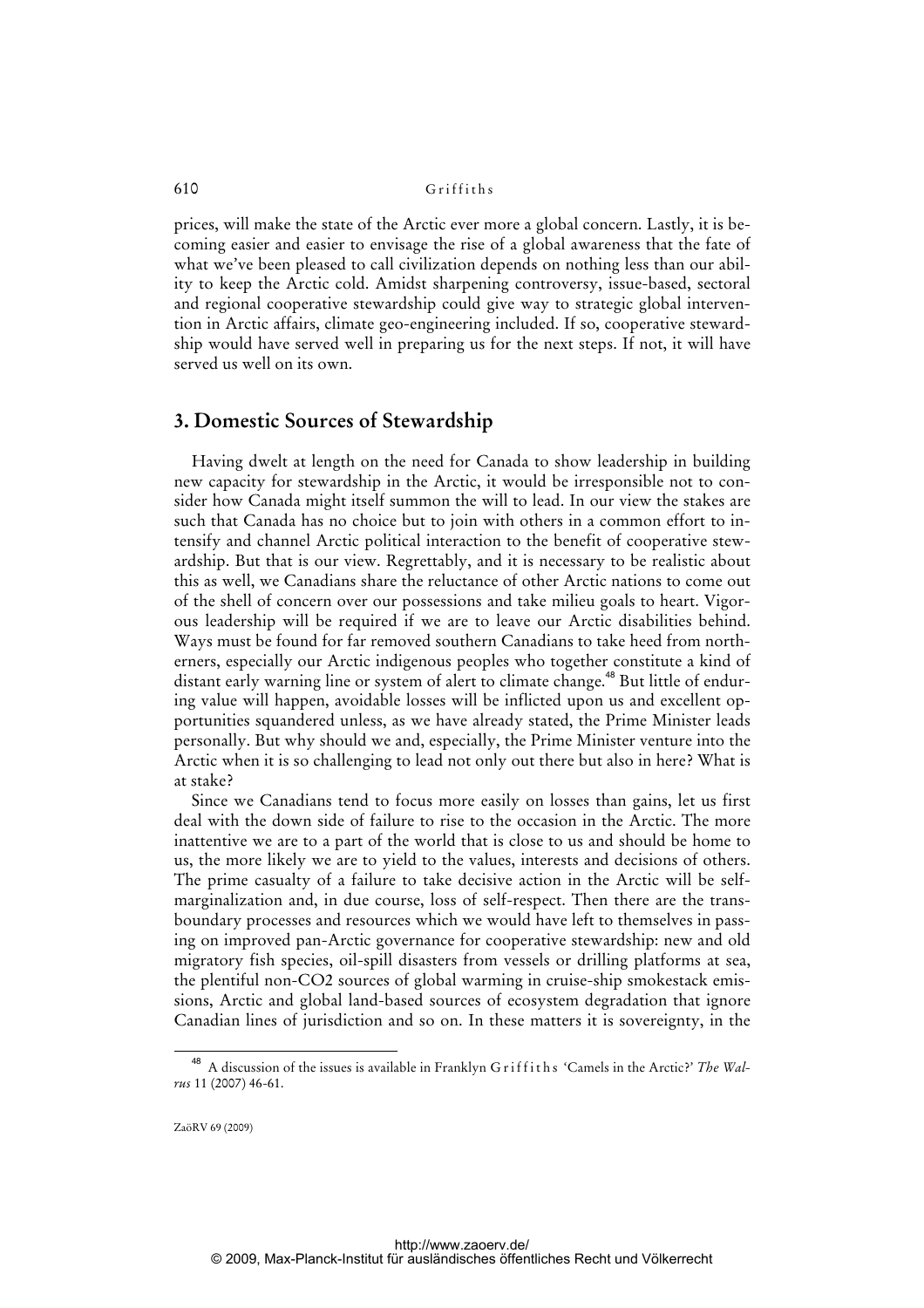prices, will make the state of the Arctic ever more a global concern. Lastly, it is becoming easier and easier to envisage the rise of a global awareness that the fate of what we've been pleased to call civilization depends on nothing less than our ability to keep the Arctic cold. Amidst sharpening controversy, issue-based, sectoral and regional cooperative stewardship could give way to strategic global intervention in Arctic affairs, climate geo-engineering included. If so, cooperative stewardship would have served well in preparing us for the next steps. If not, it will have served us well on its own.

## 3. Domestic Sources of Stewardship

Having dwelt at length on the need for Canada to show leadership in building new capacity for stewardship in the Arctic, it would be irresponsible not to consider how Canada might itself summon the will to lead. In our view the stakes are such that Canada has no choice but to join with others in a common effort to intensify and channel Arctic political interaction to the benefit of cooperative stewardship. But that is our view. Regrettably, and it is necessary to be realistic about this as well, we Canadians share the reluctance of other Arctic nations to come out of the shell of concern over our possessions and take milieu goals to heart. Vigorous leadership will be required if we are to leave our Arctic disabilities behind. Ways must be found for far removed southern Canadians to take heed from northerners, especially our Arctic indigenous peoples who together constitute a kind of distant early warning line or system of alert to climate change.[48] But little of enduring value will happen, avoidable losses will be inflicted upon us and excellent opportunities squandered unless, as we have already stated, the Prime Minister leads personally. But why should we and, especially, the Prime Minister venture into the Arctic when it is so challenging to lead not only out there but also in here? What is at stake?

Since we Canadians tend to focus more easily on losses than gains, let us first deal with the down side of failure to rise to the occasion in the Arctic. The more inattentive we are to a part of the world that is close to us and should be home to us, the more likely we are to yield to the values, interests and decisions of others. The prime casualty of a failure to take decisive action in the Arctic will be self-marginalization and, in due course, loss of self-respect. Then there are the transboundary processes and resources which we would have left to themselves in passing on improved pan-Arctic governance for cooperative stewardship: new and old migratory fish species, oil-spill disasters from vessels or drilling platforms at sea, the plentiful non-$CO_2$ sources of global warming in cruise-ship smokestack emissions, Arctic and global land-based sources of ecosystem degradation that ignore Canadian lines of jurisdiction and so on. In these matters it is sovereignty, in the

[48] A discussion of the issues is available in Franklyn Griffiths 'Camels in the Arctic?' *The Walrus* 11 (2007) 46-61.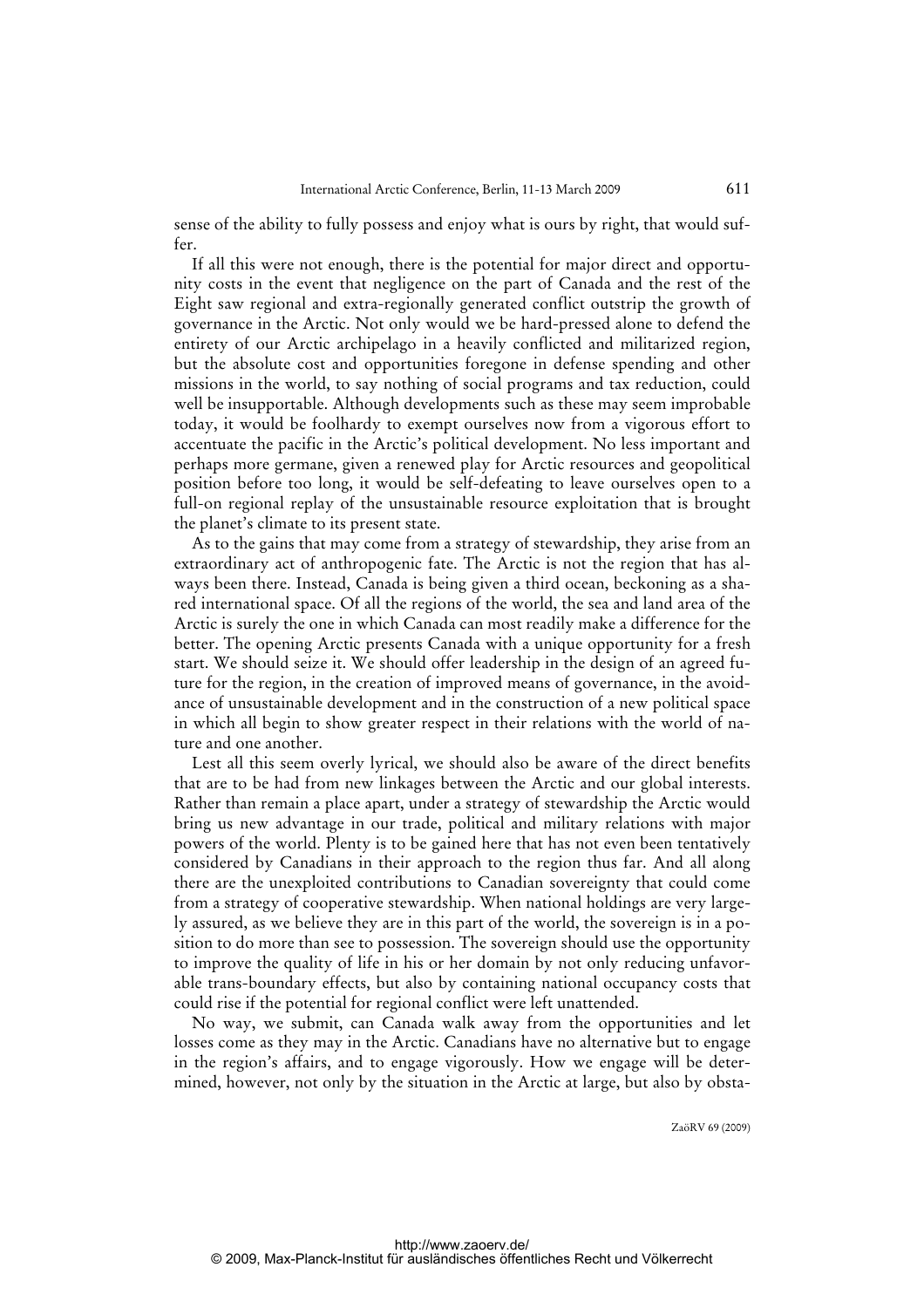sense of the ability to fully possess and enjoy what is ours by right, that would suffer.

If all this were not enough, there is the potential for major direct and opportunity costs in the event that negligence on the part of Canada and the rest of the Eight saw regional and extra-regionally generated conflict outstrip the growth of governance in the Arctic. Not only would we be hard-pressed alone to defend the entirety of our Arctic archipelago in a heavily conflicted and militarized region, but the absolute cost and opportunities foregone in defense spending and other missions in the world, to say nothing of social programs and tax reduction, could well be insupportable. Although developments such as these may seem improbable today, it would be foolhardy to exempt ourselves now from a vigorous effort to accentuate the pacific in the Arctic's political development. No less important and perhaps more germane, given a renewed play for Arctic resources and geopolitical position before too long, it would be self-defeating to leave ourselves open to a full-on regional replay of the unsustainable resource exploitation that is brought the planet's climate to its present state.

As to the gains that may come from a strategy of stewardship, they arise from an extraordinary act of anthropogenic fate. The Arctic is not the region that has always been there. Instead, Canada is being given a third ocean, beckoning as a shared international space. Of all the regions of the world, the sea and land area of the Arctic is surely the one in which Canada can most readily make a difference for the better. The opening Arctic presents Canada with a unique opportunity for a fresh start. We should seize it. We should offer leadership in the design of an agreed future for the region, in the creation of improved means of governance, in the avoidance of unsustainable development and in the construction of a new political space in which all begin to show greater respect in their relations with the world of nature and one another.

Lest all this seem overly lyrical, we should also be aware of the direct benefits that are to be had from new linkages between the Arctic and our global interests. Rather than remain a place apart, under a strategy of stewardship the Arctic would bring us new advantage in our trade, political and military relations with major powers of the world. Plenty is to be gained here that has not even been tentatively considered by Canadians in their approach to the region thus far. And all along there are the unexploited contributions to Canadian sovereignty that could come from a strategy of cooperative stewardship. When national holdings are very largely assured, as we believe they are in this part of the world, the sovereign is in a position to do more than see to possession. The sovereign should use the opportunity to improve the quality of life in his or her domain by not only reducing unfavorable trans-boundary effects, but also by containing national occupancy costs that could rise if the potential for regional conflict were left unattended.

No way, we submit, can Canada walk away from the opportunities and let losses come as they may in the Arctic. Canadians have no alternative but to engage in the region's affairs, and to engage vigorously. How we engage will be determined, however, not only by the situation in the Arctic at large, but also by obsta-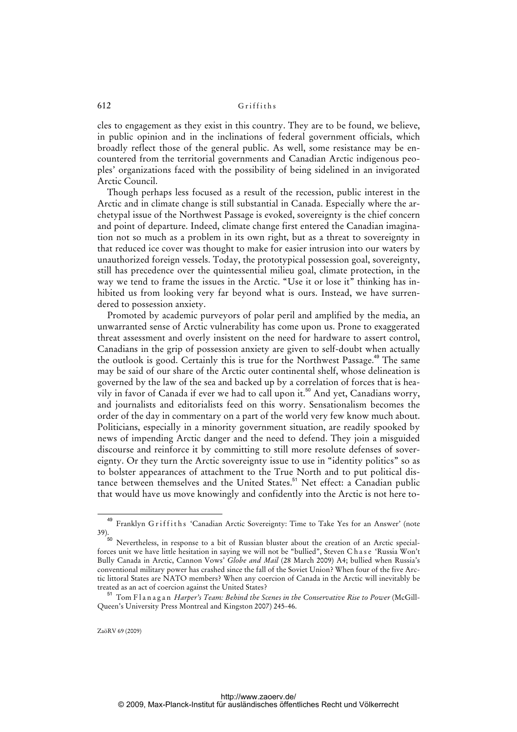cles to engagement as they exist in this country. They are to be found, we believe, in public opinion and in the inclinations of federal government officials, which broadly reflect those of the general public. As well, some resistance may be encountered from the territorial governments and Canadian Arctic indigenous peoples' organizations faced with the possibility of being sidelined in an invigorated Arctic Council.

Though perhaps less focused as a result of the recession, public interest in the Arctic and in climate change is still substantial in Canada. Especially where the archetypal issue of the Northwest Passage is evoked, sovereignty is the chief concern and point of departure. Indeed, climate change first entered the Canadian imagination not so much as a problem in its own right, but as a threat to sovereignty in that reduced ice cover was thought to make for easier intrusion into our waters by unauthorized foreign vessels. Today, the prototypical possession goal, sovereignty, still has precedence over the quintessential milieu goal, climate protection, in the way we tend to frame the issues in the Arctic. "Use it or lose it" thinking has inhibited us from looking very far beyond what is ours. Instead, we have surrendered to possession anxiety.

Promoted by academic purveyors of polar peril and amplified by the media, an unwarranted sense of Arctic vulnerability has come upon us. Prone to exaggerated threat assessment and overly insistent on the need for hardware to assert control, Canadians in the grip of possession anxiety are given to self-doubt when actually the outlook is good. Certainly this is true for the Northwest Passage.[49] The same may be said of our share of the Arctic outer continental shelf, whose delineation is governed by the law of the sea and backed up by a correlation of forces that is heavily in favor of Canada if ever we had to call upon it.[50] And yet, Canadians worry, and journalists and editorialists feed on this worry. Sensationalism becomes the order of the day in commentary on a part of the world very few know much about. Politicians, especially in a minority government situation, are readily spooked by news of impending Arctic danger and the need to defend. They join a misguided discourse and reinforce it by committing to still more resolute defenses of sovereignty. Or they turn the Arctic sovereignty issue to use in "identity politics" so as to bolster appearances of attachment to the True North and to put political distance between themselves and the United States.[51] Net effect: a Canadian public that would have us move knowingly and confidently into the Arctic is not here to-

---

[49] Franklyn Griffiths 'Canadian Arctic Sovereignty: Time to Take Yes for an Answer' (note 39).

[50] Nevertheless, in response to a bit of Russian bluster about the creation of an Arctic special-forces unit we have little hesitation in saying we will not be "bullied", Steven Chase 'Russia Won't Bully Canada in Arctic, Cannon Vows' *Globe and Mail* (28 March 2009) A4; bullied when Russia's conventional military power has crashed since the fall of the Soviet Union? When four of the five Arctic littoral States are NATO members? When any coercion of Canada in the Arctic will inevitably be treated as an act of coercion against the United States?

[51] Tom Flanagan *Harper's Team: Behind the Scenes in the Conservative Rise to Power* (McGill-Queen's University Press Montreal and Kingston 2007) 245-46.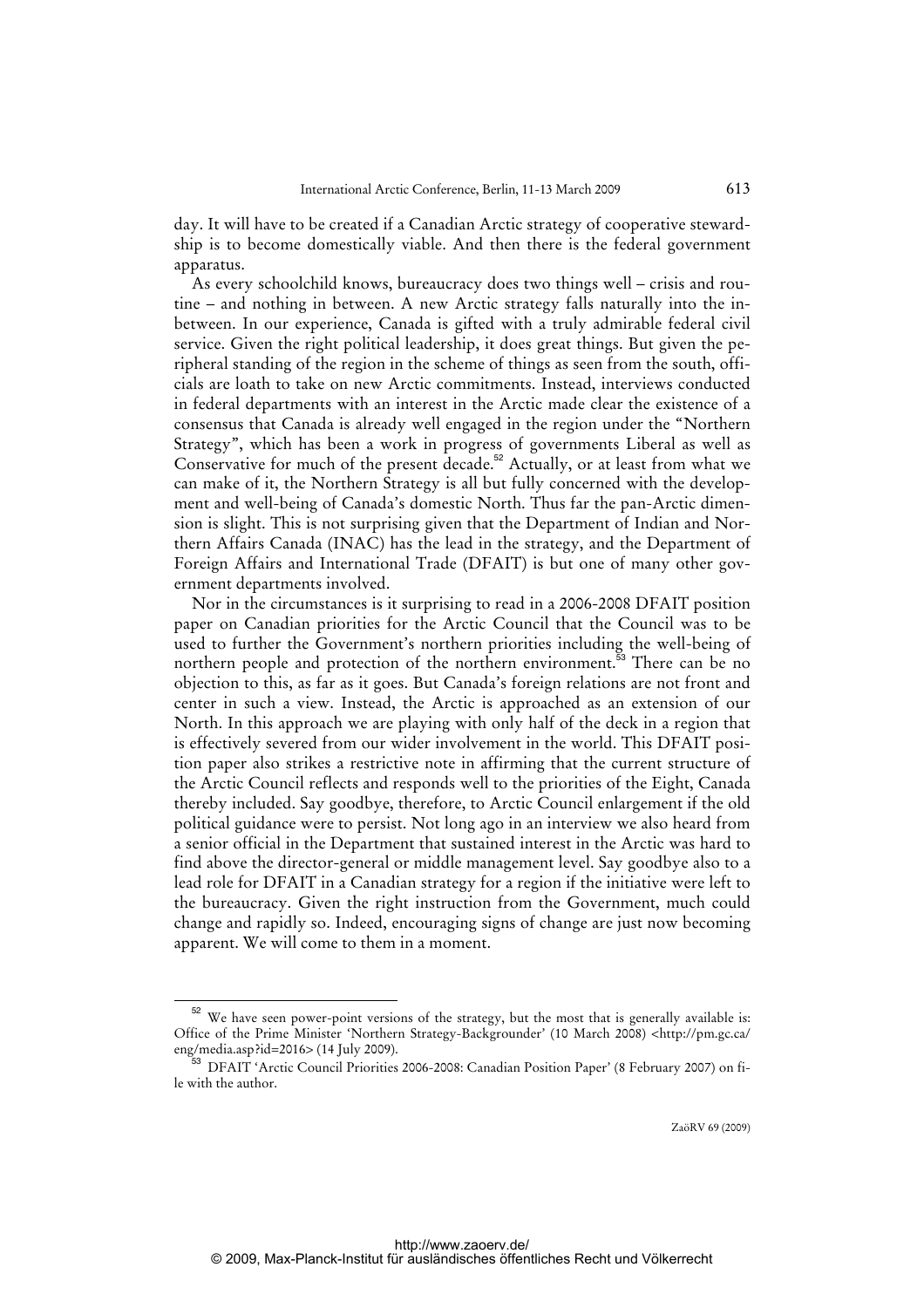day. It will have to be created if a Canadian Arctic strategy of cooperative stewardship is to become domestically viable. And then there is the federal government apparatus.

As every schoolchild knows, bureaucracy does two things well – crisis and routine – and nothing in between. A new Arctic strategy falls naturally into the in-between. In our experience, Canada is gifted with a truly admirable federal civil service. Given the right political leadership, it does great things. But given the peripheral standing of the region in the scheme of things as seen from the south, officials are loath to take on new Arctic commitments. Instead, interviews conducted in federal departments with an interest in the Arctic made clear the existence of a consensus that Canada is already well engaged in the region under the "Northern Strategy", which has been a work in progress of governments Liberal as well as Conservative for much of the present decade.[52] Actually, or at least from what we can make of it, the Northern Strategy is all but fully concerned with the development and well-being of Canada's domestic North. Thus far the pan-Arctic dimension is slight. This is not surprising given that the Department of Indian and Northern Affairs Canada (INAC) has the lead in the strategy, and the Department of Foreign Affairs and International Trade (DFAIT) is but one of many other government departments involved.

Nor in the circumstances is it surprising to read in a 2006-2008 DFAIT position paper on Canadian priorities for the Arctic Council that the Council was to be used to further the Government's northern priorities including the well-being of northern people and protection of the northern environment.[53] There can be no objection to this, as far as it goes. But Canada's foreign relations are not front and center in such a view. Instead, the Arctic is approached as an extension of our North. In this approach we are playing with only half of the deck in a region that is effectively severed from our wider involvement in the world. This DFAIT position paper also strikes a restrictive note in affirming that the current structure of the Arctic Council reflects and responds well to the priorities of the Eight, Canada thereby included. Say goodbye, therefore, to Arctic Council enlargement if the old political guidance were to persist. Not long ago in an interview we also heard from a senior official in the Department that sustained interest in the Arctic was hard to find above the director-general or middle management level. Say goodbye also to a lead role for DFAIT in a Canadian strategy for a region if the initiative were left to the bureaucracy. Given the right instruction from the Government, much could change and rapidly so. Indeed, encouraging signs of change are just now becoming apparent. We will come to them in a moment.

---

[52] We have seen power-point versions of the strategy, but the most that is generally available is: Office of the Prime Minister 'Northern Strategy-Backgrounder' (10 March 2008) <http://pm.gc.ca/eng/media.asp?id=2016> (14 July 2009).

[53] DFAIT 'Arctic Council Priorities 2006-2008: Canadian Position Paper' (8 February 2007) on file with the author.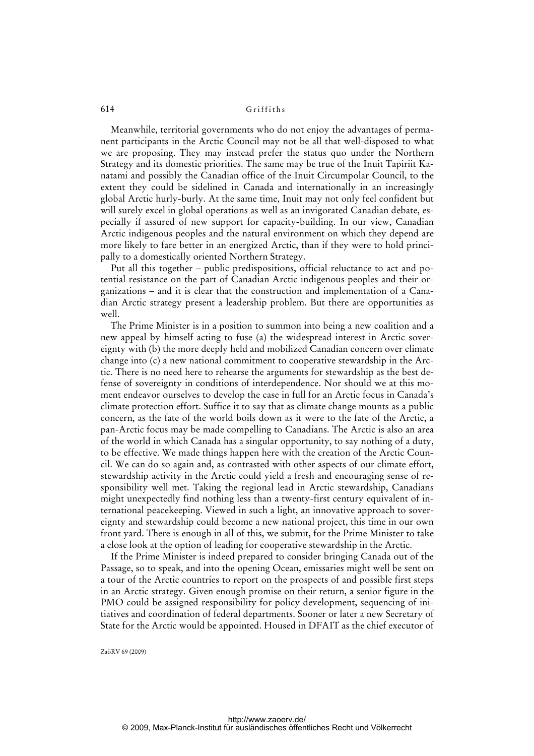Meanwhile, territorial governments who do not enjoy the advantages of permanent participants in the Arctic Council may not be all that well-disposed to what we are proposing. They may instead prefer the status quo under the Northern Strategy and its domestic priorities. The same may be true of the Inuit Tapiriit Kanatami and possibly the Canadian office of the Inuit Circumpolar Council, to the extent they could be sidelined in Canada and internationally in an increasingly global Arctic hurly-burly. At the same time, Inuit may not only feel confident but will surely excel in global operations as well as an invigorated Canadian debate, especially if assured of new support for capacity-building. In our view, Canadian Arctic indigenous peoples and the natural environment on which they depend are more likely to fare better in an energized Arctic, than if they were to hold principally to a domestically oriented Northern Strategy.

Put all this together – public predispositions, official reluctance to act and potential resistance on the part of Canadian Arctic indigenous peoples and their organizations – and it is clear that the construction and implementation of a Canadian Arctic strategy present a leadership problem. But there are opportunities as well.

The Prime Minister is in a position to summon into being a new coalition and a new appeal by himself acting to fuse (a) the widespread interest in Arctic sovereignty with (b) the more deeply held and mobilized Canadian concern over climate change into (c) a new national commitment to cooperative stewardship in the Arctic. There is no need here to rehearse the arguments for stewardship as the best defense of sovereignty in conditions of interdependence. Nor should we at this moment endeavor ourselves to develop the case in full for an Arctic focus in Canada's climate protection effort. Suffice it to say that as climate change mounts as a public concern, as the fate of the world boils down as it were to the fate of the Arctic, a pan-Arctic focus may be made compelling to Canadians. The Arctic is also an area of the world in which Canada has a singular opportunity, to say nothing of a duty, to be effective. We made things happen here with the creation of the Arctic Council. We can do so again and, as contrasted with other aspects of our climate effort, stewardship activity in the Arctic could yield a fresh and encouraging sense of responsibility well met. Taking the regional lead in Arctic stewardship, Canadians might unexpectedly find nothing less than a twenty-first century equivalent of international peacekeeping. Viewed in such a light, an innovative approach to sovereignty and stewardship could become a new national project, this time in our own front yard. There is enough in all of this, we submit, for the Prime Minister to take a close look at the option of leading for cooperative stewardship in the Arctic.

If the Prime Minister is indeed prepared to consider bringing Canada out of the Passage, so to speak, and into the opening Ocean, emissaries might well be sent on a tour of the Arctic countries to report on the prospects of and possible first steps in an Arctic strategy. Given enough promise on their return, a senior figure in the PMO could be assigned responsibility for policy development, sequencing of initiatives and coordination of federal departments. Sooner or later a new Secretary of State for the Arctic would be appointed. Housed in DFAIT as the chief executor of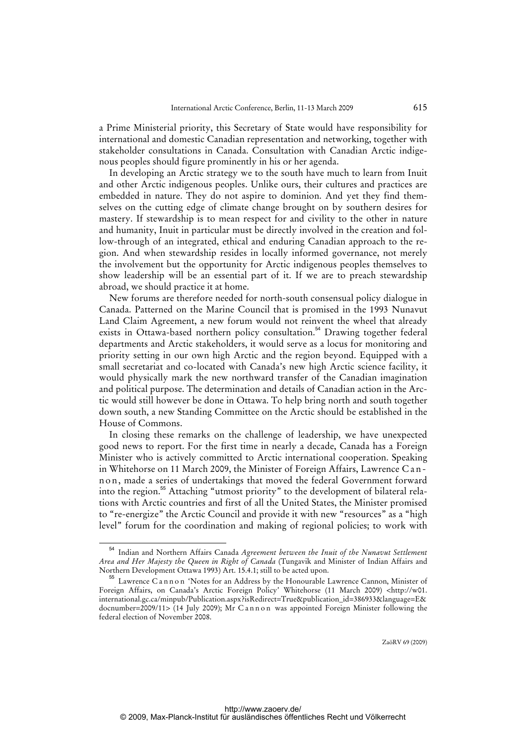a Prime Ministerial priority, this Secretary of State would have responsibility for international and domestic Canadian representation and networking, together with stakeholder consultations in Canada. Consultation with Canadian Arctic indigenous peoples should figure prominently in his or her agenda.

In developing an Arctic strategy we to the south have much to learn from Inuit and other Arctic indigenous peoples. Unlike ours, their cultures and practices are embedded in nature. They do not aspire to dominion. And yet they find themselves on the cutting edge of climate change brought on by southern desires for mastery. If stewardship is to mean respect for and civility to the other in nature and humanity, Inuit in particular must be directly involved in the creation and follow-through of an integrated, ethical and enduring Canadian approach to the region. And when stewardship resides in locally informed governance, not merely the involvement but the opportunity for Arctic indigenous peoples themselves to show leadership will be an essential part of it. If we are to preach stewardship abroad, we should practice it at home.

New forums are therefore needed for north-south consensual policy dialogue in Canada. Patterned on the Marine Council that is promised in the 1993 Nunavut Land Claim Agreement, a new forum would not reinvent the wheel that already exists in Ottawa-based northern policy consultation.[54] Drawing together federal departments and Arctic stakeholders, it would serve as a locus for monitoring and priority setting in our own high Arctic and the region beyond. Equipped with a small secretariat and co-located with Canada's new high Arctic science facility, it would physically mark the new northward transfer of the Canadian imagination and political purpose. The determination and details of Canadian action in the Arctic would still however be done in Ottawa. To help bring north and south together down south, a new Standing Committee on the Arctic should be established in the House of Commons.

In closing these remarks on the challenge of leadership, we have unexpected good news to report. For the first time in nearly a decade, Canada has a Foreign Minister who is actively committed to Arctic international cooperation. Speaking in Whitehorse on 11 March 2009, the Minister of Foreign Affairs, Lawrence Cannon, made a series of undertakings that moved the federal Government forward into the region.[55] Attaching "utmost priority" to the development of bilateral relations with Arctic countries and first of all the United States, the Minister promised to "re-energize" the Arctic Council and provide it with new "resources" as a "high level" forum for the coordination and making of regional policies; to work with

---

[54] Indian and Northern Affairs Canada *Agreement between the Inuit of the Nunavut Settlement Area and Her Majesty the Queen in Right of Canada* (Tungavik and Minister of Indian Affairs and Northern Development Ottawa 1993) Art. 15.4.1; still to be acted upon.

[55] Lawrence Cannon 'Notes for an Address by the Honourable Lawrence Cannon, Minister of Foreign Affairs, on Canada's Arctic Foreign Policy' Whitehorse (11 March 2009) <http://w01.international.gc.ca/minpub/Publication.aspx?isRedirect=True&publication_id=386933&language=E&docnumber=2009/11> (14 July 2009); Mr Cannon was appointed Foreign Minister following the federal election of November 2008.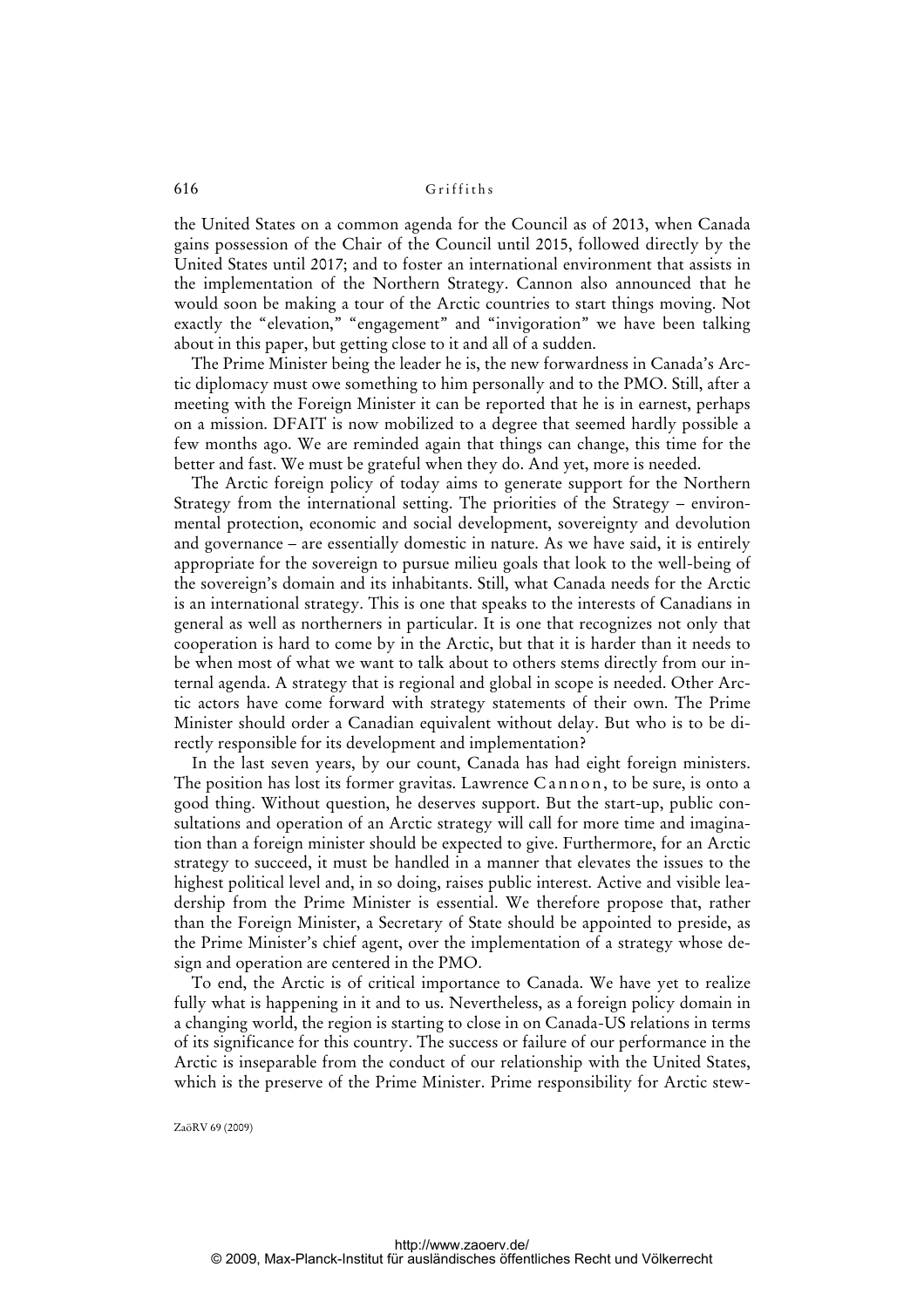the United States on a common agenda for the Council as of 2013, when Canada gains possession of the Chair of the Council until 2015, followed directly by the United States until 2017; and to foster an international environment that assists in the implementation of the Northern Strategy. Cannon also announced that he would soon be making a tour of the Arctic countries to start things moving. Not exactly the "elevation," "engagement" and "invigoration" we have been talking about in this paper, but getting close to it and all of a sudden.

The Prime Minister being the leader he is, the new forwardness in Canada's Arctic diplomacy must owe something to him personally and to the PMO. Still, after a meeting with the Foreign Minister it can be reported that he is in earnest, perhaps on a mission. DFAIT is now mobilized to a degree that seemed hardly possible a few months ago. We are reminded again that things can change, this time for the better and fast. We must be grateful when they do. And yet, more is needed.

The Arctic foreign policy of today aims to generate support for the Northern Strategy from the international setting. The priorities of the Strategy – environmental protection, economic and social development, sovereignty and devolution and governance – are essentially domestic in nature. As we have said, it is entirely appropriate for the sovereign to pursue milieu goals that look to the well-being of the sovereign's domain and its inhabitants. Still, what Canada needs for the Arctic is an international strategy. This is one that speaks to the interests of Canadians in general as well as northerners in particular. It is one that recognizes not only that cooperation is hard to come by in the Arctic, but that it is harder than it needs to be when most of what we want to talk about to others stems directly from our internal agenda. A strategy that is regional and global in scope is needed. Other Arctic actors have come forward with strategy statements of their own. The Prime Minister should order a Canadian equivalent without delay. But who is to be directly responsible for its development and implementation?

In the last seven years, by our count, Canada has had eight foreign ministers. The position has lost its former gravitas. Lawrence Cannon, to be sure, is onto a good thing. Without question, he deserves support. But the start-up, public consultations and operation of an Arctic strategy will call for more time and imagination than a foreign minister should be expected to give. Furthermore, for an Arctic strategy to succeed, it must be handled in a manner that elevates the issues to the highest political level and, in so doing, raises public interest. Active and visible leadership from the Prime Minister is essential. We therefore propose that, rather than the Foreign Minister, a Secretary of State should be appointed to preside, as the Prime Minister's chief agent, over the implementation of a strategy whose design and operation are centered in the PMO.

To end, the Arctic is of critical importance to Canada. We have yet to realize fully what is happening in it and to us. Nevertheless, as a foreign policy domain in a changing world, the region is starting to close in on Canada-US relations in terms of its significance for this country. The success or failure of our performance in the Arctic is inseparable from the conduct of our relationship with the United States, which is the preserve of the Prime Minister. Prime responsibility for Arctic stew-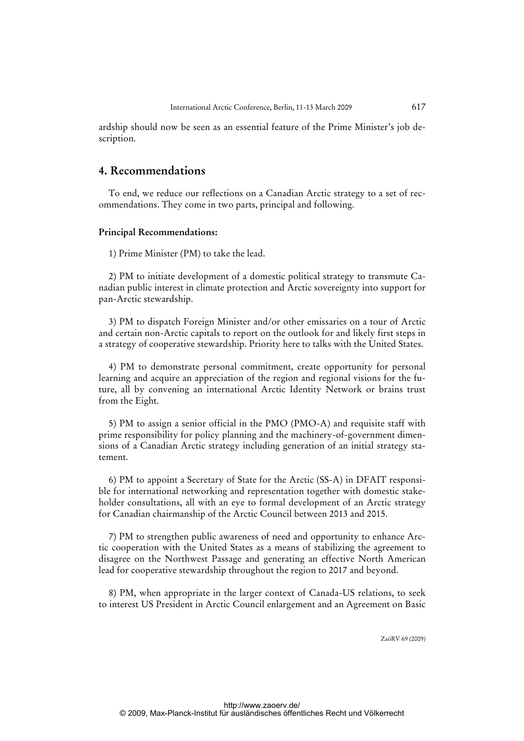ardship should now be seen as an essential feature of the Prime Minister's job description.

## 4. Recommendations

To end, we reduce our reflections on a Canadian Arctic strategy to a set of recommendations. They come in two parts, principal and following.

### Principal Recommendations:

1) Prime Minister (PM) to take the lead.

2) PM to initiate development of a domestic political strategy to transmute Canadian public interest in climate protection and Arctic sovereignty into support for pan-Arctic stewardship.

3) PM to dispatch Foreign Minister and/or other emissaries on a tour of Arctic and certain non-Arctic capitals to report on the outlook for and likely first steps in a strategy of cooperative stewardship. Priority here to talks with the United States.

4) PM to demonstrate personal commitment, create opportunity for personal learning and acquire an appreciation of the region and regional visions for the future, all by convening an international Arctic Identity Network or brains trust from the Eight.

5) PM to assign a senior official in the PMO (PMO-A) and requisite staff with prime responsibility for policy planning and the machinery-of-government dimensions of a Canadian Arctic strategy including generation of an initial strategy statement.

6) PM to appoint a Secretary of State for the Arctic (SS-A) in DFAIT responsible for international networking and representation together with domestic stakeholder consultations, all with an eye to formal development of an Arctic strategy for Canadian chairmanship of the Arctic Council between 2013 and 2015.

7) PM to strengthen public awareness of need and opportunity to enhance Arctic cooperation with the United States as a means of stabilizing the agreement to disagree on the Northwest Passage and generating an effective North American lead for cooperative stewardship throughout the region to 2017 and beyond.

8) PM, when appropriate in the larger context of Canada-US relations, to seek to interest US President in Arctic Council enlargement and an Agreement on Basic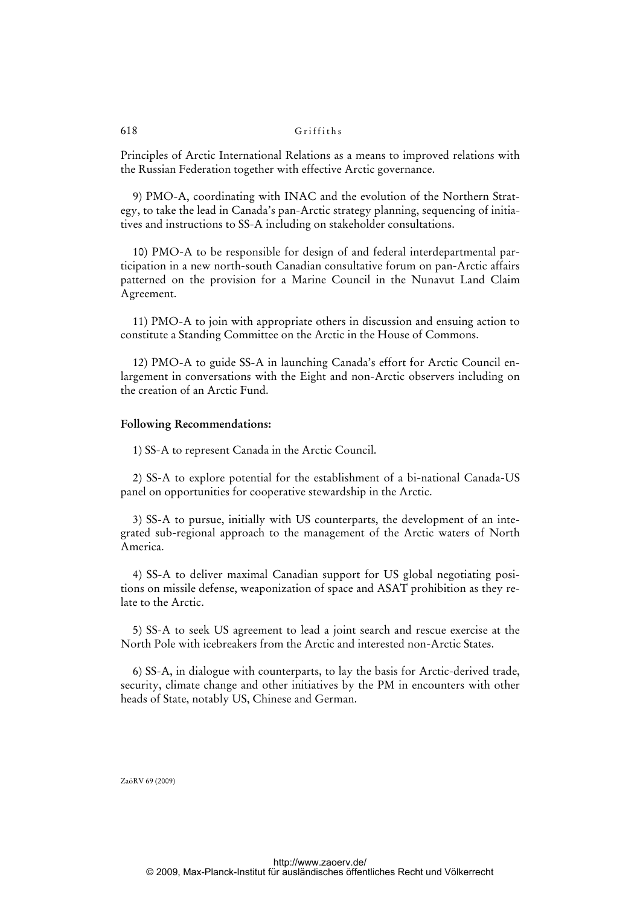Principles of Arctic International Relations as a means to improved relations with the Russian Federation together with effective Arctic governance.

9) PMO-A, coordinating with INAC and the evolution of the Northern Strategy, to take the lead in Canada's pan-Arctic strategy planning, sequencing of initiatives and instructions to SS-A including on stakeholder consultations.

10) PMO-A to be responsible for design of and federal interdepartmental participation in a new north-south Canadian consultative forum on pan-Arctic affairs patterned on the provision for a Marine Council in the Nunavut Land Claim Agreement.

11) PMO-A to join with appropriate others in discussion and ensuing action to constitute a Standing Committee on the Arctic in the House of Commons.

12) PMO-A to guide SS-A in launching Canada's effort for Arctic Council enlargement in conversations with the Eight and non-Arctic observers including on the creation of an Arctic Fund.

**Following Recommendations:**

1) SS-A to represent Canada in the Arctic Council.

2) SS-A to explore potential for the establishment of a bi-national Canada-US panel on opportunities for cooperative stewardship in the Arctic.

3) SS-A to pursue, initially with US counterparts, the development of an integrated sub-regional approach to the management of the Arctic waters of North America.

4) SS-A to deliver maximal Canadian support for US global negotiating positions on missile defense, weaponization of space and ASAT prohibition as they relate to the Arctic.

5) SS-A to seek US agreement to lead a joint search and rescue exercise at the North Pole with icebreakers from the Arctic and interested non-Arctic States.

6) SS-A, in dialogue with counterparts, to lay the basis for Arctic-derived trade, security, climate change and other initiatives by the PM in encounters with other heads of State, notably US, Chinese and German.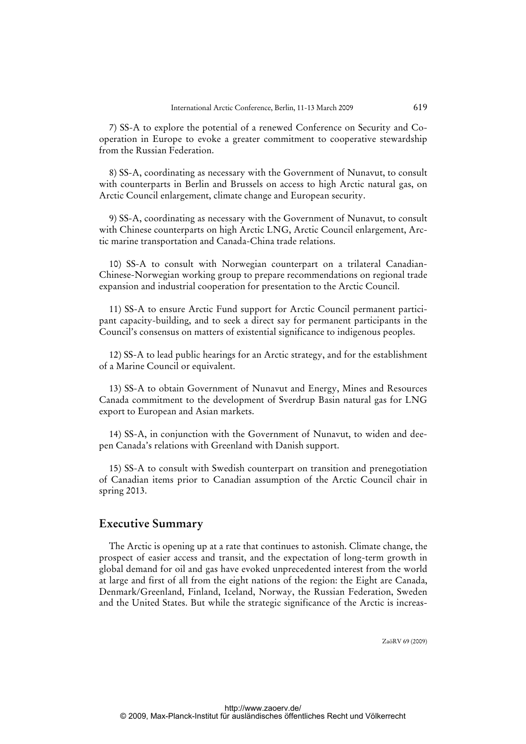7) SS-A to explore the potential of a renewed Conference on Security and Cooperation in Europe to evoke a greater commitment to cooperative stewardship from the Russian Federation.

8) SS-A, coordinating as necessary with the Government of Nunavut, to consult with counterparts in Berlin and Brussels on access to high Arctic natural gas, on Arctic Council enlargement, climate change and European security.

9) SS-A, coordinating as necessary with the Government of Nunavut, to consult with Chinese counterparts on high Arctic LNG, Arctic Council enlargement, Arctic marine transportation and Canada-China trade relations.

10) SS-A to consult with Norwegian counterpart on a trilateral Canadian-Chinese-Norwegian working group to prepare recommendations on regional trade expansion and industrial cooperation for presentation to the Arctic Council.

11) SS-A to ensure Arctic Fund support for Arctic Council permanent participant capacity-building, and to seek a direct say for permanent participants in the Council's consensus on matters of existential significance to indigenous peoples.

12) SS-A to lead public hearings for an Arctic strategy, and for the establishment of a Marine Council or equivalent.

13) SS-A to obtain Government of Nunavut and Energy, Mines and Resources Canada commitment to the development of Sverdrup Basin natural gas for LNG export to European and Asian markets.

14) SS-A, in conjunction with the Government of Nunavut, to widen and deepen Canada's relations with Greenland with Danish support.

15) SS-A to consult with Swedish counterpart on transition and prenegotiation of Canadian items prior to Canadian assumption of the Arctic Council chair in spring 2013.

## Executive Summary

The Arctic is opening up at a rate that continues to astonish. Climate change, the prospect of easier access and transit, and the expectation of long-term growth in global demand for oil and gas have evoked unprecedented interest from the world at large and first of all from the eight nations of the region: the Eight are Canada, Denmark/Greenland, Finland, Iceland, Norway, the Russian Federation, Sweden and the United States. But while the strategic significance of the Arctic is increas-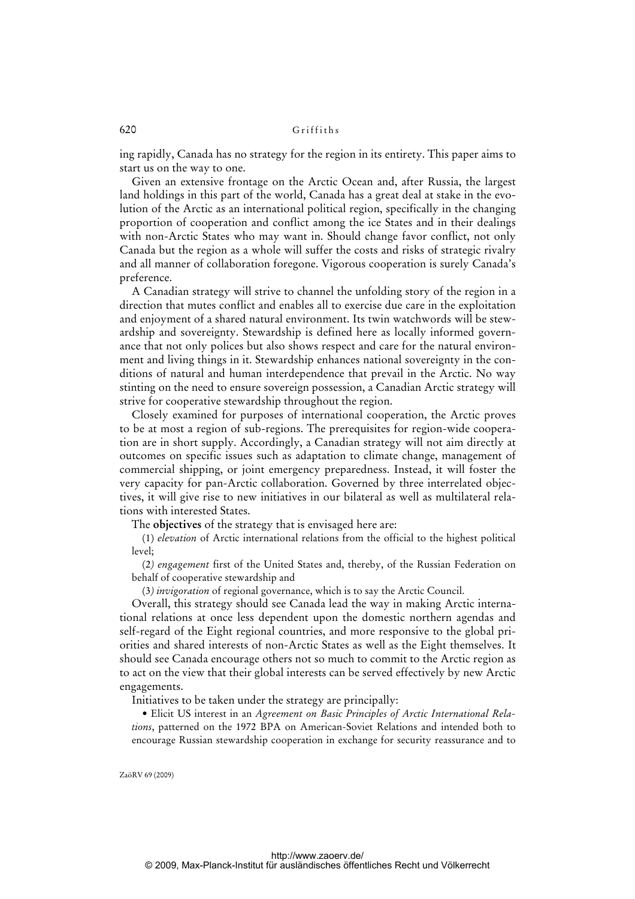ing rapidly, Canada has no strategy for the region in its entirety. This paper aims to start us on the way to one.

Given an extensive frontage on the Arctic Ocean and, after Russia, the largest land holdings in this part of the world, Canada has a great deal at stake in the evolution of the Arctic as an international political region, specifically in the changing proportion of cooperation and conflict among the ice States and in their dealings with non-Arctic States who may want in. Should change favor conflict, not only Canada but the region as a whole will suffer the costs and risks of strategic rivalry and all manner of collaboration foregone. Vigorous cooperation is surely Canada's preference.

A Canadian strategy will strive to channel the unfolding story of the region in a direction that mutes conflict and enables all to exercise due care in the exploitation and enjoyment of a shared natural environment. Its twin watchwords will be stewardship and sovereignty. Stewardship is defined here as locally informed governance that not only polices but also shows respect and care for the natural environment and living things in it. Stewardship enhances national sovereignty in the conditions of natural and human interdependence that prevail in the Arctic. No way stinting on the need to ensure sovereign possession, a Canadian Arctic strategy will strive for cooperative stewardship throughout the region.

Closely examined for purposes of international cooperation, the Arctic proves to be at most a region of sub-regions. The prerequisites for region-wide cooperation are in short supply. Accordingly, a Canadian strategy will not aim directly at outcomes on specific issues such as adaptation to climate change, management of commercial shipping, or joint emergency preparedness. Instead, it will foster the very capacity for pan-Arctic collaboration. Governed by three interrelated objectives, it will give rise to new initiatives in our bilateral as well as multilateral relations with interested States.

The **objectives** of the strategy that is envisaged here are:

(1) *elevation* of Arctic international relations from the official to the highest political level;

(2) *engagement* first of the United States and, thereby, of the Russian Federation on behalf of cooperative stewardship and

(3) *invigoration* of regional governance, which is to say the Arctic Council.

Overall, this strategy should see Canada lead the way in making Arctic international relations at once less dependent upon the domestic northern agendas and self-regard of the Eight regional countries, and more responsive to the global priorities and shared interests of non-Arctic States as well as the Eight themselves. It should see Canada encourage others not so much to commit to the Arctic region as to act on the view that their global interests can be served effectively by new Arctic engagements.

Initiatives to be taken under the strategy are principally:

- Elicit US interest in an *Agreement on Basic Principles of Arctic International Relations*, patterned on the 1972 BPA on American-Soviet Relations and intended both to encourage Russian stewardship cooperation in exchange for security reassurance and to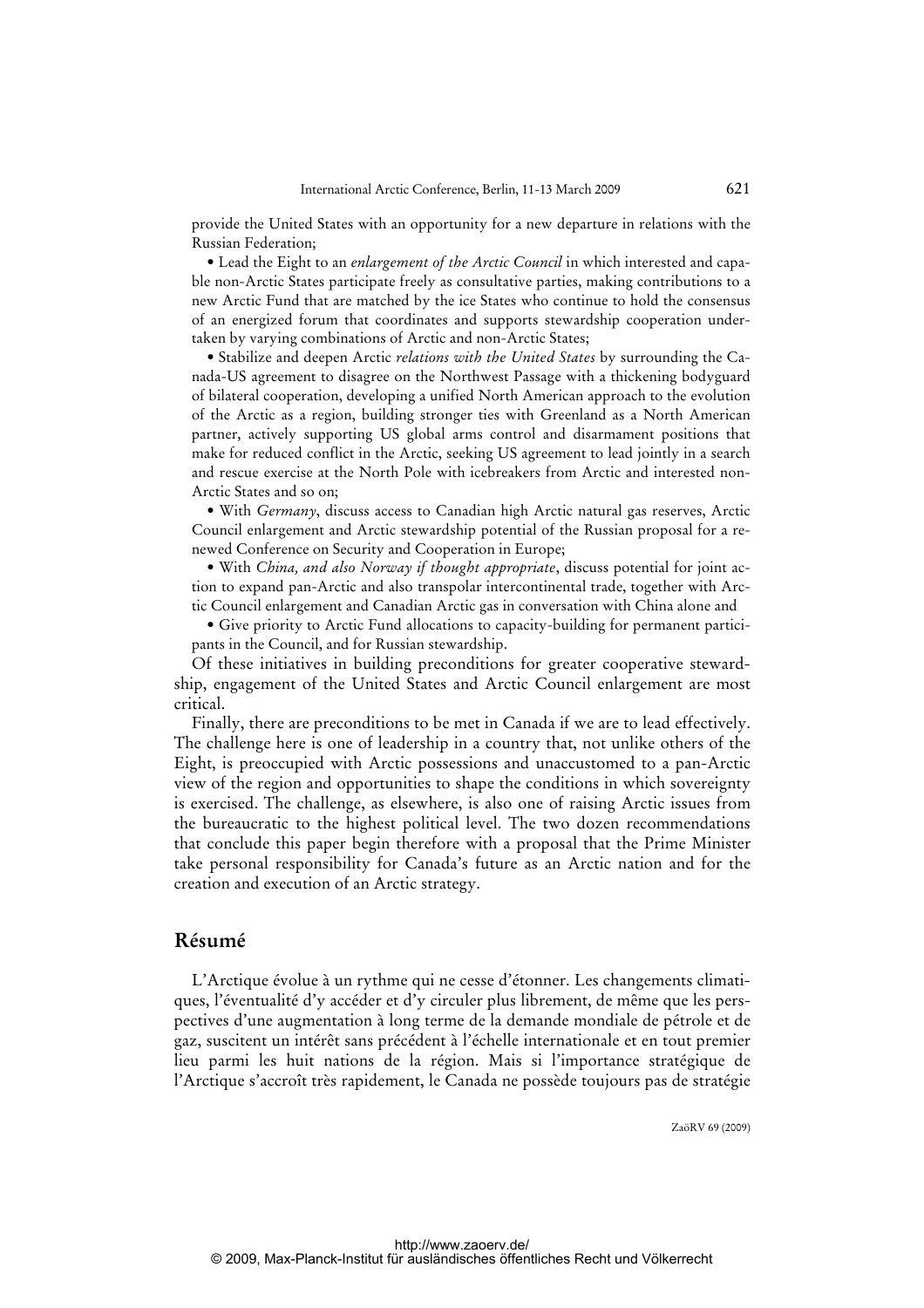provide the United States with an opportunity for a new departure in relations with the Russian Federation;

- Lead the Eight to an *enlargement of the Arctic Council* in which interested and capable non-Arctic States participate freely as consultative parties, making contributions to a new Arctic Fund that are matched by the ice States who continue to hold the consensus of an energized forum that coordinates and supports stewardship cooperation undertaken by varying combinations of Arctic and non-Arctic States;
- Stabilize and deepen Arctic *relations with the United States* by surrounding the Canada-US agreement to disagree on the Northwest Passage with a thickening bodyguard of bilateral cooperation, developing a unified North American approach to the evolution of the Arctic as a region, building stronger ties with Greenland as a North American partner, actively supporting US global arms control and disarmament positions that make for reduced conflict in the Arctic, seeking US agreement to lead jointly in a search and rescue exercise at the North Pole with icebreakers from Arctic and interested non-Arctic States and so on;
- With *Germany*, discuss access to Canadian high Arctic natural gas reserves, Arctic Council enlargement and Arctic stewardship potential of the Russian proposal for a renewed Conference on Security and Cooperation in Europe;
- With *China, and also Norway if thought appropriate*, discuss potential for joint action to expand pan-Arctic and also transpolar intercontinental trade, together with Arctic Council enlargement and Canadian Arctic gas in conversation with China alone and
- Give priority to Arctic Fund allocations to capacity-building for permanent participants in the Council, and for Russian stewardship.

Of these initiatives in building preconditions for greater cooperative stewardship, engagement of the United States and Arctic Council enlargement are most critical.

Finally, there are preconditions to be met in Canada if we are to lead effectively. The challenge here is one of leadership in a country that, not unlike others of the Eight, is preoccupied with Arctic possessions and unaccustomed to a pan-Arctic view of the region and opportunities to shape the conditions in which sovereignty is exercised. The challenge, as elsewhere, is also one of raising Arctic issues from the bureaucratic to the highest political level. The two dozen recommendations that conclude this paper begin therefore with a proposal that the Prime Minister take personal responsibility for Canada's future as an Arctic nation and for the creation and execution of an Arctic strategy.

## Résumé

L'Arctique évolue à un rythme qui ne cesse d'étonner. Les changements climatiques, l'éventualité d'y accéder et d'y circuler plus librement, de même que les perspectives d'une augmentation à long terme de la demande mondiale de pétrole et de gaz, suscitent un intérêt sans précédent à l'échelle internationale et en tout premier lieu parmi les huit nations de la région. Mais si l'importance stratégique de l'Arctique s'accroît très rapidement, le Canada ne possède toujours pas de stratégie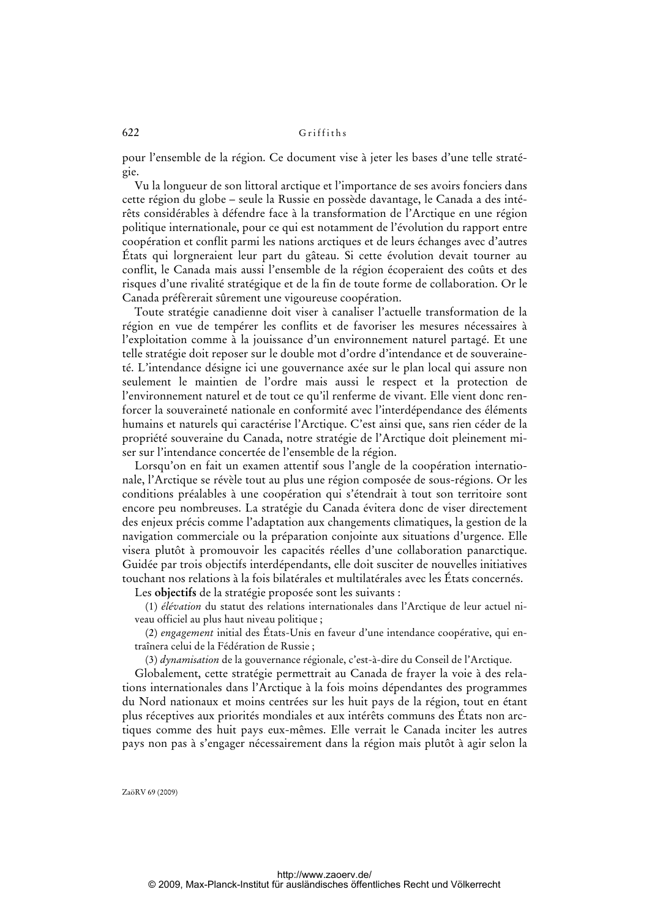pour l'ensemble de la région. Ce document vise à jeter les bases d'une telle stratégie.

Vu la longueur de son littoral arctique et l'importance de ses avoirs fonciers dans cette région du globe – seule la Russie en possède davantage, le Canada a des intérêts considérables à défendre face à la transformation de l'Arctique en une région politique internationale, pour ce qui est notamment de l'évolution du rapport entre coopération et conflit parmi les nations arctiques et de leurs échanges avec d'autres États qui lorgneraient leur part du gâteau. Si cette évolution devait tourner au conflit, le Canada mais aussi l'ensemble de la région écoperaient des coûts et des risques d'une rivalité stratégique et de la fin de toute forme de collaboration. Or le Canada préfèrerait sûrement une vigoureuse coopération.

Toute stratégie canadienne doit viser à canaliser l'actuelle transformation de la région en vue de tempérer les conflits et de favoriser les mesures nécessaires à l'exploitation comme à la jouissance d'un environnement naturel partagé. Et une telle stratégie doit reposer sur le double mot d'ordre d'intendance et de souveraineté. L'intendance désigne ici une gouvernance axée sur le plan local qui assure non seulement le maintien de l'ordre mais aussi le respect et la protection de l'environnement naturel et de tout ce qu'il renferme de vivant. Elle vient donc renforcer la souveraineté nationale en conformité avec l'interdépendance des éléments humains et naturels qui caractérise l'Arctique. C'est ainsi que, sans rien céder de la propriété souveraine du Canada, notre stratégie de l'Arctique doit pleinement miser sur l'intendance concertée de l'ensemble de la région.

Lorsqu'on en fait un examen attentif sous l'angle de la coopération internationale, l'Arctique se révèle tout au plus une région composée de sous-régions. Or les conditions préalables à une coopération qui s'étendrait à tout son territoire sont encore peu nombreuses. La stratégie du Canada évitera donc de viser directement des enjeux précis comme l'adaptation aux changements climatiques, la gestion de la navigation commerciale ou la préparation conjointe aux situations d'urgence. Elle visera plutôt à promouvoir les capacités réelles d'une collaboration panarctique. Guidée par trois objectifs interdépendants, elle doit susciter de nouvelles initiatives touchant nos relations à la fois bilatérales et multilatérales avec les États concernés.

Les **objectifs** de la stratégie proposée sont les suivants :

(1) *élévation* du statut des relations internationales dans l'Arctique de leur actuel niveau officiel au plus haut niveau politique ;

(2) *engagement* initial des États-Unis en faveur d'une intendance coopérative, qui entraînera celui de la Fédération de Russie ;

(3) *dynamisation* de la gouvernance régionale, c'est-à-dire du Conseil de l'Arctique.

Globalement, cette stratégie permettrait au Canada de frayer la voie à des relations internationales dans l'Arctique à la fois moins dépendantes des programmes du Nord nationaux et moins centrées sur les huit pays de la région, tout en étant plus réceptives aux priorités mondiales et aux intérêts communs des États non arctiques comme des huit pays eux-mêmes. Elle verrait le Canada inciter les autres pays non pas à s'engager nécessairement dans la région mais plutôt à agir selon la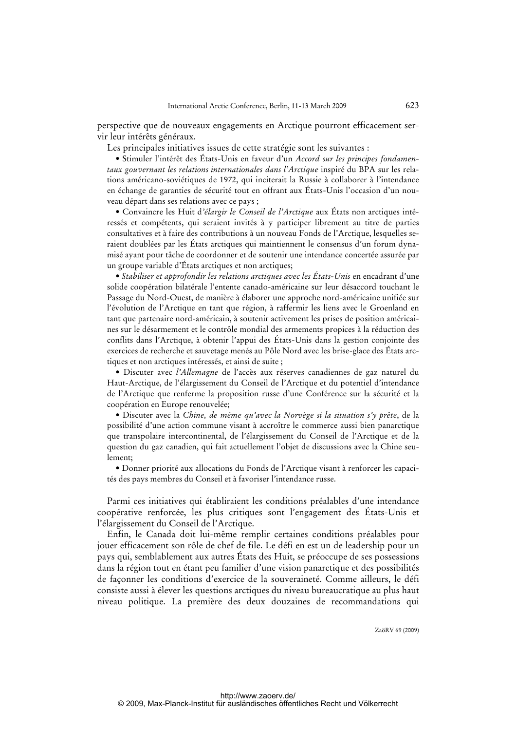perspective que de nouveaux engagements en Arctique pourront efficacement servir leur intérêts généraux.

Les principales initiatives issues de cette stratégie sont les suivantes :

- Stimuler l'intérêt des États-Unis en faveur d'un *Accord sur les principes fondamentaux gouvernant les relations internationales dans l'Arctique* inspiré du BPA sur les relations américano-soviétiques de 1972, qui inciterait la Russie à collaborer à l'intendance en échange de garanties de sécurité tout en offrant aux États-Unis l'occasion d'un nouveau départ dans ses relations avec ce pays ;
- Convaincre les Huit d'*élargir le Conseil de l'Arctique* aux États non arctiques intéressés et compétents, qui seraient invités à y participer librement au titre de parties consultatives et à faire des contributions à un nouveau Fonds de l'Arctique, lesquelles seraient doublées par les États arctiques qui maintiennent le consensus d'un forum dynamisé ayant pour tâche de coordonner et de soutenir une intendance concertée assurée par un groupe variable d'États arctiques et non arctiques;
- *Stabiliser et approfondir les relations arctiques avec les États-Unis* en encadrant d'une solide coopération bilatérale l'entente canado-américaine sur leur désaccord touchant le Passage du Nord-Ouest, de manière à élaborer une approche nord-américaine unifiée sur l'évolution de l'Arctique en tant que région, à raffermir les liens avec le Groenland en tant que partenaire nord-américain, à soutenir activement les prises de position américaines sur le désarmement et le contrôle mondial des armements propices à la réduction des conflits dans l'Arctique, à obtenir l'appui des États-Unis dans la gestion conjointe des exercices de recherche et sauvetage menés au Pôle Nord avec les brise-glace des États arctiques et non arctiques intéressés, et ainsi de suite ;
- Discuter avec *l'Allemagne* de l'accès aux réserves canadiennes de gaz naturel du Haut-Arctique, de l'élargissement du Conseil de l'Arctique et du potentiel d'intendance de l'Arctique que renferme la proposition russe d'une Conférence sur la sécurité et la coopération en Europe renouvelée;
- Discuter avec la *Chine, de même qu'avec la Norvège si la situation s'y prête*, de la possibilité d'une action commune visant à accroître le commerce aussi bien panarctique que transpolaire intercontinental, de l'élargissement du Conseil de l'Arctique et de la question du gaz canadien, qui fait actuellement l'objet de discussions avec la Chine seulement;
- Donner priorité aux allocations du Fonds de l'Arctique visant à renforcer les capacités des pays membres du Conseil et à favoriser l'intendance russe.

Parmi ces initiatives qui établiraient les conditions préalables d'une intendance coopérative renforcée, les plus critiques sont l'engagement des États-Unis et l'élargissement du Conseil de l'Arctique.

Enfin, le Canada doit lui-même remplir certaines conditions préalables pour jouer efficacement son rôle de chef de file. Le défi en est un de leadership pour un pays qui, semblablement aux autres États des Huit, se préoccupe de ses possessions dans la région tout en étant peu familier d'une vision panarctique et des possibilités de façonner les conditions d'exercice de la souveraineté. Comme ailleurs, le défi consiste aussi à élever les questions arctiques du niveau bureaucratique au plus haut niveau politique. La première des deux douzaines de recommandations qui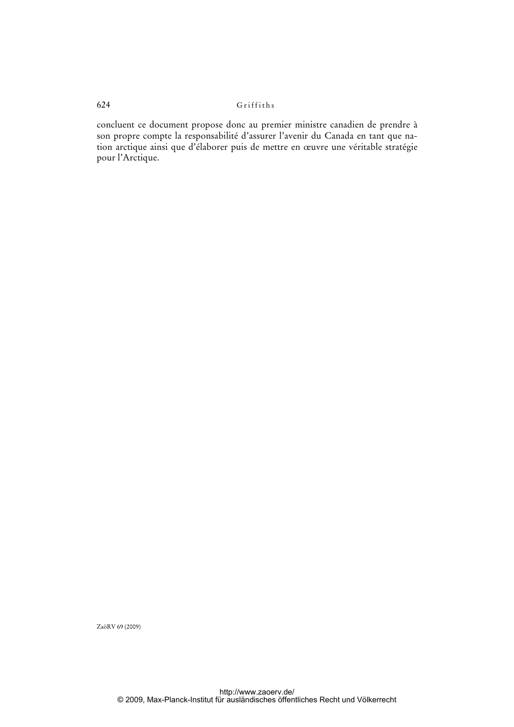concluent ce document propose donc au premier ministre canadien de prendre à son propre compte la responsabilité d'assurer l'avenir du Canada en tant que nation arctique ainsi que d'élaborer puis de mettre en œuvre une véritable stratégie pour l'Arctique.